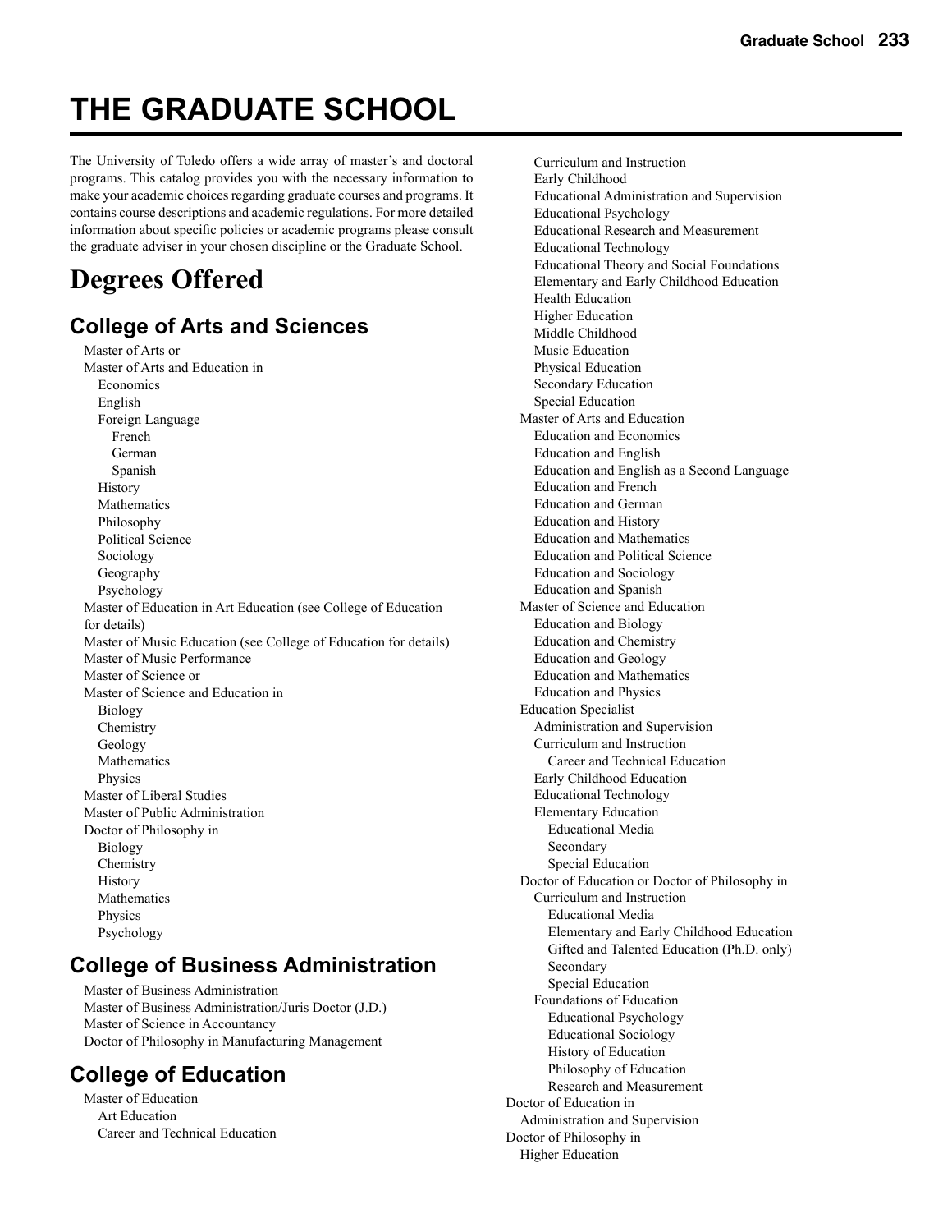# THE GRADUATE SCHOOL

The University of Toledo offers a wide array of master's and doctoral programs. This catalog provides you with the necessary information to make your academic choices regarding graduate courses and programs. It contains course descriptions and academic regulations. For more detailed information about specific policies or academic programs please consult the graduate adviser in your chosen discipline or the Graduate School.

# Degrees Offered

## College of Arts and Sciences

- Master of Arts or
- Master of Arts and Education in
  - Economics
  - English
  - Foreign Language
    - French
    - German
    - Spanish
  - History
  - Mathematics
  - Philosophy
  - Political Science
  - Sociology
  - Geography
  - Psychology
- Master of Education in Art Education (see College of Education for details)
- Master of Music Education (see College of Education for details)
- Master of Music Performance
- Master of Science or
- Master of Science and Education in
  - Biology
  - Chemistry
  - Geology
  - Mathematics
  - Physics
- Master of Liberal Studies
- Master of Public Administration
- Doctor of Philosophy in
  - Biology
  - Chemistry
  - History
  - Mathematics
  - Physics
  - Psychology

## College of Business Administration

- Master of Business Administration
- Master of Business Administration/Juris Doctor (J.D.)
- Master of Science in Accountancy
- Doctor of Philosophy in Manufacturing Management

## College of Education

- Master of Education
  - Art Education
  - Career and Technical Education
  - Curriculum and Instruction
  - Early Childhood
  - Educational Administration and Supervision
  - Educational Psychology
  - Educational Research and Measurement
  - Educational Technology
  - Educational Theory and Social Foundations
  - Elementary and Early Childhood Education
  - Health Education
  - Higher Education
  - Middle Childhood
  - Music Education
  - Physical Education
  - Secondary Education
  - Special Education
- Master of Arts and Education
  - Education and Economics
  - Education and English
  - Education and English as a Second Language
  - Education and French
  - Education and German
  - Education and History
  - Education and Mathematics
  - Education and Political Science
  - Education and Sociology
  - Education and Spanish
- Master of Science and Education
  - Education and Biology
  - Education and Chemistry
  - Education and Geology
  - Education and Mathematics
  - Education and Physics
- Education Specialist
  - Administration and Supervision
  - Curriculum and Instruction
    - Career and Technical Education
  - Early Childhood Education
  - Educational Technology
  - Elementary Education
    - Educational Media
    - Secondary
    - Special Education
- Doctor of Education or Doctor of Philosophy in
  - Curriculum and Instruction
    - Educational Media
    - Elementary and Early Childhood Education
    - Gifted and Talented Education (Ph.D. only)
    - Secondary
    - Special Education
  - Foundations of Education
    - Educational Psychology
    - Educational Sociology
    - History of Education
    - Philosophy of Education
    - Research and Measurement

Doctor of Education in
- Administration and Supervision

Doctor of Philosophy in
- Higher Education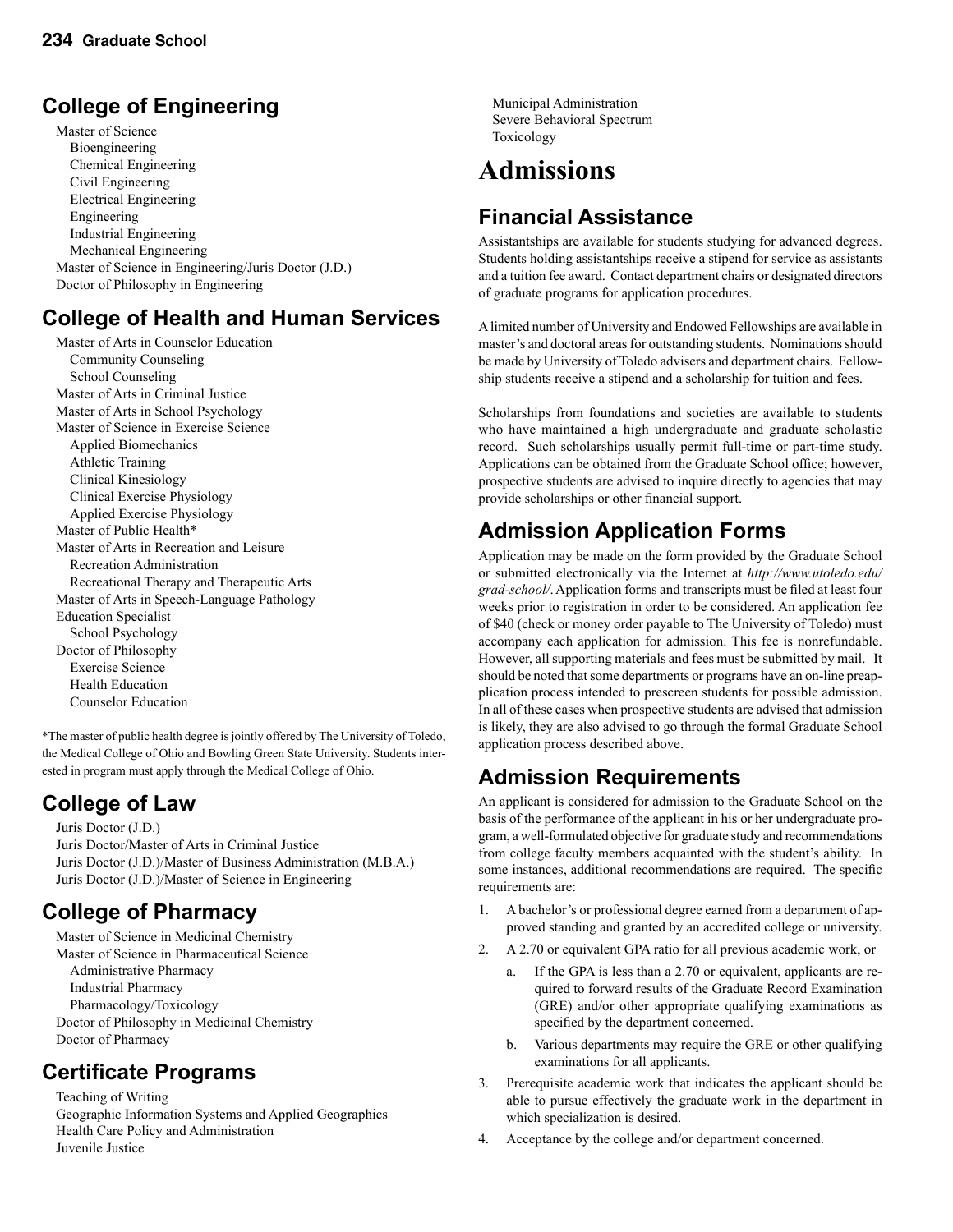## College of Engineering

Master of Science
- Bioengineering
- Chemical Engineering
- Civil Engineering
- Electrical Engineering
- Engineering
- Industrial Engineering
- Mechanical Engineering

Master of Science in Engineering/Juris Doctor (J.D.)
Doctor of Philosophy in Engineering

## College of Health and Human Services

Master of Arts in Counselor Education
- Community Counseling
- School Counseling

Master of Arts in Criminal Justice
Master of Arts in School Psychology
Master of Science in Exercise Science
- Applied Biomechanics
- Athletic Training
- Clinical Kinesiology
- Clinical Exercise Physiology
- Applied Exercise Physiology

Master of Public Health*
Master of Arts in Recreation and Leisure
- Recreation Administration
- Recreational Therapy and Therapeutic Arts

Master of Arts in Speech-Language Pathology
Education Specialist
- School Psychology

Doctor of Philosophy
- Exercise Science
- Health Education
- Counselor Education

*The master of public health degree is jointly offered by The University of Toledo, the Medical College of Ohio and Bowling Green State University. Students interested in program must apply through the Medical College of Ohio.

## College of Law

Juris Doctor (J.D.)
Juris Doctor/Master of Arts in Criminal Justice
Juris Doctor (J.D.)/Master of Business Administration (M.B.A.)
Juris Doctor (J.D.)/Master of Science in Engineering

## College of Pharmacy

Master of Science in Medicinal Chemistry
Master of Science in Pharmaceutical Science
- Administrative Pharmacy
- Industrial Pharmacy
- Pharmacology/Toxicology

Doctor of Philosophy in Medicinal Chemistry
Doctor of Pharmacy

## Certificate Programs

Teaching of Writing
Geographic Information Systems and Applied Geographics
Health Care Policy and Administration
Juvenile Justice
Municipal Administration
Severe Behavioral Spectrum
Toxicology

# Admissions

## Financial Assistance

Assistantships are available for students studying for advanced degrees. Students holding assistantships receive a stipend for service as assistants and a tuition fee award. Contact department chairs or designated directors of graduate programs for application procedures.

A limited number of University and Endowed Fellowships are available in master's and doctoral areas for outstanding students. Nominations should be made by University of Toledo advisers and department chairs. Fellowship students receive a stipend and a scholarship for tuition and fees.

Scholarships from foundations and societies are available to students who have maintained a high undergraduate and graduate scholastic record. Such scholarships usually permit full-time or part-time study. Applications can be obtained from the Graduate School office; however, prospective students are advised to inquire directly to agencies that may provide scholarships or other financial support.

## Admission Application Forms

Application may be made on the form provided by the Graduate School or submitted electronically via the Internet at *http://www.utoledo.edu/grad-school/*. Application forms and transcripts must be filed at least four weeks prior to registration in order to be considered. An application fee of $40 (check or money order payable to The University of Toledo) must accompany each application for admission. This fee is nonrefundable. However, all supporting materials and fees must be submitted by mail. It should be noted that some departments or programs have an on-line preapplication process intended to prescreen students for possible admission. In all of these cases when prospective students are advised that admission is likely, they are also advised to go through the formal Graduate School application process described above.

## Admission Requirements

An applicant is considered for admission to the Graduate School on the basis of the performance of the applicant in his or her undergraduate program, a well-formulated objective for graduate study and recommendations from college faculty members acquainted with the student's ability. In some instances, additional recommendations are required. The specific requirements are:

1. A bachelor's or professional degree earned from a department of approved standing and granted by an accredited college or university.
2. A 2.70 or equivalent GPA ratio for all previous academic work, or
   a. If the GPA is less than a 2.70 or equivalent, applicants are required to forward results of the Graduate Record Examination (GRE) and/or other appropriate qualifying examinations as specified by the department concerned.
   b. Various departments may require the GRE or other qualifying examinations for all applicants.
3. Prerequisite academic work that indicates the applicant should be able to pursue effectively the graduate work in the department in which specialization is desired.
4. Acceptance by the college and/or department concerned.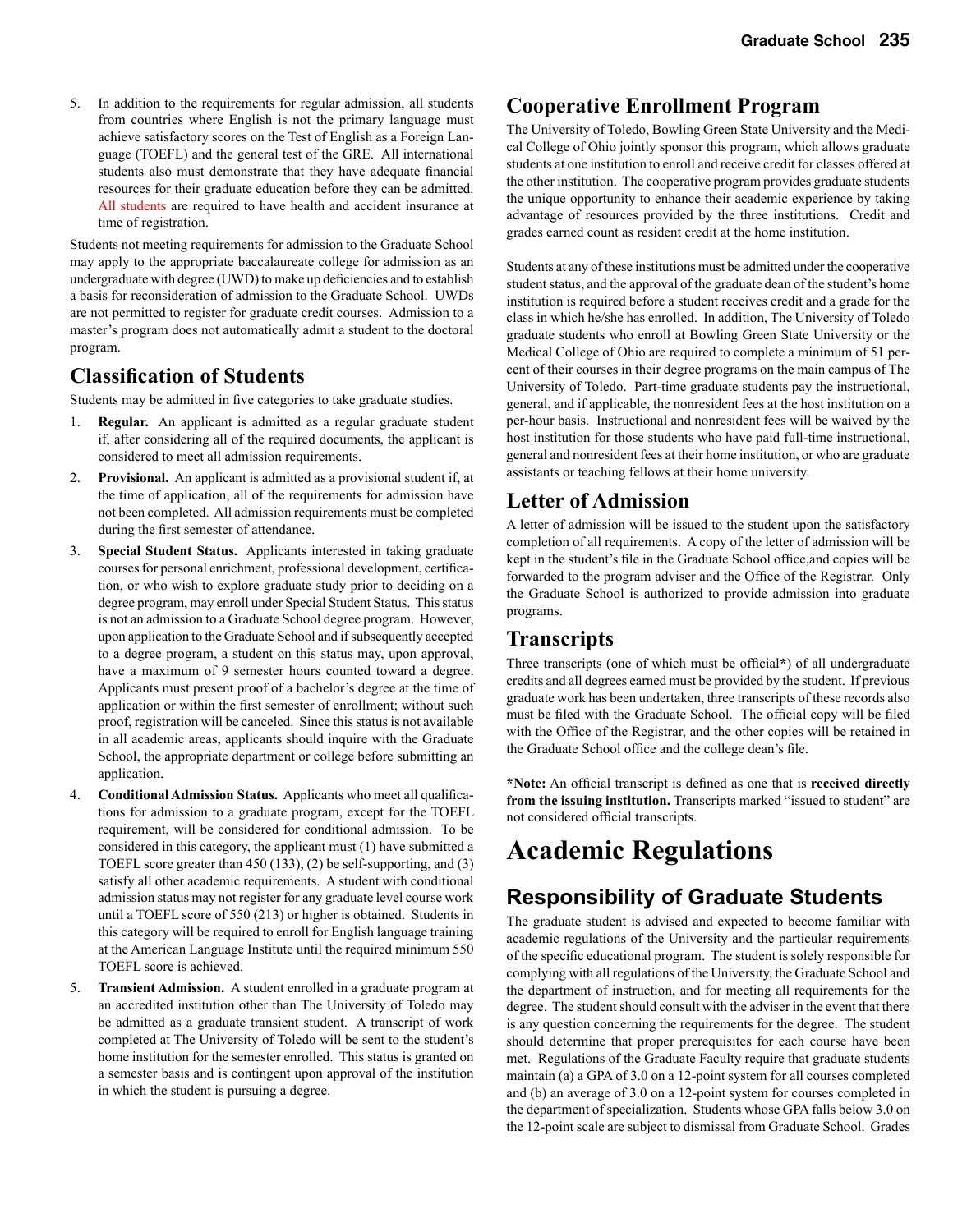5. In addition to the requirements for regular admission, all students from countries where English is not the primary language must achieve satisfactory scores on the Test of English as a Foreign Language (TOEFL) and the general test of the GRE. All international students also must demonstrate that they have adequate financial resources for their graduate education before they can be admitted. All students are required to have health and accident insurance at time of registration.

Students not meeting requirements for admission to the Graduate School may apply to the appropriate baccalaureate college for admission as an undergraduate with degree (UWD) to make up deficiencies and to establish a basis for reconsideration of admission to the Graduate School. UWDs are not permitted to register for graduate credit courses. Admission to a master's program does not automatically admit a student to the doctoral program.

## Classification of Students

Students may be admitted in five categories to take graduate studies.

1. **Regular.** An applicant is admitted as a regular graduate student if, after considering all of the required documents, the applicant is considered to meet all admission requirements.
2. **Provisional.** An applicant is admitted as a provisional student if, at the time of application, all of the requirements for admission have not been completed. All admission requirements must be completed during the first semester of attendance.
3. **Special Student Status.** Applicants interested in taking graduate courses for personal enrichment, professional development, certification, or who wish to explore graduate study prior to deciding on a degree program, may enroll under Special Student Status. This status is not an admission to a Graduate School degree program. However, upon application to the Graduate School and if subsequently accepted to a degree program, a student on this status may, upon approval, have a maximum of 9 semester hours counted toward a degree. Applicants must present proof of a bachelor's degree at the time of application or within the first semester of enrollment; without such proof, registration will be canceled. Since this status is not available in all academic areas, applicants should inquire with the Graduate School, the appropriate department or college before submitting an application.
4. **Conditional Admission Status.** Applicants who meet all qualifications for admission to a graduate program, except for the TOEFL requirement, will be considered for conditional admission. To be considered in this category, the applicant must (1) have submitted a TOEFL score greater than 450 (133), (2) be self-supporting, and (3) satisfy all other academic requirements. A student with conditional admission status may not register for any graduate level course work until a TOEFL score of 550 (213) or higher is obtained. Students in this category will be required to enroll for English language training at the American Language Institute until the required minimum 550 TOEFL score is achieved.
5. **Transient Admission.** A student enrolled in a graduate program at an accredited institution other than The University of Toledo may be admitted as a graduate transient student. A transcript of work completed at The University of Toledo will be sent to the student's home institution for the semester enrolled. This status is granted on a semester basis and is contingent upon approval of the institution in which the student is pursuing a degree.

## Cooperative Enrollment Program

The University of Toledo, Bowling Green State University and the Medical College of Ohio jointly sponsor this program, which allows graduate students at one institution to enroll and receive credit for classes offered at the other institution. The cooperative program provides graduate students the unique opportunity to enhance their academic experience by taking advantage of resources provided by the three institutions. Credit and grades earned count as resident credit at the home institution.

Students at any of these institutions must be admitted under the cooperative student status, and the approval of the graduate dean of the student's home institution is required before a student receives credit and a grade for the class in which he/she has enrolled. In addition, The University of Toledo graduate students who enroll at Bowling Green State University or the Medical College of Ohio are required to complete a minimum of 51 percent of their courses in their degree programs on the main campus of The University of Toledo. Part-time graduate students pay the instructional, general, and if applicable, the nonresident fees at the host institution on a per-hour basis. Instructional and nonresident fees will be waived by the host institution for those students who have paid full-time instructional, general and nonresident fees at their home institution, or who are graduate assistants or teaching fellows at their home university.

## Letter of Admission

A letter of admission will be issued to the student upon the satisfactory completion of all requirements. A copy of the letter of admission will be kept in the student's file in the Graduate School office,and copies will be forwarded to the program adviser and the Office of the Registrar. Only the Graduate School is authorized to provide admission into graduate programs.

## Transcripts

Three transcripts (one of which must be official*) of all undergraduate credits and all degrees earned must be provided by the student. If previous graduate work has been undertaken, three transcripts of these records also must be filed with the Graduate School. The official copy will be filed with the Office of the Registrar, and the other copies will be retained in the Graduate School office and the college dean's file.

***Note:** An official transcript is defined as one that is **received directly from the issuing institution.** Transcripts marked "issued to student" are not considered official transcripts.

# Academic Regulations

## Responsibility of Graduate Students

The graduate student is advised and expected to become familiar with academic regulations of the University and the particular requirements of the specific educational program. The student is solely responsible for complying with all regulations of the University, the Graduate School and the department of instruction, and for meeting all requirements for the degree. The student should consult with the adviser in the event that there is any question concerning the requirements for the degree. The student should determine that proper prerequisites for each course have been met. Regulations of the Graduate Faculty require that graduate students maintain (a) a GPA of 3.0 on a 12-point system for all courses completed and (b) an average of 3.0 on a 12-point system for courses completed in the department of specialization. Students whose GPA falls below 3.0 on the 12-point scale are subject to dismissal from Graduate School. Grades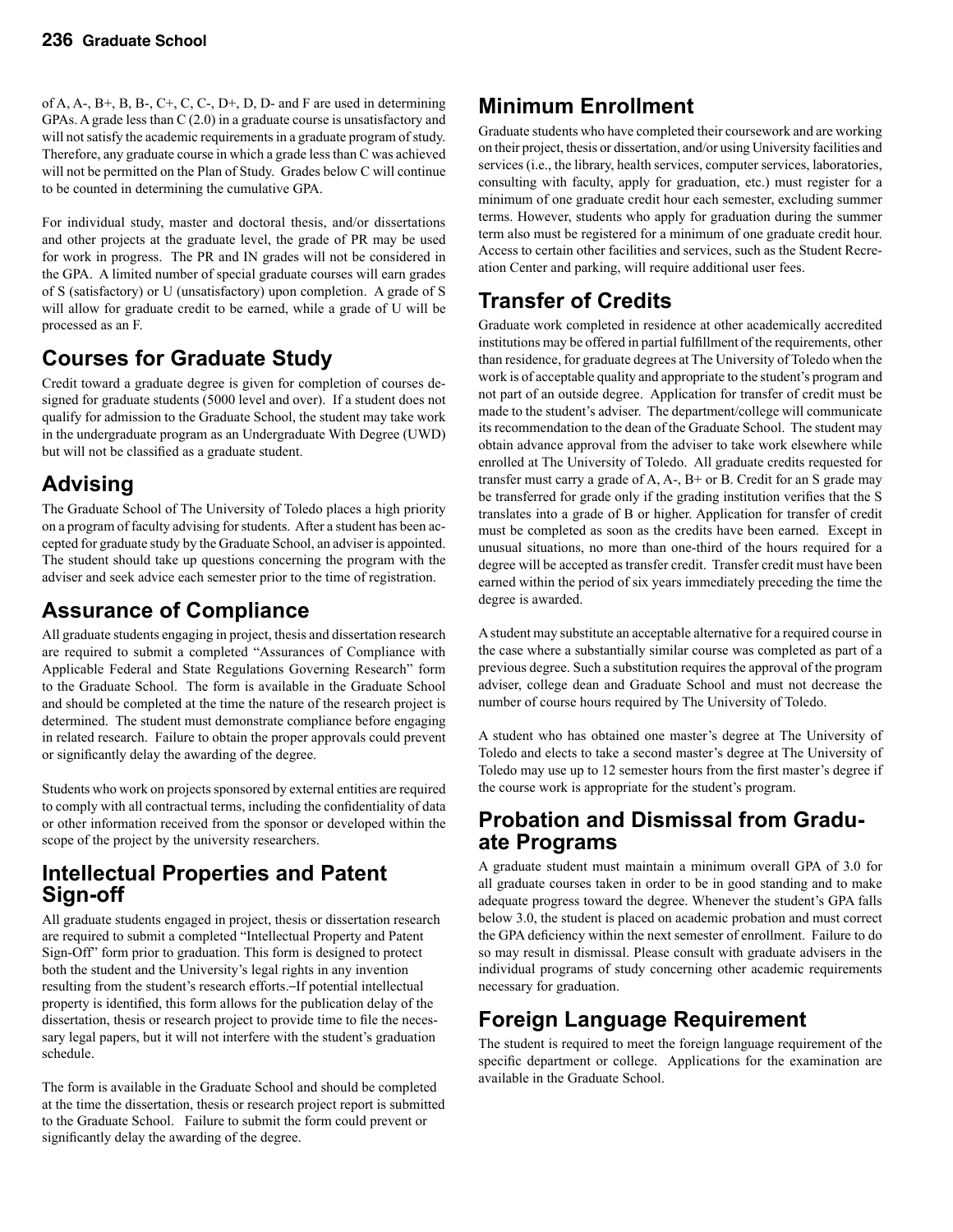of A, A-, B+, B, B-, C+, C, C-, D+, D, D- and F are used in determining GPAs. A grade less than C (2.0) in a graduate course is unsatisfactory and will not satisfy the academic requirements in a graduate program of study. Therefore, any graduate course in which a grade less than C was achieved will not be permitted on the Plan of Study. Grades below C will continue to be counted in determining the cumulative GPA.

For individual study, master and doctoral thesis, and/or dissertations and other projects at the graduate level, the grade of PR may be used for work in progress. The PR and IN grades will not be considered in the GPA. A limited number of special graduate courses will earn grades of S (satisfactory) or U (unsatisfactory) upon completion. A grade of S will allow for graduate credit to be earned, while a grade of U will be processed as an F.

## Courses for Graduate Study

Credit toward a graduate degree is given for completion of courses designed for graduate students (5000 level and over). If a student does not qualify for admission to the Graduate School, the student may take work in the undergraduate program as an Undergraduate With Degree (UWD) but will not be classified as a graduate student.

## Advising

The Graduate School of The University of Toledo places a high priority on a program of faculty advising for students. After a student has been accepted for graduate study by the Graduate School, an adviser is appointed. The student should take up questions concerning the program with the adviser and seek advice each semester prior to the time of registration.

## Assurance of Compliance

All graduate students engaging in project, thesis and dissertation research are required to submit a completed "Assurances of Compliance with Applicable Federal and State Regulations Governing Research" form to the Graduate School. The form is available in the Graduate School and should be completed at the time the nature of the research project is determined. The student must demonstrate compliance before engaging in related research. Failure to obtain the proper approvals could prevent or significantly delay the awarding of the degree.

Students who work on projects sponsored by external entities are required to comply with all contractual terms, including the confidentiality of data or other information received from the sponsor or developed within the scope of the project by the university researchers.

## Intellectual Properties and Patent Sign-off

All graduate students engaged in project, thesis or dissertation research are required to submit a completed "Intellectual Property and Patent Sign-Off" form prior to graduation. This form is designed to protect both the student and the University's legal rights in any invention resulting from the student's research efforts. If potential intellectual property is identified, this form allows for the publication delay of the dissertation, thesis or research project to provide time to file the necessary legal papers, but it will not interfere with the student's graduation schedule.

The form is available in the Graduate School and should be completed at the time the dissertation, thesis or research project report is submitted to the Graduate School. Failure to submit the form could prevent or significantly delay the awarding of the degree.

## Minimum Enrollment

Graduate students who have completed their coursework and are working on their project, thesis or dissertation, and/or using University facilities and services (i.e., the library, health services, computer services, laboratories, consulting with faculty, apply for graduation, etc.) must register for a minimum of one graduate credit hour each semester, excluding summer terms. However, students who apply for graduation during the summer term also must be registered for a minimum of one graduate credit hour. Access to certain other facilities and services, such as the Student Recreation Center and parking, will require additional user fees.

## Transfer of Credits

Graduate work completed in residence at other academically accredited institutions may be offered in partial fulfillment of the requirements, other than residence, for graduate degrees at The University of Toledo when the work is of acceptable quality and appropriate to the student's program and not part of an outside degree. Application for transfer of credit must be made to the student's adviser. The department/college will communicate its recommendation to the dean of the Graduate School. The student may obtain advance approval from the adviser to take work elsewhere while enrolled at The University of Toledo. All graduate credits requested for transfer must carry a grade of A, A-, B+ or B. Credit for an S grade may be transferred for grade only if the grading institution verifies that the S translates into a grade of B or higher. Application for transfer of credit must be completed as soon as the credits have been earned. Except in unusual situations, no more than one-third of the hours required for a degree will be accepted as transfer credit. Transfer credit must have been earned within the period of six years immediately preceding the time the degree is awarded.

A student may substitute an acceptable alternative for a required course in the case where a substantially similar course was completed as part of a previous degree. Such a substitution requires the approval of the program adviser, college dean and Graduate School and must not decrease the number of course hours required by The University of Toledo.

A student who has obtained one master's degree at The University of Toledo and elects to take a second master's degree at The University of Toledo may use up to 12 semester hours from the first master's degree if the course work is appropriate for the student's program.

## Probation and Dismissal from Graduate Programs

A graduate student must maintain a minimum overall GPA of 3.0 for all graduate courses taken in order to be in good standing and to make adequate progress toward the degree. Whenever the student's GPA falls below 3.0, the student is placed on academic probation and must correct the GPA deficiency within the next semester of enrollment. Failure to do so may result in dismissal. Please consult with graduate advisers in the individual programs of study concerning other academic requirements necessary for graduation.

## Foreign Language Requirement

The student is required to meet the foreign language requirement of the specific department or college. Applications for the examination are available in the Graduate School.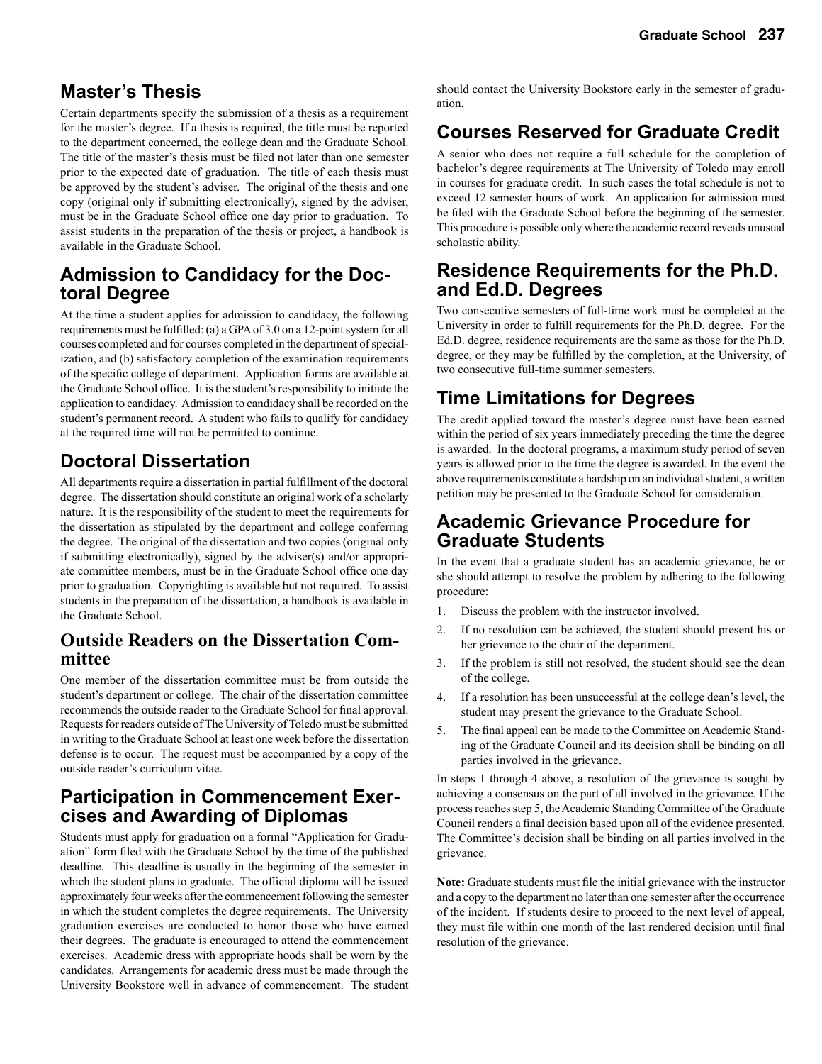## Master's Thesis

Certain departments specify the submission of a thesis as a requirement for the master's degree. If a thesis is required, the title must be reported to the department concerned, the college dean and the Graduate School. The title of the master's thesis must be filed not later than one semester prior to the expected date of graduation. The title of each thesis must be approved by the student's adviser. The original of the thesis and one copy (original only if submitting electronically), signed by the adviser, must be in the Graduate School office one day prior to graduation. To assist students in the preparation of the thesis or project, a handbook is available in the Graduate School.

## Admission to Candidacy for the Doctoral Degree

At the time a student applies for admission to candidacy, the following requirements must be fulfilled: (a) a GPA of 3.0 on a 12-point system for all courses completed and for courses completed in the department of specialization, and (b) satisfactory completion of the examination requirements of the specific college of department. Application forms are available at the Graduate School office. It is the student's responsibility to initiate the application to candidacy. Admission to candidacy shall be recorded on the student's permanent record. A student who fails to qualify for candidacy at the required time will not be permitted to continue.

## Doctoral Dissertation

All departments require a dissertation in partial fulfillment of the doctoral degree. The dissertation should constitute an original work of a scholarly nature. It is the responsibility of the student to meet the requirements for the dissertation as stipulated by the department and college conferring the degree. The original of the dissertation and two copies (original only if submitting electronically), signed by the adviser(s) and/or appropriate committee members, must be in the Graduate School office one day prior to graduation. Copyrighting is available but not required. To assist students in the preparation of the dissertation, a handbook is available in the Graduate School.

## Outside Readers on the Dissertation Committee

One member of the dissertation committee must be from outside the student's department or college. The chair of the dissertation committee recommends the outside reader to the Graduate School for final approval. Requests for readers outside of The University of Toledo must be submitted in writing to the Graduate School at least one week before the dissertation defense is to occur. The request must be accompanied by a copy of the outside reader's curriculum vitae.

## Participation in Commencement Exercises and Awarding of Diplomas

Students must apply for graduation on a formal "Application for Graduation" form filed with the Graduate School by the time of the published deadline. This deadline is usually in the beginning of the semester in which the student plans to graduate. The official diploma will be issued approximately four weeks after the commencement following the semester in which the student completes the degree requirements. The University graduation exercises are conducted to honor those who have earned their degrees. The graduate is encouraged to attend the commencement exercises. Academic dress with appropriate hoods shall be worn by the candidates. Arrangements for academic dress must be made through the University Bookstore well in advance of commencement. The student should contact the University Bookstore early in the semester of graduation.

## Courses Reserved for Graduate Credit

A senior who does not require a full schedule for the completion of bachelor's degree requirements at The University of Toledo may enroll in courses for graduate credit. In such cases the total schedule is not to exceed 12 semester hours of work. An application for admission must be filed with the Graduate School before the beginning of the semester. This procedure is possible only where the academic record reveals unusual scholastic ability.

## Residence Requirements for the Ph.D. and Ed.D. Degrees

Two consecutive semesters of full-time work must be completed at the University in order to fulfill requirements for the Ph.D. degree. For the Ed.D. degree, residence requirements are the same as those for the Ph.D. degree, or they may be fulfilled by the completion, at the University, of two consecutive full-time summer semesters.

## Time Limitations for Degrees

The credit applied toward the master's degree must have been earned within the period of six years immediately preceding the time the degree is awarded. In the doctoral programs, a maximum study period of seven years is allowed prior to the time the degree is awarded. In the event the above requirements constitute a hardship on an individual student, a written petition may be presented to the Graduate School for consideration.

## Academic Grievance Procedure for Graduate Students

In the event that a graduate student has an academic grievance, he or she should attempt to resolve the problem by adhering to the following procedure:

1. Discuss the problem with the instructor involved.
2. If no resolution can be achieved, the student should present his or her grievance to the chair of the department.
3. If the problem is still not resolved, the student should see the dean of the college.
4. If a resolution has been unsuccessful at the college dean's level, the student may present the grievance to the Graduate School.
5. The final appeal can be made to the Committee on Academic Standing of the Graduate Council and its decision shall be binding on all parties involved in the grievance.

In steps 1 through 4 above, a resolution of the grievance is sought by achieving a consensus on the part of all involved in the grievance. If the process reaches step 5, the Academic Standing Committee of the Graduate Council renders a final decision based upon all of the evidence presented. The Committee's decision shall be binding on all parties involved in the grievance.

**Note:** Graduate students must file the initial grievance with the instructor and a copy to the department no later than one semester after the occurrence of the incident. If students desire to proceed to the next level of appeal, they must file within one month of the last rendered decision until final resolution of the grievance.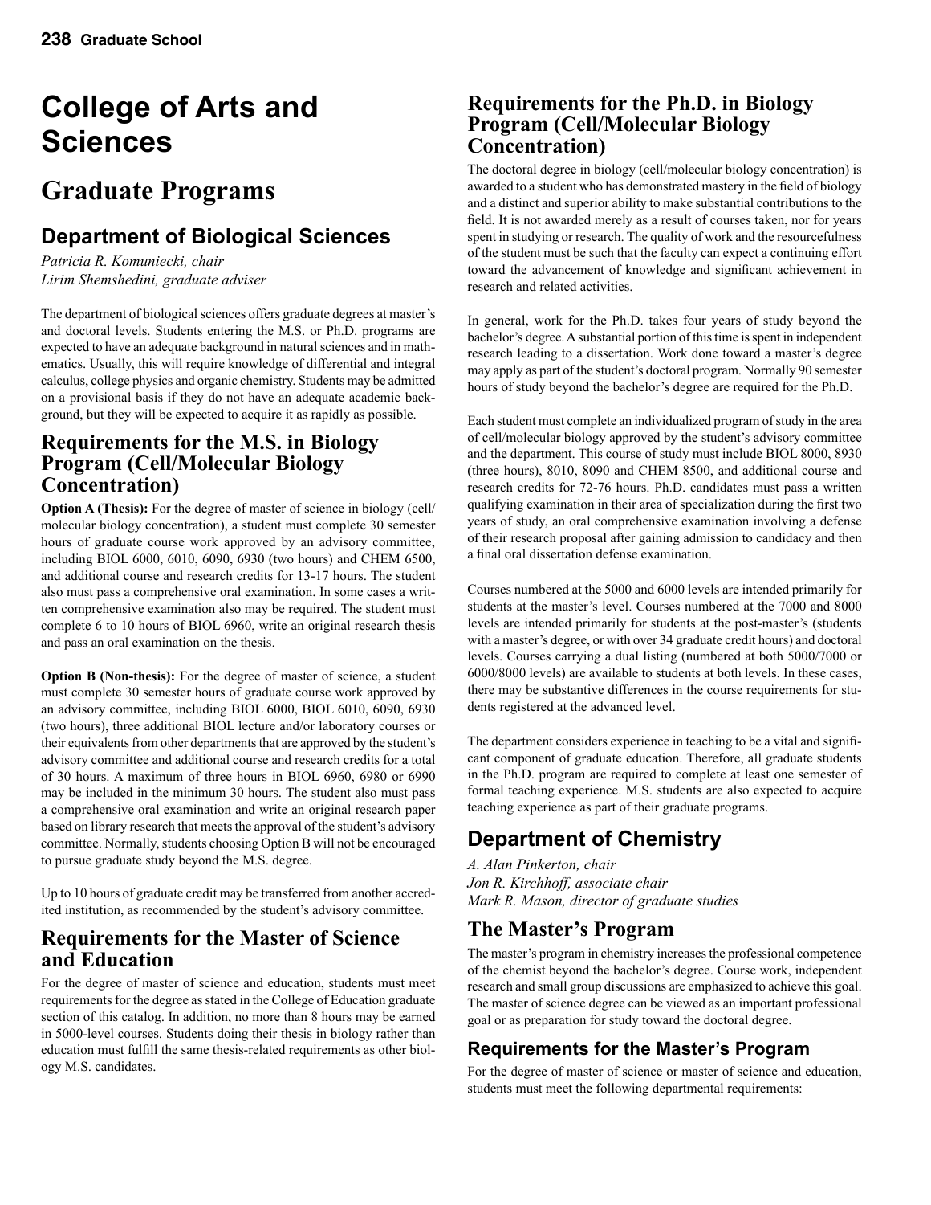# College of Arts and Sciences

# Graduate Programs

## Department of Biological Sciences

*Patricia R. Komuniecki, chair*
*Lirim Shemshedini, graduate adviser*

The department of biological sciences offers graduate degrees at master's and doctoral levels. Students entering the M.S. or Ph.D. programs are expected to have an adequate background in natural sciences and in mathematics. Usually, this will require knowledge of differential and integral calculus, college physics and organic chemistry. Students may be admitted on a provisional basis if they do not have an adequate academic background, but they will be expected to acquire it as rapidly as possible.

### Requirements for the M.S. in Biology Program (Cell/Molecular Biology Concentration)

**Option A (Thesis):** For the degree of master of science in biology (cell/molecular biology concentration), a student must complete 30 semester hours of graduate course work approved by an advisory committee, including BIOL 6000, 6010, 6090, 6930 (two hours) and CHEM 6500, and additional course and research credits for 13-17 hours. The student also must pass a comprehensive oral examination. In some cases a written comprehensive examination also may be required. The student must complete 6 to 10 hours of BIOL 6960, write an original research thesis and pass an oral examination on the thesis.

**Option B (Non-thesis):** For the degree of master of science, a student must complete 30 semester hours of graduate course work approved by an advisory committee, including BIOL 6000, BIOL 6010, 6090, 6930 (two hours), three additional BIOL lecture and/or laboratory courses or their equivalents from other departments that are approved by the student's advisory committee and additional course and research credits for a total of 30 hours. A maximum of three hours in BIOL 6960, 6980 or 6990 may be included in the minimum 30 hours. The student also must pass a comprehensive oral examination and write an original research paper based on library research that meets the approval of the student's advisory committee. Normally, students choosing Option B will not be encouraged to pursue graduate study beyond the M.S. degree.

Up to 10 hours of graduate credit may be transferred from another accredited institution, as recommended by the student's advisory committee.

### Requirements for the Master of Science and Education

For the degree of master of science and education, students must meet requirements for the degree as stated in the College of Education graduate section of this catalog. In addition, no more than 8 hours may be earned in 5000-level courses. Students doing their thesis in biology rather than education must fulfill the same thesis-related requirements as other biology M.S. candidates.

### Requirements for the Ph.D. in Biology Program (Cell/Molecular Biology Concentration)

The doctoral degree in biology (cell/molecular biology concentration) is awarded to a student who has demonstrated mastery in the field of biology and a distinct and superior ability to make substantial contributions to the field. It is not awarded merely as a result of courses taken, nor for years spent in studying or research. The quality of work and the resourcefulness of the student must be such that the faculty can expect a continuing effort toward the advancement of knowledge and significant achievement in research and related activities.

In general, work for the Ph.D. takes four years of study beyond the bachelor's degree. A substantial portion of this time is spent in independent research leading to a dissertation. Work done toward a master's degree may apply as part of the student's doctoral program. Normally 90 semester hours of study beyond the bachelor's degree are required for the Ph.D.

Each student must complete an individualized program of study in the area of cell/molecular biology approved by the student's advisory committee and the department. This course of study must include BIOL 8000, 8930 (three hours), 8010, 8090 and CHEM 8500, and additional course and research credits for 72-76 hours. Ph.D. candidates must pass a written qualifying examination in their area of specialization during the first two years of study, an oral comprehensive examination involving a defense of their research proposal after gaining admission to candidacy and then a final oral dissertation defense examination.

Courses numbered at the 5000 and 6000 levels are intended primarily for students at the master's level. Courses numbered at the 7000 and 8000 levels are intended primarily for students at the post-master's (students with a master's degree, or with over 34 graduate credit hours) and doctoral levels. Courses carrying a dual listing (numbered at both 5000/7000 or 6000/8000 levels) are available to students at both levels. In these cases, there may be substantive differences in the course requirements for students registered at the advanced level.

The department considers experience in teaching to be a vital and significant component of graduate education. Therefore, all graduate students in the Ph.D. program are required to complete at least one semester of formal teaching experience. M.S. students are also expected to acquire teaching experience as part of their graduate programs.

## Department of Chemistry

*A. Alan Pinkerton, chair*
*Jon R. Kirchhoff, associate chair*
*Mark R. Mason, director of graduate studies*

### The Master's Program

The master's program in chemistry increases the professional competence of the chemist beyond the bachelor's degree. Course work, independent research and small group discussions are emphasized to achieve this goal. The master of science degree can be viewed as an important professional goal or as preparation for study toward the doctoral degree.

### Requirements for the Master's Program

For the degree of master of science or master of science and education, students must meet the following departmental requirements: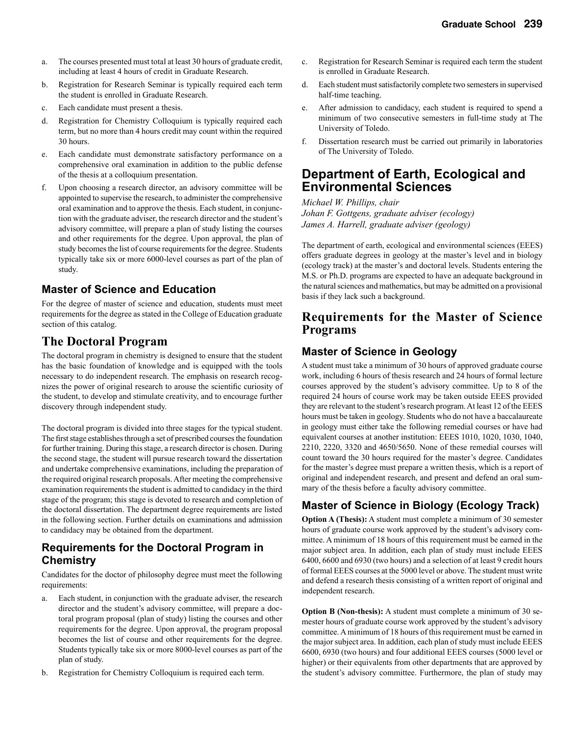a. The courses presented must total at least 30 hours of graduate credit, including at least 4 hours of credit in Graduate Research.
b. Registration for Research Seminar is typically required each term the student is enrolled in Graduate Research.
c. Each candidate must present a thesis.
d. Registration for Chemistry Colloquium is typically required each term, but no more than 4 hours credit may count within the required 30 hours.
e. Each candidate must demonstrate satisfactory performance on a comprehensive oral examination in addition to the public defense of the thesis at a colloquium presentation.
f. Upon choosing a research director, an advisory committee will be appointed to supervise the research, to administer the comprehensive oral examination and to approve the thesis. Each student, in conjunction with the graduate adviser, the research director and the student's advisory committee, will prepare a plan of study listing the courses and other requirements for the degree. Upon approval, the plan of study becomes the list of course requirements for the degree. Students typically take six or more 6000-level courses as part of the plan of study.

### Master of Science and Education

For the degree of master of science and education, students must meet requirements for the degree as stated in the College of Education graduate section of this catalog.

## The Doctoral Program

The doctoral program in chemistry is designed to ensure that the student has the basic foundation of knowledge and is equipped with the tools necessary to do independent research. The emphasis on research recognizes the power of original research to arouse the scientific curiosity of the student, to develop and stimulate creativity, and to encourage further discovery through independent study.

The doctoral program is divided into three stages for the typical student. The first stage establishes through a set of prescribed courses the foundation for further training. During this stage, a research director is chosen. During the second stage, the student will pursue research toward the dissertation and undertake comprehensive examinations, including the preparation of the required original research proposals. After meeting the comprehensive examination requirements the student is admitted to candidacy in the third stage of the program; this stage is devoted to research and completion of the doctoral dissertation. The department degree requirements are listed in the following section. Further details on examinations and admission to candidacy may be obtained from the department.

### Requirements for the Doctoral Program in Chemistry

Candidates for the doctor of philosophy degree must meet the following requirements:

a. Each student, in conjunction with the graduate adviser, the research director and the student's advisory committee, will prepare a doctoral program proposal (plan of study) listing the courses and other requirements for the degree. Upon approval, the program proposal becomes the list of course and other requirements for the degree. Students typically take six or more 8000-level courses as part of the plan of study.
b. Registration for Chemistry Colloquium is required each term.
c. Registration for Research Seminar is required each term the student is enrolled in Graduate Research.
d. Each student must satisfactorily complete two semesters in supervised half-time teaching.
e. After admission to candidacy, each student is required to spend a minimum of two consecutive semesters in full-time study at The University of Toledo.
f. Dissertation research must be carried out primarily in laboratories of The University of Toledo.

## Department of Earth, Ecological and Environmental Sciences

*Michael W. Phillips, chair*
*Johan F. Gottgens, graduate adviser (ecology)*
*James A. Harrell, graduate adviser (geology)*

The department of earth, ecological and environmental sciences (EEES) offers graduate degrees in geology at the master's level and in biology (ecology track) at the master's and doctoral levels. Students entering the M.S. or Ph.D. programs are expected to have an adequate background in the natural sciences and mathematics, but may be admitted on a provisional basis if they lack such a background.

## Requirements for the Master of Science Programs

### Master of Science in Geology

A student must take a minimum of 30 hours of approved graduate course work, including 6 hours of thesis research and 24 hours of formal lecture courses approved by the student's advisory committee. Up to 8 of the required 24 hours of course work may be taken outside EEES provided they are relevant to the student's research program. At least 12 of the EEES hours must be taken in geology. Students who do not have a baccalaureate in geology must either take the following remedial courses or have had equivalent courses at another institution: EEES 1010, 1020, 1030, 1040, 2210, 2220, 3320 and 4650/5650. None of these remedial courses will count toward the 30 hours required for the master's degree. Candidates for the master's degree must prepare a written thesis, which is a report of original and independent research, and present and defend an oral summary of the thesis before a faculty advisory committee.

### Master of Science in Biology (Ecology Track)

**Option A (Thesis):** A student must complete a minimum of 30 semester hours of graduate course work approved by the student's advisory committee. A minimum of 18 hours of this requirement must be earned in the major subject area. In addition, each plan of study must include EEES 6400, 6600 and 6930 (two hours) and a selection of at least 9 credit hours of formal EEES courses at the 5000 level or above. The student must write and defend a research thesis consisting of a written report of original and independent research.

**Option B (Non-thesis):** A student must complete a minimum of 30 semester hours of graduate course work approved by the student's advisory committee. A minimum of 18 hours of this requirement must be earned in the major subject area. In addition, each plan of study must include EEES 6600, 6930 (two hours) and four additional EEES courses (5000 level or higher) or their equivalents from other departments that are approved by the student's advisory committee. Furthermore, the plan of study may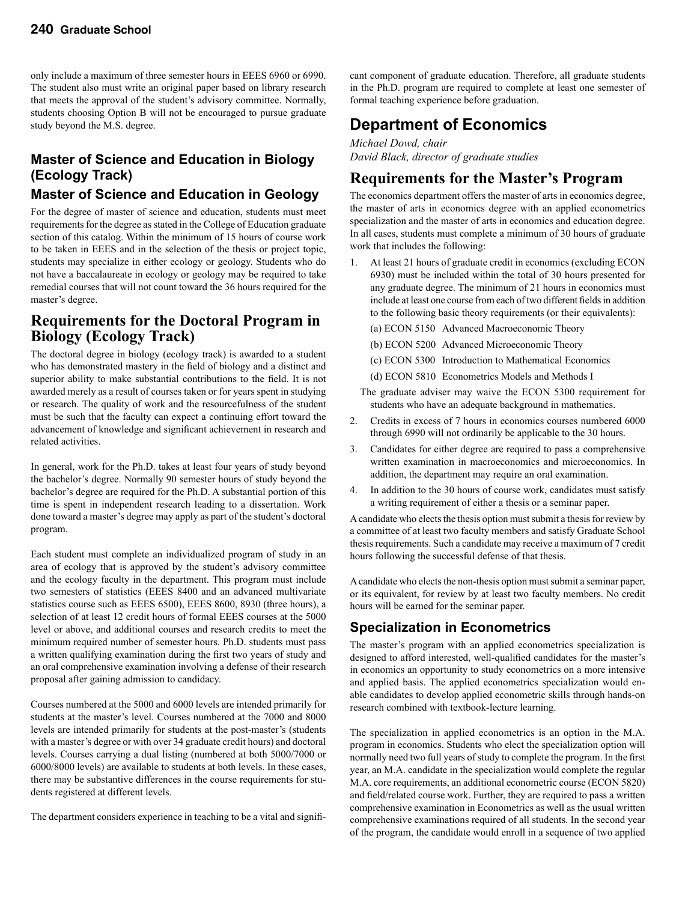only include a maximum of three semester hours in EEES 6960 or 6990. The student also must write an original paper based on library research that meets the approval of the student's advisory committee. Normally, students choosing Option B will not be encouraged to pursue graduate study beyond the M.S. degree.

### Master of Science and Education in Biology (Ecology Track)

### Master of Science and Education in Geology

For the degree of master of science and education, students must meet requirements for the degree as stated in the College of Education graduate section of this catalog. Within the minimum of 15 hours of course work to be taken in EEES and in the selection of the thesis or project topic, students may specialize in either ecology or geology. Students who do not have a baccalaureate in ecology or geology may be required to take remedial courses that will not count toward the 36 hours required for the master's degree.

## Requirements for the Doctoral Program in Biology (Ecology Track)

The doctoral degree in biology (ecology track) is awarded to a student who has demonstrated mastery in the field of biology and a distinct and superior ability to make substantial contributions to the field. It is not awarded merely as a result of courses taken or for years spent in studying or research. The quality of work and the resourcefulness of the student must be such that the faculty can expect a continuing effort toward the advancement of knowledge and significant achievement in research and related activities.

In general, work for the Ph.D. takes at least four years of study beyond the bachelor's degree. Normally 90 semester hours of study beyond the bachelor's degree are required for the Ph.D. A substantial portion of this time is spent in independent research leading to a dissertation. Work done toward a master's degree may apply as part of the student's doctoral program.

Each student must complete an individualized program of study in an area of ecology that is approved by the student's advisory committee and the ecology faculty in the department. This program must include two semesters of statistics (EEES 8400 and an advanced multivariate statistics course such as EEES 6500), EEES 8600, 8930 (three hours), a selection of at least 12 credit hours of formal EEES courses at the 5000 level or above, and additional courses and research credits to meet the minimum required number of semester hours. Ph.D. students must pass a written qualifying examination during the first two years of study and an oral comprehensive examination involving a defense of their research proposal after gaining admission to candidacy.

Courses numbered at the 5000 and 6000 levels are intended primarily for students at the master's level. Courses numbered at the 7000 and 8000 levels are intended primarily for students at the post-master's (students with a master's degree or with over 34 graduate credit hours) and doctoral levels. Courses carrying a dual listing (numbered at both 5000/7000 or 6000/8000 levels) are available to students at both levels. In these cases, there may be substantive differences in the course requirements for students registered at different levels.

The department considers experience in teaching to be a vital and significant component of graduate education. Therefore, all graduate students in the Ph.D. program are required to complete at least one semester of formal teaching experience before graduation.

# Department of Economics

*Michael Dowd, chair*
*David Black, director of graduate studies*

## Requirements for the Master's Program

The economics department offers the master of arts in economics degree, the master of arts in economics degree with an applied econometrics specialization and the master of arts in economics and education degree. In all cases, students must complete a minimum of 30 hours of graduate work that includes the following:

1. At least 21 hours of graduate credit in economics (excluding ECON 6930) must be included within the total of 30 hours presented for any graduate degree. The minimum of 21 hours in economics must include at least one course from each of two different fields in addition to the following basic theory requirements (or their equivalents):

   (a) ECON 5150 Advanced Macroeconomic Theory

   (b) ECON 5200 Advanced Microeconomic Theory

   (c) ECON 5300 Introduction to Mathematical Economics

   (d) ECON 5810 Econometrics Models and Methods I

   The graduate adviser may waive the ECON 5300 requirement for students who have an adequate background in mathematics.

2. Credits in excess of 7 hours in economics courses numbered 6000 through 6990 will not ordinarily be applicable to the 30 hours.
3. Candidates for either degree are required to pass a comprehensive written examination in macroeconomics and microeconomics. In addition, the department may require an oral examination.
4. In addition to the 30 hours of course work, candidates must satisfy a writing requirement of either a thesis or a seminar paper.

A candidate who elects the thesis option must submit a thesis for review by a committee of at least two faculty members and satisfy Graduate School thesis requirements. Such a candidate may receive a maximum of 7 credit hours following the successful defense of that thesis.

A candidate who elects the non-thesis option must submit a seminar paper, or its equivalent, for review by at least two faculty members. No credit hours will be earned for the seminar paper.

### Specialization in Econometrics

The master's program with an applied econometrics specialization is designed to afford interested, well-qualified candidates for the master's in economics an opportunity to study econometrics on a more intensive and applied basis. The applied econometrics specialization would enable candidates to develop applied econometric skills through hands-on research combined with textbook-lecture learning.

The specialization in applied econometrics is an option in the M.A. program in economics. Students who elect the specialization option will normally need two full years of study to complete the program. In the first year, an M.A. candidate in the specialization would complete the regular M.A. core requirements, an additional econometric course (ECON 5820) and field/related course work. Further, they are required to pass a written comprehensive examination in Econometrics as well as the usual written comprehensive examinations required of all students. In the second year of the program, the candidate would enroll in a sequence of two applied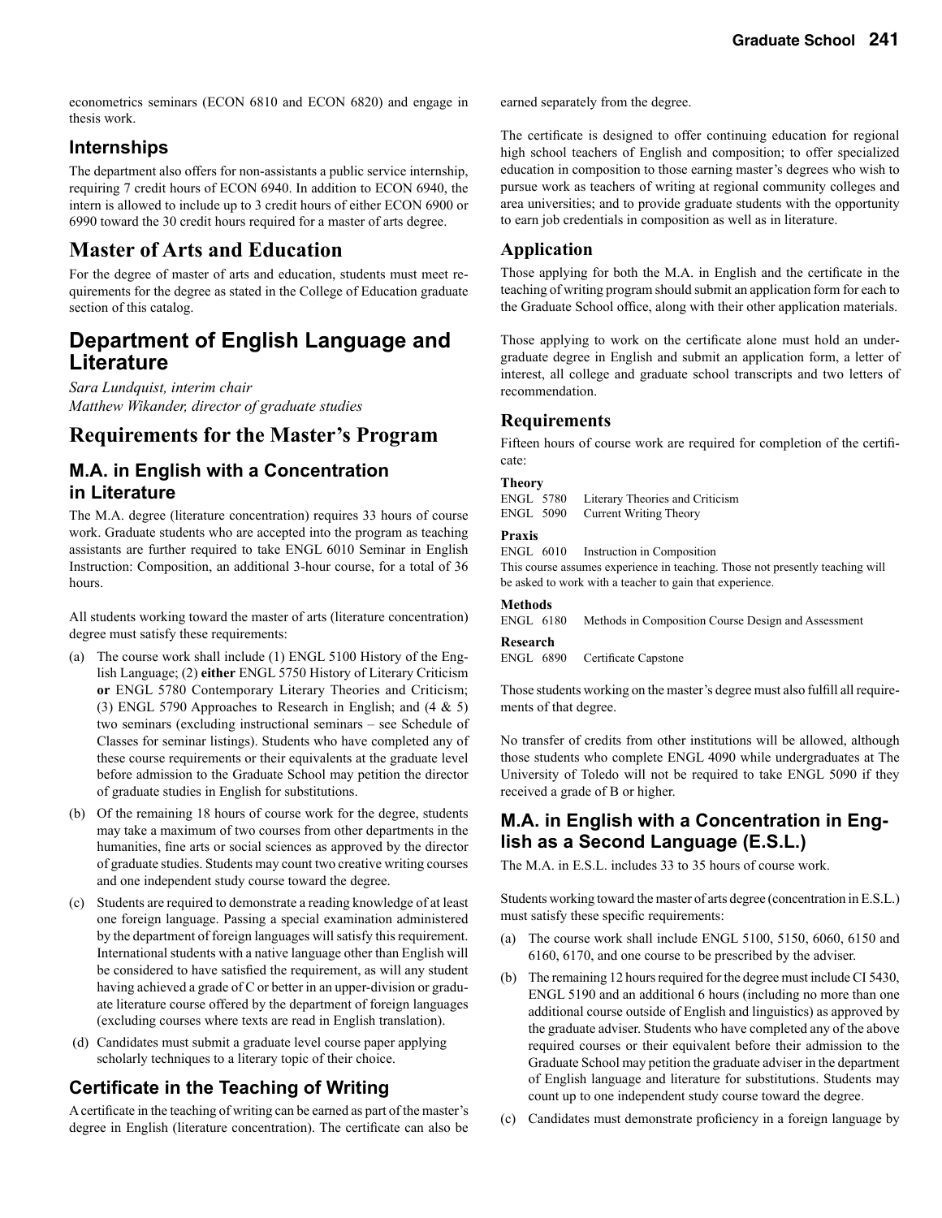econometrics seminars (ECON 6810 and ECON 6820) and engage in thesis work.

### Internships

The department also offers for non-assistants a public service internship, requiring 7 credit hours of ECON 6940. In addition to ECON 6940, the intern is allowed to include up to 3 credit hours of either ECON 6900 or 6990 toward the 30 credit hours required for a master of arts degree.

## Master of Arts and Education

For the degree of master of arts and education, students must meet requirements for the degree as stated in the College of Education graduate section of this catalog.

## Department of English Language and Literature

*Sara Lundquist, interim chair*
*Matthew Wikander, director of graduate studies*

## Requirements for the Master's Program

### M.A. in English with a Concentration in Literature

The M.A. degree (literature concentration) requires 33 hours of course work. Graduate students who are accepted into the program as teaching assistants are further required to take ENGL 6010 Seminar in English Instruction: Composition, an additional 3-hour course, for a total of 36 hours.

All students working toward the master of arts (literature concentration) degree must satisfy these requirements:

(a) The course work shall include (1) ENGL 5100 History of the English Language; (2) **either** ENGL 5750 History of Literary Criticism **or** ENGL 5780 Contemporary Literary Theories and Criticism; (3) ENGL 5790 Approaches to Research in English; and (4 & 5) two seminars (excluding instructional seminars – see Schedule of Classes for seminar listings). Students who have completed any of these course requirements or their equivalents at the graduate level before admission to the Graduate School may petition the director of graduate studies in English for substitutions.

(b) Of the remaining 18 hours of course work for the degree, students may take a maximum of two courses from other departments in the humanities, fine arts or social sciences as approved by the director of graduate studies. Students may count two creative writing courses and one independent study course toward the degree.

(c) Students are required to demonstrate a reading knowledge of at least one foreign language. Passing a special examination administered by the department of foreign languages will satisfy this requirement. International students with a native language other than English will be considered to have satisfied the requirement, as will any student having achieved a grade of C or better in an upper-division or graduate literature course offered by the department of foreign languages (excluding courses where texts are read in English translation).

(d) Candidates must submit a graduate level course paper applying scholarly techniques to a literary topic of their choice.

### Certificate in the Teaching of Writing

A certificate in the teaching of writing can be earned as part of the master's degree in English (literature concentration). The certificate can also be earned separately from the degree.

The certificate is designed to offer continuing education for regional high school teachers of English and composition; to offer specialized education in composition to those earning master's degrees who wish to pursue work as teachers of writing at regional community colleges and area universities; and to provide graduate students with the opportunity to earn job credentials in composition as well as in literature.

#### Application

Those applying for both the M.A. in English and the certificate in the teaching of writing program should submit an application form for each to the Graduate School office, along with their other application materials.

Those applying to work on the certificate alone must hold an undergraduate degree in English and submit an application form, a letter of interest, all college and graduate school transcripts and two letters of recommendation.

#### Requirements

Fifteen hours of course work are required for completion of the certificate:

**Theory**
ENGL 5780 Literary Theories and Criticism
ENGL 5090 Current Writing Theory

**Praxis**
ENGL 6010 Instruction in Composition
This course assumes experience in teaching. Those not presently teaching will be asked to work with a teacher to gain that experience.

**Methods**
ENGL 6180 Methods in Composition Course Design and Assessment

**Research**
ENGL 6890 Certificate Capstone

Those students working on the master's degree must also fulfill all requirements of that degree.

No transfer of credits from other institutions will be allowed, although those students who complete ENGL 4090 while undergraduates at The University of Toledo will not be required to take ENGL 5090 if they received a grade of B or higher.

### M.A. in English with a Concentration in English as a Second Language (E.S.L.)

The M.A. in E.S.L. includes 33 to 35 hours of course work.

Students working toward the master of arts degree (concentration in E.S.L.) must satisfy these specific requirements:

(a) The course work shall include ENGL 5100, 5150, 6060, 6150 and 6160, 6170, and one course to be prescribed by the adviser.

(b) The remaining 12 hours required for the degree must include CI 5430, ENGL 5190 and an additional 6 hours (including no more than one additional course outside of English and linguistics) as approved by the graduate adviser. Students who have completed any of the above required courses or their equivalent before their admission to the Graduate School may petition the graduate adviser in the department of English language and literature for substitutions. Students may count up to one independent study course toward the degree.

(c) Candidates must demonstrate proficiency in a foreign language by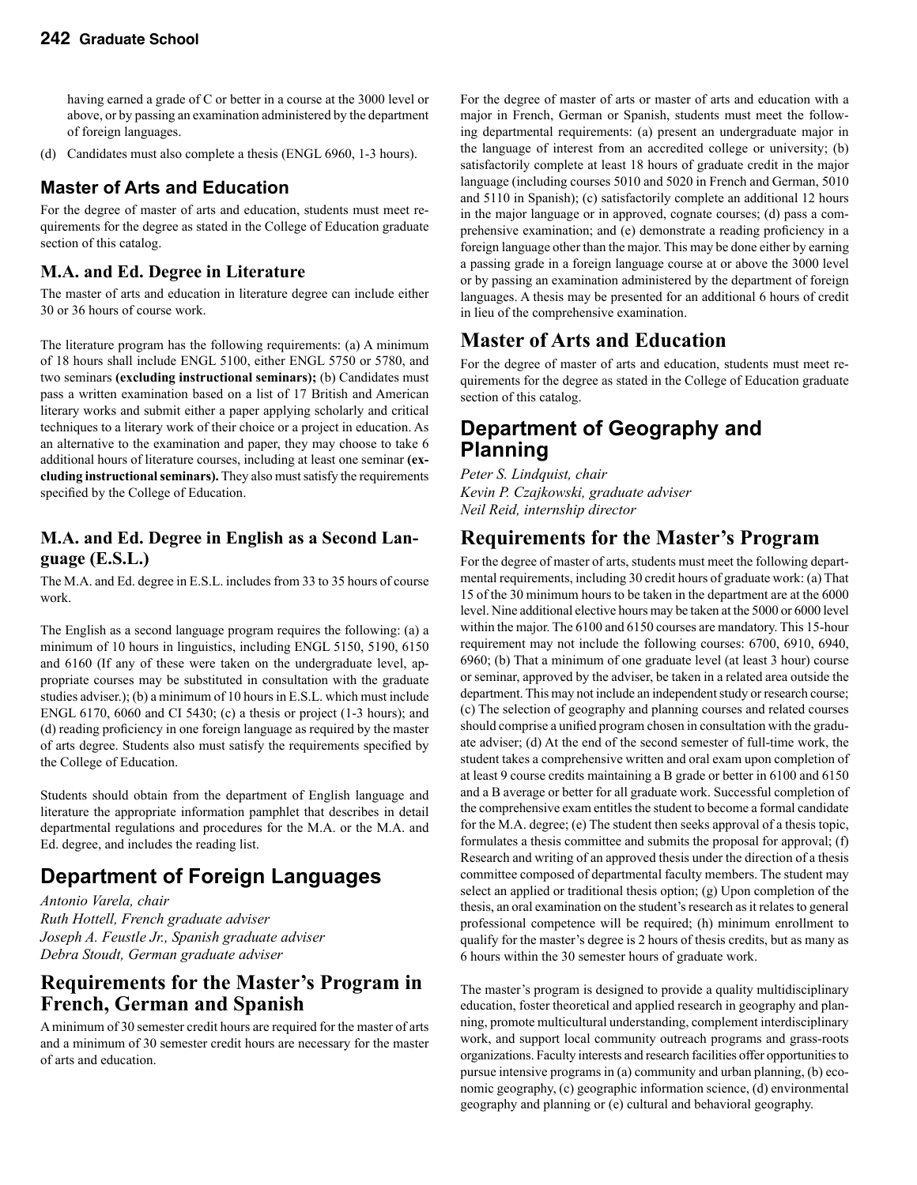having earned a grade of C or better in a course at the 3000 level or above, or by passing an examination administered by the department of foreign languages.

(d) Candidates must also complete a thesis (ENGL 6960, 1-3 hours).

## Master of Arts and Education

For the degree of master of arts and education, students must meet requirements for the degree as stated in the College of Education graduate section of this catalog.

### M.A. and Ed. Degree in Literature

The master of arts and education in literature degree can include either 30 or 36 hours of course work.

The literature program has the following requirements: (a) A minimum of 18 hours shall include ENGL 5100, either ENGL 5750 or 5780, and two seminars **(excluding instructional seminars);** (b) Candidates must pass a written examination based on a list of 17 British and American literary works and submit either a paper applying scholarly and critical techniques to a literary work of their choice or a project in education. As an alternative to the examination and paper, they may choose to take 6 additional hours of literature courses, including at least one seminar **(excluding instructional seminars).** They also must satisfy the requirements specified by the College of Education.

### M.A. and Ed. Degree in English as a Second Language (E.S.L.)

The M.A. and Ed. degree in E.S.L. includes from 33 to 35 hours of course work.

The English as a second language program requires the following: (a) a minimum of 10 hours in linguistics, including ENGL 5150, 5190, 6150 and 6160 (If any of these were taken on the undergraduate level, appropriate courses may be substituted in consultation with the graduate studies adviser.); (b) a minimum of 10 hours in E.S.L. which must include ENGL 6170, 6060 and CI 5430; (c) a thesis or project (1-3 hours); and (d) reading proficiency in one foreign language as required by the master of arts degree. Students also must satisfy the requirements specified by the College of Education.

Students should obtain from the department of English language and literature the appropriate information pamphlet that describes in detail departmental regulations and procedures for the M.A. or the M.A. and Ed. degree, and includes the reading list.

# Department of Foreign Languages

*Antonio Varela, chair*
*Ruth Hottell, French graduate adviser*
*Joseph A. Feustle Jr., Spanish graduate adviser*
*Debra Stoudt, German graduate adviser*

## Requirements for the Master's Program in French, German and Spanish

A minimum of 30 semester credit hours are required for the master of arts and a minimum of 30 semester credit hours are necessary for the master of arts and education.

For the degree of master of arts or master of arts and education with a major in French, German or Spanish, students must meet the following departmental requirements: (a) present an undergraduate major in the language of interest from an accredited college or university; (b) satisfactorily complete at least 18 hours of graduate credit in the major language (including courses 5010 and 5020 in French and German, 5010 and 5110 in Spanish); (c) satisfactorily complete an additional 12 hours in the major language or in approved, cognate courses; (d) pass a comprehensive examination; and (e) demonstrate a reading proficiency in a foreign language other than the major. This may be done either by earning a passing grade in a foreign language course at or above the 3000 level or by passing an examination administered by the department of foreign languages. A thesis may be presented for an additional 6 hours of credit in lieu of the comprehensive examination.

## Master of Arts and Education

For the degree of master of arts and education, students must meet requirements for the degree as stated in the College of Education graduate section of this catalog.

# Department of Geography and Planning

*Peter S. Lindquist, chair*
*Kevin P. Czajkowski, graduate adviser*
*Neil Reid, internship director*

## Requirements for the Master's Program

For the degree of master of arts, students must meet the following departmental requirements, including 30 credit hours of graduate work: (a) That 15 of the 30 minimum hours to be taken in the department are at the 6000 level. Nine additional elective hours may be taken at the 5000 or 6000 level within the major. The 6100 and 6150 courses are mandatory. This 15-hour requirement may not include the following courses: 6700, 6910, 6940, 6960; (b) That a minimum of one graduate level (at least 3 hour) course or seminar, approved by the adviser, be taken in a related area outside the department. This may not include an independent study or research course; (c) The selection of geography and planning courses and related courses should comprise a unified program chosen in consultation with the graduate adviser; (d) At the end of the second semester of full-time work, the student takes a comprehensive written and oral exam upon completion of at least 9 course credits maintaining a B grade or better in 6100 and 6150 and a B average or better for all graduate work. Successful completion of the comprehensive exam entitles the student to become a formal candidate for the M.A. degree; (e) The student then seeks approval of a thesis topic, formulates a thesis committee and submits the proposal for approval; (f) Research and writing of an approved thesis under the direction of a thesis committee composed of departmental faculty members. The student may select an applied or traditional thesis option; (g) Upon completion of the thesis, an oral examination on the student's research as it relates to general professional competence will be required; (h) minimum enrollment to qualify for the master's degree is 2 hours of thesis credits, but as many as 6 hours within the 30 semester hours of graduate work.

The master's program is designed to provide a quality multidisciplinary education, foster theoretical and applied research in geography and planning, promote multicultural understanding, complement interdisciplinary work, and support local community outreach programs and grass-roots organizations. Faculty interests and research facilities offer opportunities to pursue intensive programs in (a) community and urban planning, (b) economic geography, (c) geographic information science, (d) environmental geography and planning or (e) cultural and behavioral geography.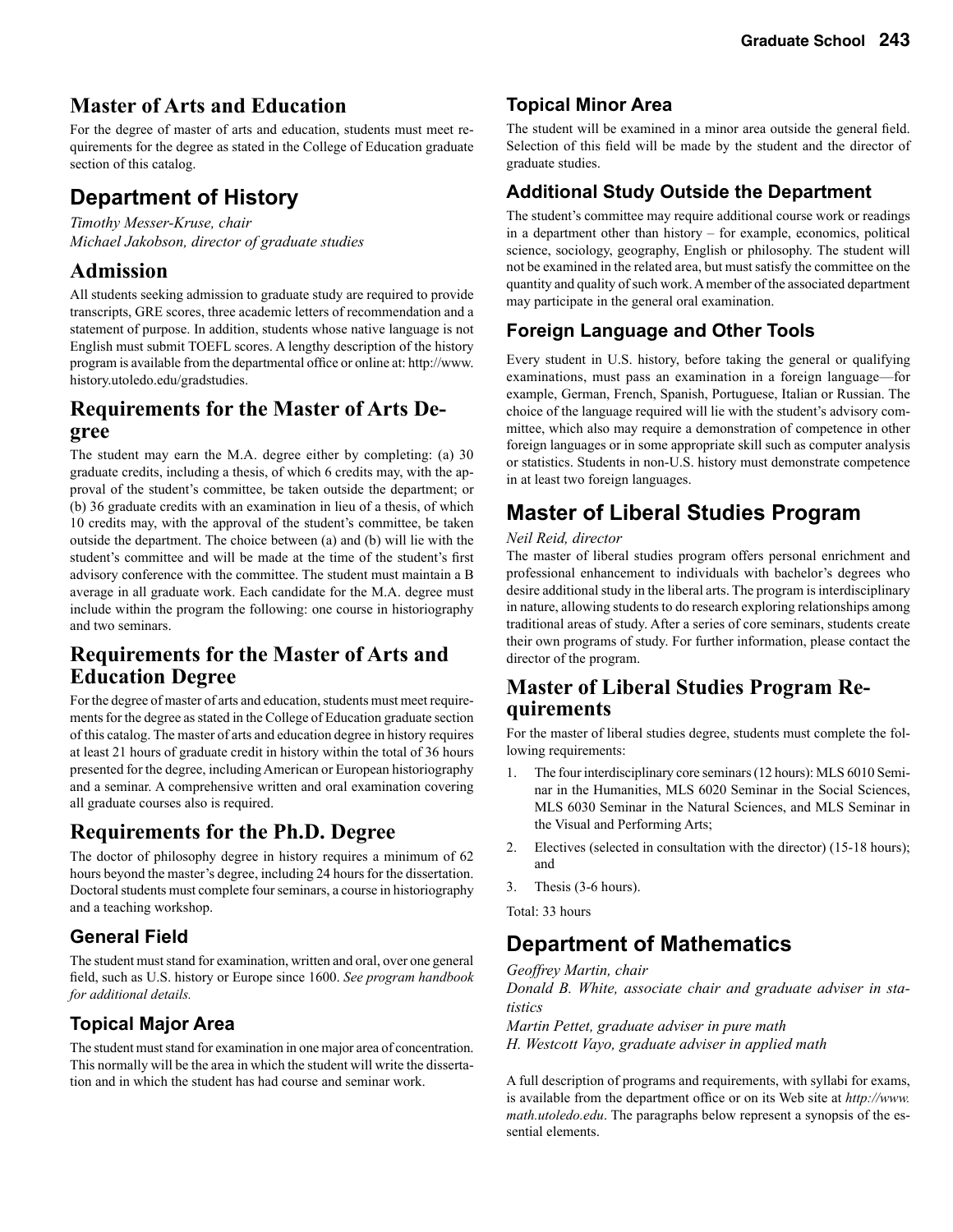## Master of Arts and Education

For the degree of master of arts and education, students must meet requirements for the degree as stated in the College of Education graduate section of this catalog.

# Department of History

*Timothy Messer-Kruse, chair*
*Michael Jakobson, director of graduate studies*

## Admission

All students seeking admission to graduate study are required to provide transcripts, GRE scores, three academic letters of recommendation and a statement of purpose. In addition, students whose native language is not English must submit TOEFL scores. A lengthy description of the history program is available from the departmental office or online at: http://www.history.utoledo.edu/gradstudies.

## Requirements for the Master of Arts Degree

The student may earn the M.A. degree either by completing: (a) 30 graduate credits, including a thesis, of which 6 credits may, with the approval of the student's committee, be taken outside the department; or (b) 36 graduate credits with an examination in lieu of a thesis, of which 10 credits may, with the approval of the student's committee, be taken outside the department. The choice between (a) and (b) will lie with the student's committee and will be made at the time of the student's first advisory conference with the committee. The student must maintain a B average in all graduate work. Each candidate for the M.A. degree must include within the program the following: one course in historiography and two seminars.

## Requirements for the Master of Arts and Education Degree

For the degree of master of arts and education, students must meet requirements for the degree as stated in the College of Education graduate section of this catalog. The master of arts and education degree in history requires at least 21 hours of graduate credit in history within the total of 36 hours presented for the degree, including American or European historiography and a seminar. A comprehensive written and oral examination covering all graduate courses also is required.

## Requirements for the Ph.D. Degree

The doctor of philosophy degree in history requires a minimum of 62 hours beyond the master's degree, including 24 hours for the dissertation. Doctoral students must complete four seminars, a course in historiography and a teaching workshop.

### General Field

The student must stand for examination, written and oral, over one general field, such as U.S. history or Europe since 1600. *See program handbook for additional details.*

### Topical Major Area

The student must stand for examination in one major area of concentration. This normally will be the area in which the student will write the dissertation and in which the student has had course and seminar work.

### Topical Minor Area

The student will be examined in a minor area outside the general field. Selection of this field will be made by the student and the director of graduate studies.

### Additional Study Outside the Department

The student's committee may require additional course work or readings in a department other than history – for example, economics, political science, sociology, geography, English or philosophy. The student will not be examined in the related area, but must satisfy the committee on the quantity and quality of such work. A member of the associated department may participate in the general oral examination.

### Foreign Language and Other Tools

Every student in U.S. history, before taking the general or qualifying examinations, must pass an examination in a foreign language—for example, German, French, Spanish, Portuguese, Italian or Russian. The choice of the language required will lie with the student's advisory committee, which also may require a demonstration of competence in other foreign languages or in some appropriate skill such as computer analysis or statistics. Students in non-U.S. history must demonstrate competence in at least two foreign languages.

# Master of Liberal Studies Program

*Neil Reid, director*

The master of liberal studies program offers personal enrichment and professional enhancement to individuals with bachelor's degrees who desire additional study in the liberal arts. The program is interdisciplinary in nature, allowing students to do research exploring relationships among traditional areas of study. After a series of core seminars, students create their own programs of study. For further information, please contact the director of the program.

## Master of Liberal Studies Program Requirements

For the master of liberal studies degree, students must complete the following requirements:

1. The four interdisciplinary core seminars (12 hours): MLS 6010 Seminar in the Humanities, MLS 6020 Seminar in the Social Sciences, MLS 6030 Seminar in the Natural Sciences, and MLS Seminar in the Visual and Performing Arts;
2. Electives (selected in consultation with the director) (15-18 hours); and
3. Thesis (3-6 hours).

Total: 33 hours

# Department of Mathematics

*Geoffrey Martin, chair*
*Donald B. White, associate chair and graduate adviser in statistics*
*Martin Pettet, graduate adviser in pure math*
*H. Westcott Vayo, graduate adviser in applied math*

A full description of programs and requirements, with syllabi for exams, is available from the department office or on its Web site at *http://www.math.utoledo.edu*. The paragraphs below represent a synopsis of the essential elements.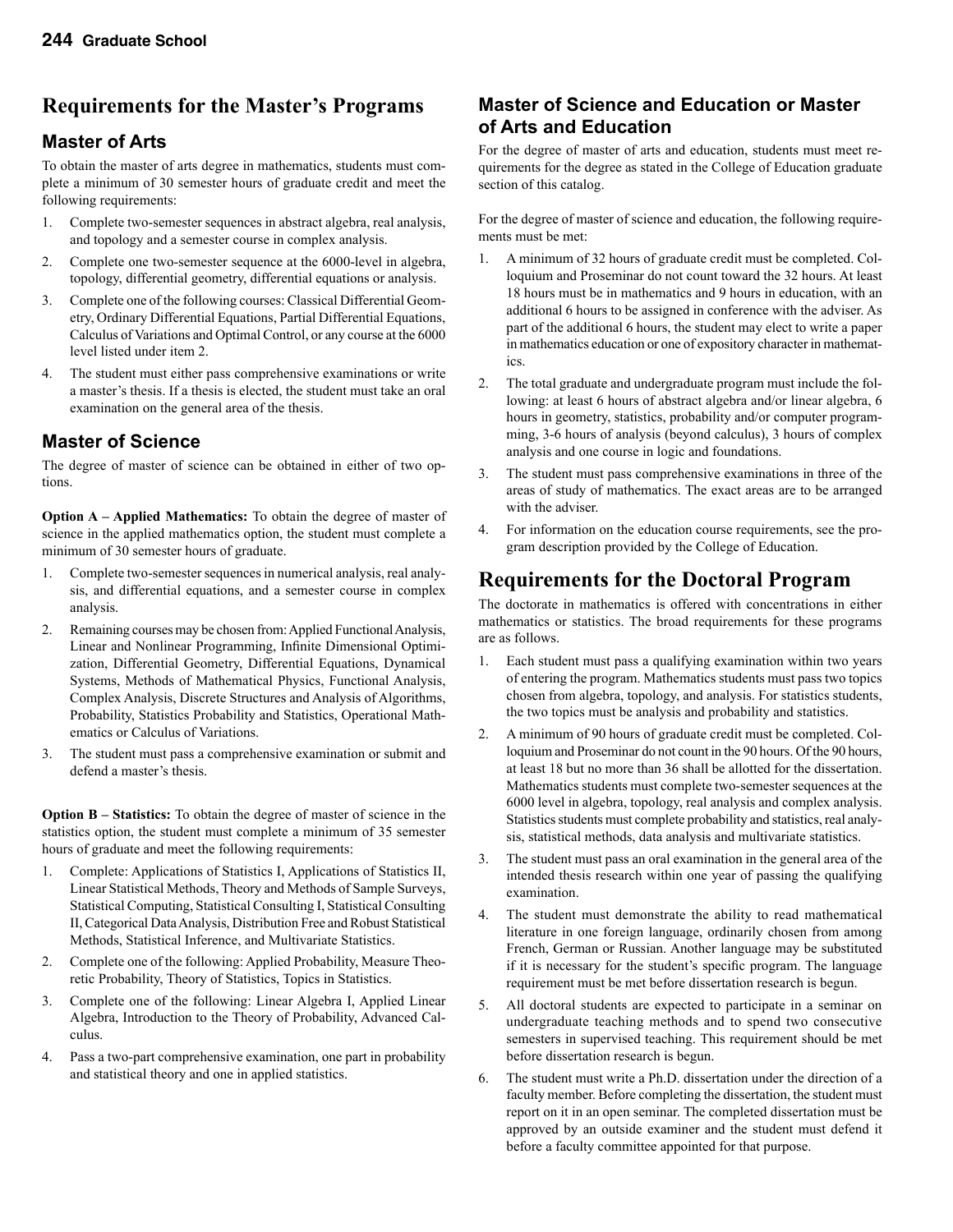## Requirements for the Master's Programs

### Master of Arts

To obtain the master of arts degree in mathematics, students must complete a minimum of 30 semester hours of graduate credit and meet the following requirements:

1. Complete two-semester sequences in abstract algebra, real analysis, and topology and a semester course in complex analysis.
2. Complete one two-semester sequence at the 6000-level in algebra, topology, differential geometry, differential equations or analysis.
3. Complete one of the following courses: Classical Differential Geometry, Ordinary Differential Equations, Partial Differential Equations, Calculus of Variations and Optimal Control, or any course at the 6000 level listed under item 2.
4. The student must either pass comprehensive examinations or write a master's thesis. If a thesis is elected, the student must take an oral examination on the general area of the thesis.

### Master of Science

The degree of master of science can be obtained in either of two options.

**Option A – Applied Mathematics:** To obtain the degree of master of science in the applied mathematics option, the student must complete a minimum of 30 semester hours of graduate.

1. Complete two-semester sequences in numerical analysis, real analysis, and differential equations, and a semester course in complex analysis.
2. Remaining courses may be chosen from: Applied Functional Analysis, Linear and Nonlinear Programming, Infinite Dimensional Optimization, Differential Geometry, Differential Equations, Dynamical Systems, Methods of Mathematical Physics, Functional Analysis, Complex Analysis, Discrete Structures and Analysis of Algorithms, Probability, Statistics Probability and Statistics, Operational Mathematics or Calculus of Variations.
3. The student must pass a comprehensive examination or submit and defend a master's thesis.

**Option B – Statistics:** To obtain the degree of master of science in the statistics option, the student must complete a minimum of 35 semester hours of graduate and meet the following requirements:

1. Complete: Applications of Statistics I, Applications of Statistics II, Linear Statistical Methods, Theory and Methods of Sample Surveys, Statistical Computing, Statistical Consulting I, Statistical Consulting II, Categorical Data Analysis, Distribution Free and Robust Statistical Methods, Statistical Inference, and Multivariate Statistics.
2. Complete one of the following: Applied Probability, Measure Theoretic Probability, Theory of Statistics, Topics in Statistics.
3. Complete one of the following: Linear Algebra I, Applied Linear Algebra, Introduction to the Theory of Probability, Advanced Calculus.
4. Pass a two-part comprehensive examination, one part in probability and statistical theory and one in applied statistics.

### Master of Science and Education or Master of Arts and Education

For the degree of master of arts and education, students must meet requirements for the degree as stated in the College of Education graduate section of this catalog.

For the degree of master of science and education, the following requirements must be met:

1. A minimum of 32 hours of graduate credit must be completed. Colloquium and Proseminar do not count toward the 32 hours. At least 18 hours must be in mathematics and 9 hours in education, with an additional 6 hours to be assigned in conference with the adviser. As part of the additional 6 hours, the student may elect to write a paper in mathematics education or one of expository character in mathematics.
2. The total graduate and undergraduate program must include the following: at least 6 hours of abstract algebra and/or linear algebra, 6 hours in geometry, statistics, probability and/or computer programming, 3-6 hours of analysis (beyond calculus), 3 hours of complex analysis and one course in logic and foundations.
3. The student must pass comprehensive examinations in three of the areas of study of mathematics. The exact areas are to be arranged with the adviser.
4. For information on the education course requirements, see the program description provided by the College of Education.

## Requirements for the Doctoral Program

The doctorate in mathematics is offered with concentrations in either mathematics or statistics. The broad requirements for these programs are as follows.

1. Each student must pass a qualifying examination within two years of entering the program. Mathematics students must pass two topics chosen from algebra, topology, and analysis. For statistics students, the two topics must be analysis and probability and statistics.
2. A minimum of 90 hours of graduate credit must be completed. Colloquium and Proseminar do not count in the 90 hours. Of the 90 hours, at least 18 but no more than 36 shall be allotted for the dissertation. Mathematics students must complete two-semester sequences at the 6000 level in algebra, topology, real analysis and complex analysis. Statistics students must complete probability and statistics, real analysis, statistical methods, data analysis and multivariate statistics.
3. The student must pass an oral examination in the general area of the intended thesis research within one year of passing the qualifying examination.
4. The student must demonstrate the ability to read mathematical literature in one foreign language, ordinarily chosen from among French, German or Russian. Another language may be substituted if it is necessary for the student's specific program. The language requirement must be met before dissertation research is begun.
5. All doctoral students are expected to participate in a seminar on undergraduate teaching methods and to spend two consecutive semesters in supervised teaching. This requirement should be met before dissertation research is begun.
6. The student must write a Ph.D. dissertation under the direction of a faculty member. Before completing the dissertation, the student must report on it in an open seminar. The completed dissertation must be approved by an outside examiner and the student must defend it before a faculty committee appointed for that purpose.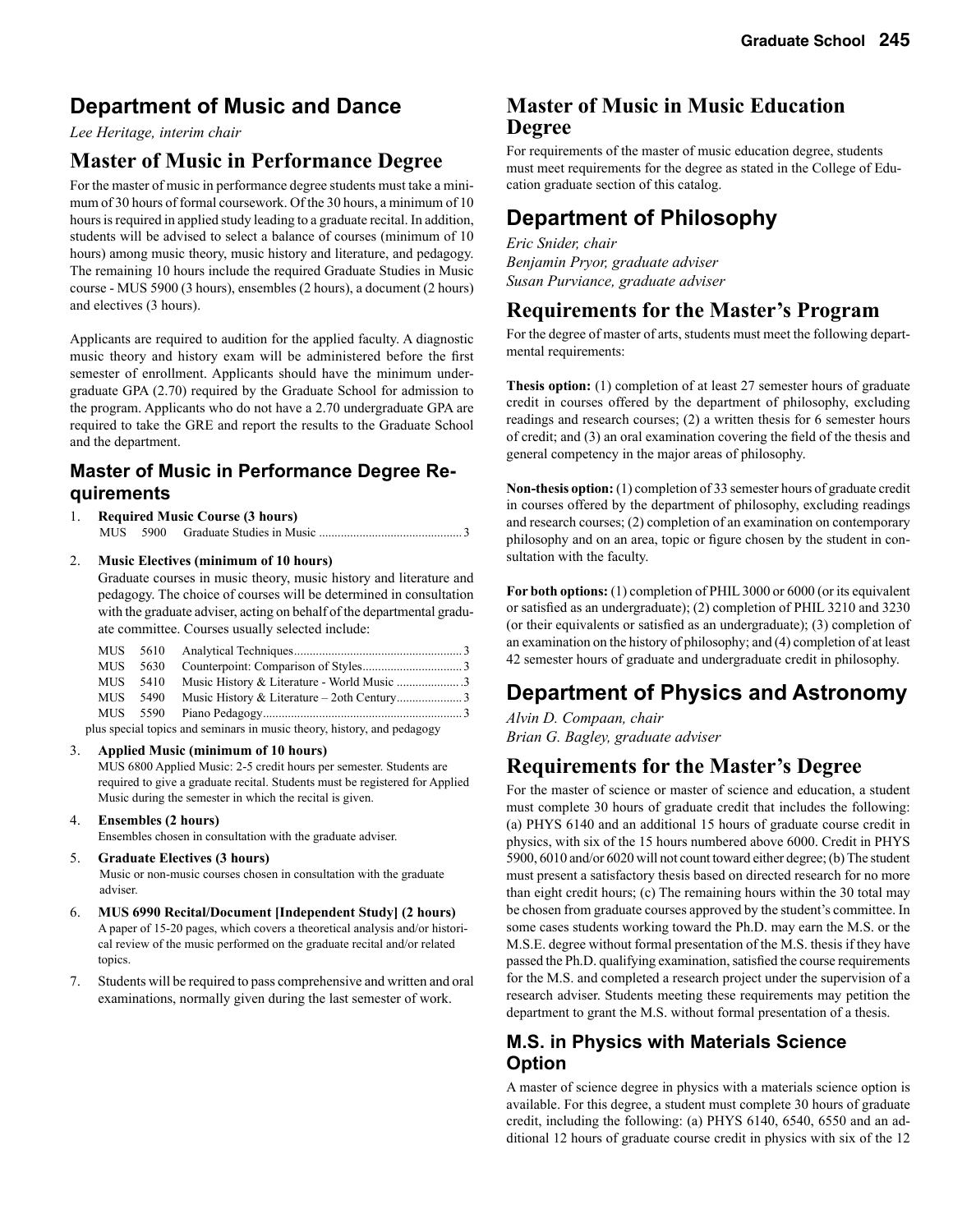## Department of Music and Dance

*Lee Heritage, interim chair*

## Master of Music in Performance Degree

For the master of music in performance degree students must take a minimum of 30 hours of formal coursework. Of the 30 hours, a minimum of 10 hours is required in applied study leading to a graduate recital. In addition, students will be advised to select a balance of courses (minimum of 10 hours) among music theory, music history and literature, and pedagogy. The remaining 10 hours include the required Graduate Studies in Music course - MUS 5900 (3 hours), ensembles (2 hours), a document (2 hours) and electives (3 hours).

Applicants are required to audition for the applied faculty. A diagnostic music theory and history exam will be administered before the first semester of enrollment. Applicants should have the minimum undergraduate GPA (2.70) required by the Graduate School for admission to the program. Applicants who do not have a 2.70 undergraduate GPA are required to take the GRE and report the results to the Graduate School and the department.

### Master of Music in Performance Degree Requirements

1. **Required Music Course (3 hours)**
   MUS 5900 Graduate Studies in Music ............................................. 3

2. **Music Electives (minimum of 10 hours)**
   Graduate courses in music theory, music history and literature and pedagogy. The choice of courses will be determined in consultation with the graduate adviser, acting on behalf of the departmental graduate committee. Courses usually selected include:

   MUS 5610 Analytical Techniques ...................................................... 3
   MUS 5630 Counterpoint: Comparison of Styles ................................ 3
   MUS 5410 Music History & Literature - World Music ..................... 3
   MUS 5490 Music History & Literature – 2oth Century..................... 3
   MUS 5590 Piano Pedagogy ................................................................ 3
   plus special topics and seminars in music theory, history, and pedagogy

3. **Applied Music (minimum of 10 hours)**
   MUS 6800 Applied Music: 2-5 credit hours per semester. Students are required to give a graduate recital. Students must be registered for Applied Music during the semester in which the recital is given.

4. **Ensembles (2 hours)**
   Ensembles chosen in consultation with the graduate adviser.

5. **Graduate Electives (3 hours)**
   Music or non-music courses chosen in consultation with the graduate adviser.

6. **MUS 6990 Recital/Document [Independent Study] (2 hours)**
   A paper of 15-20 pages, which covers a theoretical analysis and/or historical review of the music performed on the graduate recital and/or related topics.

7. Students will be required to pass comprehensive and written and oral examinations, normally given during the last semester of work.

## Master of Music in Music Education Degree

For requirements of the master of music education degree, students must meet requirements for the degree as stated in the College of Education graduate section of this catalog.

## Department of Philosophy

*Eric Snider, chair*
*Benjamin Pryor, graduate adviser*
*Susan Purviance, graduate adviser*

## Requirements for the Master's Program

For the degree of master of arts, students must meet the following departmental requirements:

**Thesis option:** (1) completion of at least 27 semester hours of graduate credit in courses offered by the department of philosophy, excluding readings and research courses; (2) a written thesis for 6 semester hours of credit; and (3) an oral examination covering the field of the thesis and general competency in the major areas of philosophy.

**Non-thesis option:** (1) completion of 33 semester hours of graduate credit in courses offered by the department of philosophy, excluding readings and research courses; (2) completion of an examination on contemporary philosophy and on an area, topic or figure chosen by the student in consultation with the faculty.

**For both options:** (1) completion of PHIL 3000 or 6000 (or its equivalent or satisfied as an undergraduate); (2) completion of PHIL 3210 and 3230 (or their equivalents or satisfied as an undergraduate); (3) completion of an examination on the history of philosophy; and (4) completion of at least 42 semester hours of graduate and undergraduate credit in philosophy.

## Department of Physics and Astronomy

*Alvin D. Compaan, chair*
*Brian G. Bagley, graduate adviser*

## Requirements for the Master's Degree

For the master of science or master of science and education, a student must complete 30 hours of graduate credit that includes the following: (a) PHYS 6140 and an additional 15 hours of graduate course credit in physics, with six of the 15 hours numbered above 6000. Credit in PHYS 5900, 6010 and/or 6020 will not count toward either degree; (b) The student must present a satisfactory thesis based on directed research for no more than eight credit hours; (c) The remaining hours within the 30 total may be chosen from graduate courses approved by the student's committee. In some cases students working toward the Ph.D. may earn the M.S. or the M.S.E. degree without formal presentation of the M.S. thesis if they have passed the Ph.D. qualifying examination, satisfied the course requirements for the M.S. and completed a research project under the supervision of a research adviser. Students meeting these requirements may petition the department to grant the M.S. without formal presentation of a thesis.

### M.S. in Physics with Materials Science Option

A master of science degree in physics with a materials science option is available. For this degree, a student must complete 30 hours of graduate credit, including the following: (a) PHYS 6140, 6540, 6550 and an additional 12 hours of graduate course credit in physics with six of the 12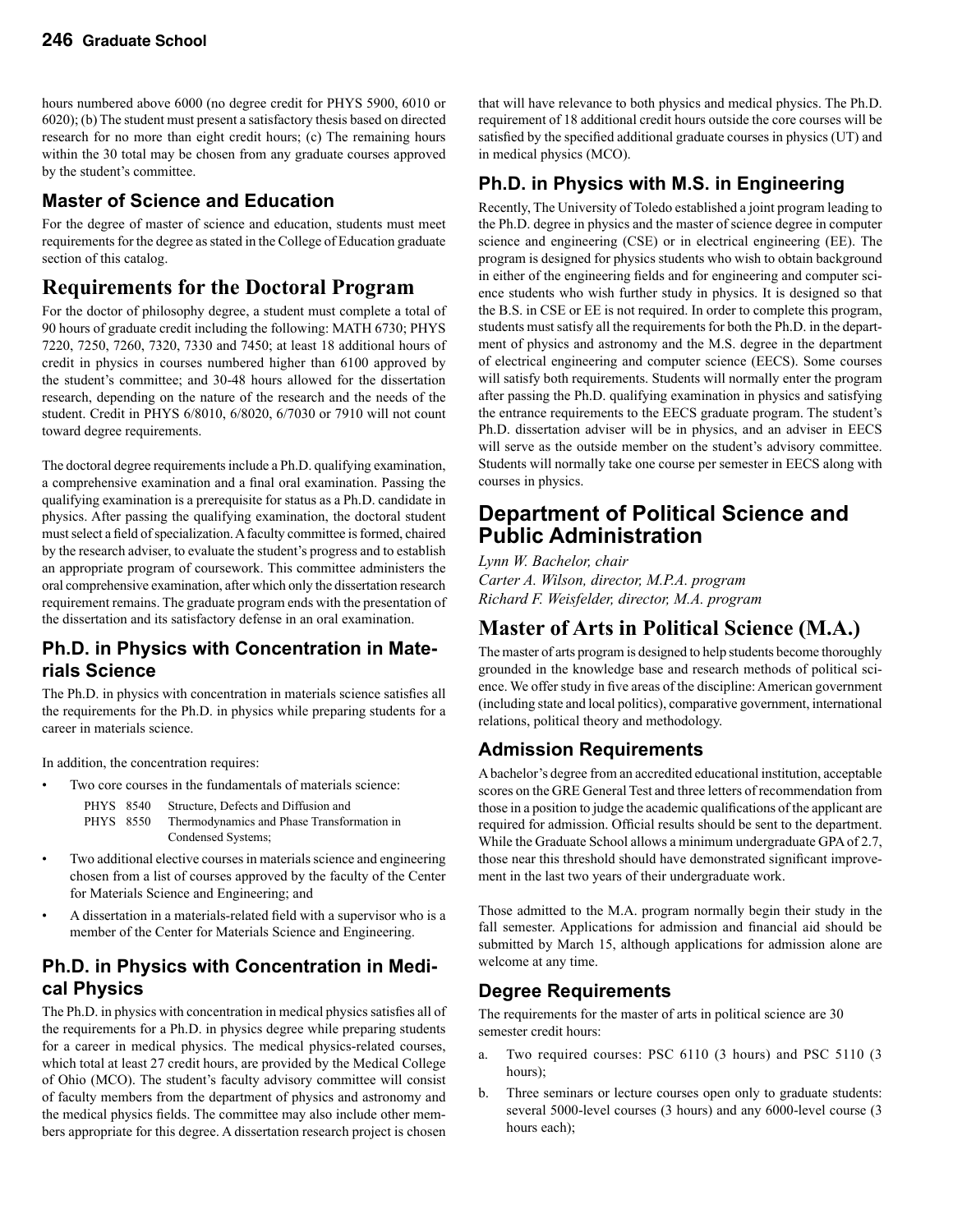hours numbered above 6000 (no degree credit for PHYS 5900, 6010 or 6020); (b) The student must present a satisfactory thesis based on directed research for no more than eight credit hours; (c) The remaining hours within the 30 total may be chosen from any graduate courses approved by the student's committee.

### Master of Science and Education

For the degree of master of science and education, students must meet requirements for the degree as stated in the College of Education graduate section of this catalog.

## Requirements for the Doctoral Program

For the doctor of philosophy degree, a student must complete a total of 90 hours of graduate credit including the following: MATH 6730; PHYS 7220, 7250, 7260, 7320, 7330 and 7450; at least 18 additional hours of credit in physics in courses numbered higher than 6100 approved by the student's committee; and 30-48 hours allowed for the dissertation research, depending on the nature of the research and the needs of the student. Credit in PHYS 6/8010, 6/8020, 6/7030 or 7910 will not count toward degree requirements.

The doctoral degree requirements include a Ph.D. qualifying examination, a comprehensive examination and a final oral examination. Passing the qualifying examination is a prerequisite for status as a Ph.D. candidate in physics. After passing the qualifying examination, the doctoral student must select a field of specialization. A faculty committee is formed, chaired by the research adviser, to evaluate the student's progress and to establish an appropriate program of coursework. This committee administers the oral comprehensive examination, after which only the dissertation research requirement remains. The graduate program ends with the presentation of the dissertation and its satisfactory defense in an oral examination.

### Ph.D. in Physics with Concentration in Materials Science

The Ph.D. in physics with concentration in materials science satisfies all the requirements for the Ph.D. in physics while preparing students for a career in materials science.

In addition, the concentration requires:

- Two core courses in the fundamentals of materials science:
  - PHYS 8540 Structure, Defects and Diffusion and
  - PHYS 8550 Thermodynamics and Phase Transformation in Condensed Systems;
- Two additional elective courses in materials science and engineering chosen from a list of courses approved by the faculty of the Center for Materials Science and Engineering; and
- A dissertation in a materials-related field with a supervisor who is a member of the Center for Materials Science and Engineering.

### Ph.D. in Physics with Concentration in Medical Physics

The Ph.D. in physics with concentration in medical physics satisfies all of the requirements for a Ph.D. in physics degree while preparing students for a career in medical physics. The medical physics-related courses, which total at least 27 credit hours, are provided by the Medical College of Ohio (MCO). The student's faculty advisory committee will consist of faculty members from the department of physics and astronomy and the medical physics fields. The committee may also include other members appropriate for this degree. A dissertation research project is chosen that will have relevance to both physics and medical physics. The Ph.D. requirement of 18 additional credit hours outside the core courses will be satisfied by the specified additional graduate courses in physics (UT) and in medical physics (MCO).

### Ph.D. in Physics with M.S. in Engineering

Recently, The University of Toledo established a joint program leading to the Ph.D. degree in physics and the master of science degree in computer science and engineering (CSE) or in electrical engineering (EE). The program is designed for physics students who wish to obtain background in either of the engineering fields and for engineering and computer science students who wish further study in physics. It is designed so that the B.S. in CSE or EE is not required. In order to complete this program, students must satisfy all the requirements for both the Ph.D. in the department of physics and astronomy and the M.S. degree in the department of electrical engineering and computer science (EECS). Some courses will satisfy both requirements. Students will normally enter the program after passing the Ph.D. qualifying examination in physics and satisfying the entrance requirements to the EECS graduate program. The student's Ph.D. dissertation adviser will be in physics, and an adviser in EECS will serve as the outside member on the student's advisory committee. Students will normally take one course per semester in EECS along with courses in physics.

## Department of Political Science and Public Administration

*Lynn W. Bachelor, chair*
*Carter A. Wilson, director, M.P.A. program*
*Richard F. Weisfelder, director, M.A. program*

## Master of Arts in Political Science (M.A.)

The master of arts program is designed to help students become thoroughly grounded in the knowledge base and research methods of political science. We offer study in five areas of the discipline: American government (including state and local politics), comparative government, international relations, political theory and methodology.

### Admission Requirements

A bachelor's degree from an accredited educational institution, acceptable scores on the GRE General Test and three letters of recommendation from those in a position to judge the academic qualifications of the applicant are required for admission. Official results should be sent to the department. While the Graduate School allows a minimum undergraduate GPA of 2.7, those near this threshold should have demonstrated significant improvement in the last two years of their undergraduate work.

Those admitted to the M.A. program normally begin their study in the fall semester. Applications for admission and financial aid should be submitted by March 15, although applications for admission alone are welcome at any time.

### Degree Requirements

The requirements for the master of arts in political science are 30 semester credit hours:

a. Two required courses: PSC 6110 (3 hours) and PSC 5110 (3 hours);
b. Three seminars or lecture courses open only to graduate students: several 5000-level courses (3 hours) and any 6000-level course (3 hours each);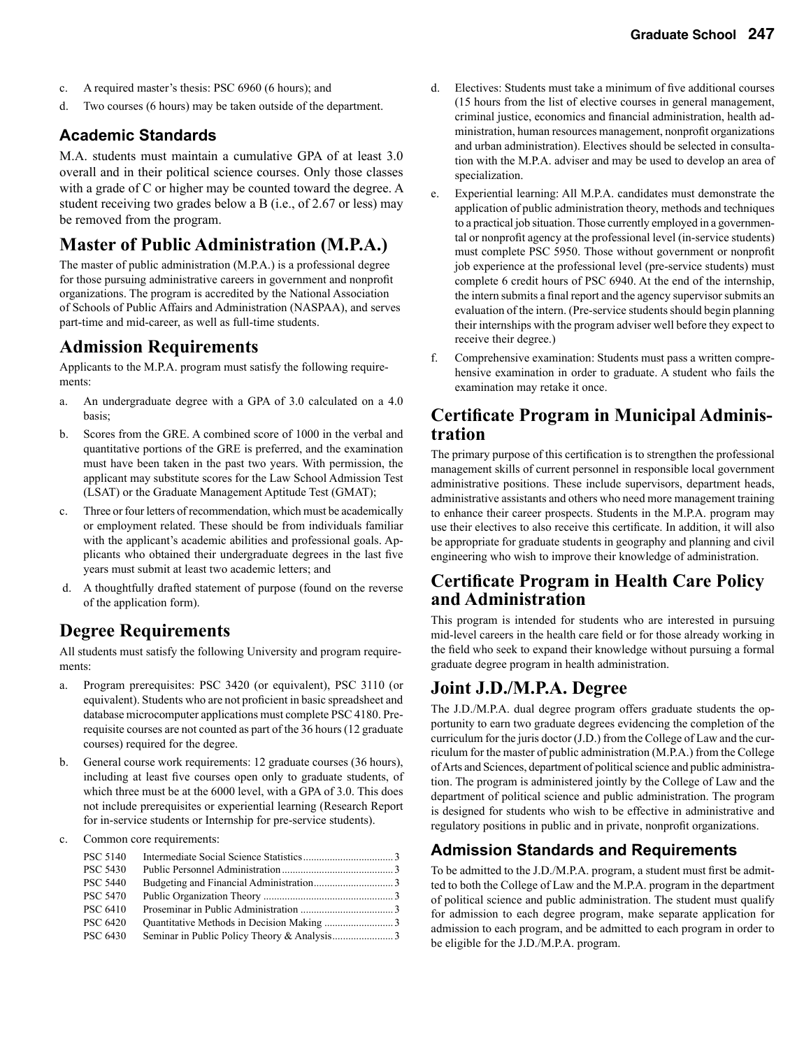c. A required master's thesis: PSC 6960 (6 hours); and

d. Two courses (6 hours) may be taken outside of the department.

### Academic Standards

M.A. students must maintain a cumulative GPA of at least 3.0 overall and in their political science courses. Only those classes with a grade of C or higher may be counted toward the degree. A student receiving two grades below a B (i.e., of 2.67 or less) may be removed from the program.

## Master of Public Administration (M.P.A.)

The master of public administration (M.P.A.) is a professional degree for those pursuing administrative careers in government and nonprofit organizations. The program is accredited by the National Association of Schools of Public Affairs and Administration (NASPAA), and serves part-time and mid-career, as well as full-time students.

## Admission Requirements

Applicants to the M.P.A. program must satisfy the following requirements:

a. An undergraduate degree with a GPA of 3.0 calculated on a 4.0 basis;

b. Scores from the GRE. A combined score of 1000 in the verbal and quantitative portions of the GRE is preferred, and the examination must have been taken in the past two years. With permission, the applicant may substitute scores for the Law School Admission Test (LSAT) or the Graduate Management Aptitude Test (GMAT);

c. Three or four letters of recommendation, which must be academically or employment related. These should be from individuals familiar with the applicant's academic abilities and professional goals. Applicants who obtained their undergraduate degrees in the last five years must submit at least two academic letters; and

d. A thoughtfully drafted statement of purpose (found on the reverse of the application form).

## Degree Requirements

All students must satisfy the following University and program requirements:

a. Program prerequisites: PSC 3420 (or equivalent), PSC 3110 (or equivalent). Students who are not proficient in basic spreadsheet and database microcomputer applications must complete PSC 4180. Prerequisite courses are not counted as part of the 36 hours (12 graduate courses) required for the degree.

b. General course work requirements: 12 graduate courses (36 hours), including at least five courses open only to graduate students, of which three must be at the 6000 level, with a GPA of 3.0. This does not include prerequisites or experiential learning (Research Report for in-service students or Internship for pre-service students).

c. Common core requirements:

| | | |
|---|---|---|
| PSC 5140 | Intermediate Social Science Statistics | 3 |
| PSC 5430 | Public Personnel Administration | 3 |
| PSC 5440 | Budgeting and Financial Administration | 3 |
| PSC 5470 | Public Organization Theory | 3 |
| PSC 6410 | Proseminar in Public Administration | 3 |
| PSC 6420 | Quantitative Methods in Decision Making | 3 |
| PSC 6430 | Seminar in Public Policy Theory & Analysis | 3 |

d. Electives: Students must take a minimum of five additional courses (15 hours from the list of elective courses in general management, criminal justice, economics and financial administration, health administration, human resources management, nonprofit organizations and urban administration). Electives should be selected in consultation with the M.P.A. adviser and may be used to develop an area of specialization.

e. Experiential learning: All M.P.A. candidates must demonstrate the application of public administration theory, methods and techniques to a practical job situation. Those currently employed in a governmental or nonprofit agency at the professional level (in-service students) must complete PSC 5950. Those without government or nonprofit job experience at the professional level (pre-service students) must complete 6 credit hours of PSC 6940. At the end of the internship, the intern submits a final report and the agency supervisor submits an evaluation of the intern. (Pre-service students should begin planning their internships with the program adviser well before they expect to receive their degree.)

f. Comprehensive examination: Students must pass a written comprehensive examination in order to graduate. A student who fails the examination may retake it once.

## Certificate Program in Municipal Administration

The primary purpose of this certification is to strengthen the professional management skills of current personnel in responsible local government administrative positions. These include supervisors, department heads, administrative assistants and others who need more management training to enhance their career prospects. Students in the M.P.A. program may use their electives to also receive this certificate. In addition, it will also be appropriate for graduate students in geography and planning and civil engineering who wish to improve their knowledge of administration.

## Certificate Program in Health Care Policy and Administration

This program is intended for students who are interested in pursuing mid-level careers in the health care field or for those already working in the field who seek to expand their knowledge without pursuing a formal graduate degree program in health administration.

## Joint J.D./M.P.A. Degree

The J.D./M.P.A. dual degree program offers graduate students the opportunity to earn two graduate degrees evidencing the completion of the curriculum for the juris doctor (J.D.) from the College of Law and the curriculum for the master of public administration (M.P.A.) from the College of Arts and Sciences, department of political science and public administration. The program is administered jointly by the College of Law and the department of political science and public administration. The program is designed for students who wish to be effective in administrative and regulatory positions in public and in private, nonprofit organizations.

### Admission Standards and Requirements

To be admitted to the J.D./M.P.A. program, a student must first be admitted to both the College of Law and the M.P.A. program in the department of political science and public administration. The student must qualify for admission to each degree program, make separate application for admission to each program, and be admitted to each program in order to be eligible for the J.D./M.P.A. program.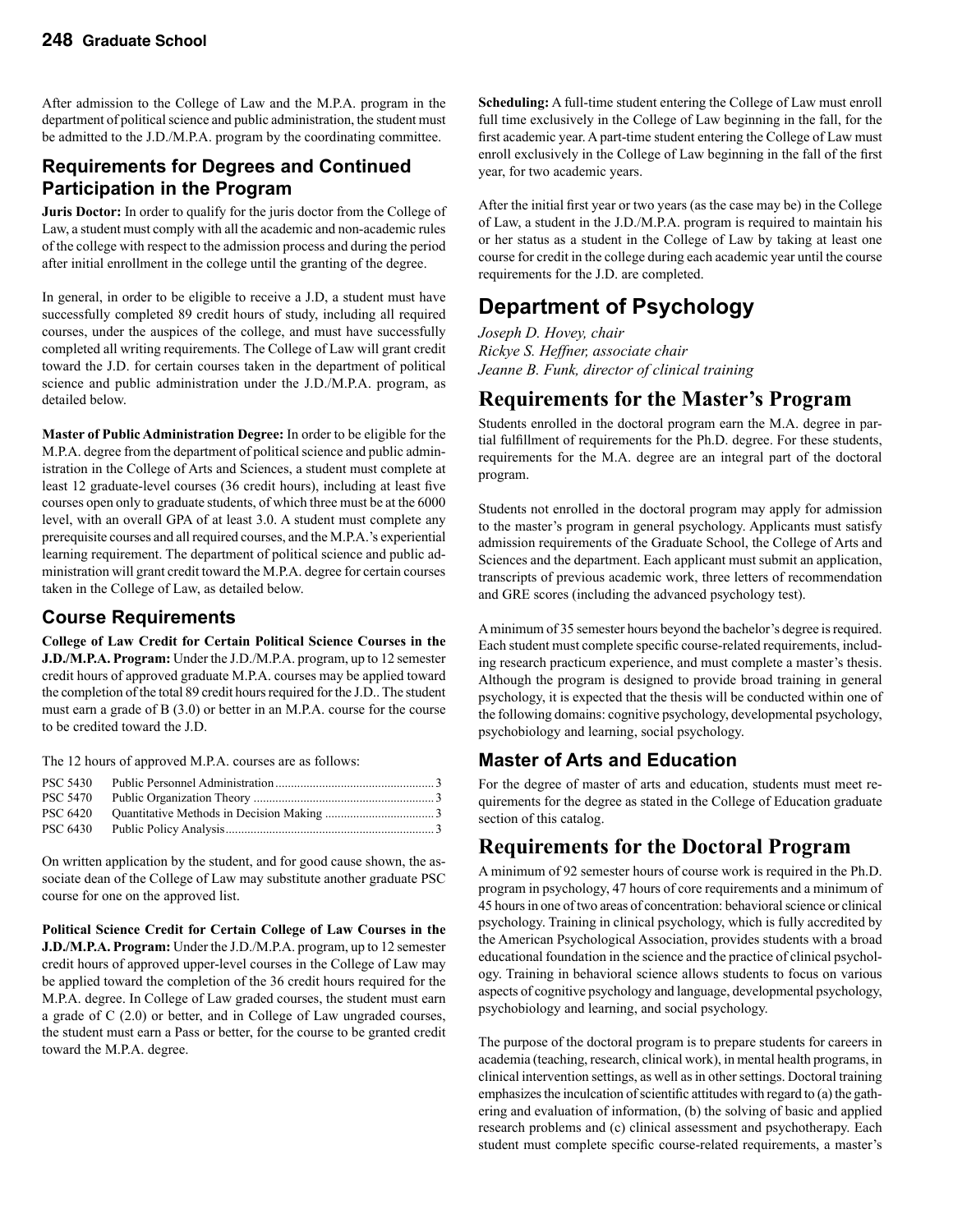After admission to the College of Law and the M.P.A. program in the department of political science and public administration, the student must be admitted to the J.D./M.P.A. program by the coordinating committee.

## Requirements for Degrees and Continued Participation in the Program

**Juris Doctor:** In order to qualify for the juris doctor from the College of Law, a student must comply with all the academic and non-academic rules of the college with respect to the admission process and during the period after initial enrollment in the college until the granting of the degree.

In general, in order to be eligible to receive a J.D, a student must have successfully completed 89 credit hours of study, including all required courses, under the auspices of the college, and must have successfully completed all writing requirements. The College of Law will grant credit toward the J.D. for certain courses taken in the department of political science and public administration under the J.D./M.P.A. program, as detailed below.

**Master of Public Administration Degree:** In order to be eligible for the M.P.A. degree from the department of political science and public administration in the College of Arts and Sciences, a student must complete at least 12 graduate-level courses (36 credit hours), including at least five courses open only to graduate students, of which three must be at the 6000 level, with an overall GPA of at least 3.0. A student must complete any prerequisite courses and all required courses, and the M.P.A.'s experiential learning requirement. The department of political science and public administration will grant credit toward the M.P.A. degree for certain courses taken in the College of Law, as detailed below.

## Course Requirements

**College of Law Credit for Certain Political Science Courses in the J.D./M.P.A. Program:** Under the J.D./M.P.A. program, up to 12 semester credit hours of approved graduate M.P.A. courses may be applied toward the completion of the total 89 credit hours required for the J.D.. The student must earn a grade of B (3.0) or better in an M.P.A. course for the course to be credited toward the J.D.

The 12 hours of approved M.P.A. courses are as follows:

| | | |
|---|---|---|
| PSC 5430 | Public Personnel Administration | 3 |
| PSC 5470 | Public Organization Theory | 3 |
| PSC 6420 | Quantitative Methods in Decision Making | 3 |
| PSC 6430 | Public Policy Analysis | 3 |

On written application by the student, and for good cause shown, the associate dean of the College of Law may substitute another graduate PSC course for one on the approved list.

**Political Science Credit for Certain College of Law Courses in the J.D./M.P.A. Program:** Under the J.D./M.P.A. program, up to 12 semester credit hours of approved upper-level courses in the College of Law may be applied toward the completion of the 36 credit hours required for the M.P.A. degree. In College of Law graded courses, the student must earn a grade of C (2.0) or better, and in College of Law ungraded courses, the student must earn a Pass or better, for the course to be granted credit toward the M.P.A. degree.

**Scheduling:** A full-time student entering the College of Law must enroll full time exclusively in the College of Law beginning in the fall, for the first academic year. A part-time student entering the College of Law must enroll exclusively in the College of Law beginning in the fall of the first year, for two academic years.

After the initial first year or two years (as the case may be) in the College of Law, a student in the J.D./M.P.A. program is required to maintain his or her status as a student in the College of Law by taking at least one course for credit in the college during each academic year until the course requirements for the J.D. are completed.

# Department of Psychology

*Joseph D. Hovey, chair*
*Rickye S. Heffner, associate chair*
*Jeanne B. Funk, director of clinical training*

## Requirements for the Master's Program

Students enrolled in the doctoral program earn the M.A. degree in partial fulfillment of requirements for the Ph.D. degree. For these students, requirements for the M.A. degree are an integral part of the doctoral program.

Students not enrolled in the doctoral program may apply for admission to the master's program in general psychology. Applicants must satisfy admission requirements of the Graduate School, the College of Arts and Sciences and the department. Each applicant must submit an application, transcripts of previous academic work, three letters of recommendation and GRE scores (including the advanced psychology test).

A minimum of 35 semester hours beyond the bachelor's degree is required. Each student must complete specific course-related requirements, including research practicum experience, and must complete a master's thesis. Although the program is designed to provide broad training in general psychology, it is expected that the thesis will be conducted within one of the following domains: cognitive psychology, developmental psychology, psychobiology and learning, social psychology.

### Master of Arts and Education

For the degree of master of arts and education, students must meet requirements for the degree as stated in the College of Education graduate section of this catalog.

## Requirements for the Doctoral Program

A minimum of 92 semester hours of course work is required in the Ph.D. program in psychology, 47 hours of core requirements and a minimum of 45 hours in one of two areas of concentration: behavioral science or clinical psychology. Training in clinical psychology, which is fully accredited by the American Psychological Association, provides students with a broad educational foundation in the science and the practice of clinical psychology. Training in behavioral science allows students to focus on various aspects of cognitive psychology and language, developmental psychology, psychobiology and learning, and social psychology.

The purpose of the doctoral program is to prepare students for careers in academia (teaching, research, clinical work), in mental health programs, in clinical intervention settings, as well as in other settings. Doctoral training emphasizes the inculcation of scientific attitudes with regard to (a) the gathering and evaluation of information, (b) the solving of basic and applied research problems and (c) clinical assessment and psychotherapy. Each student must complete specific course-related requirements, a master's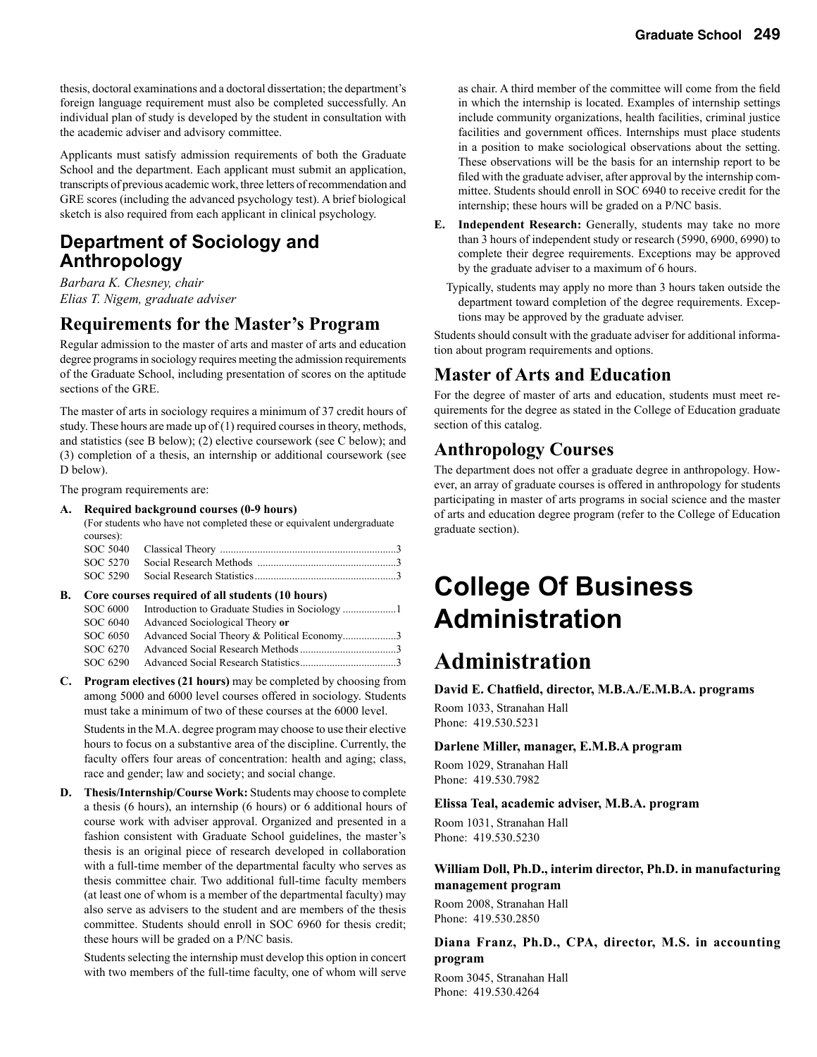thesis, doctoral examinations and a doctoral dissertation; the department's foreign language requirement must also be completed successfully. An individual plan of study is developed by the student in consultation with the academic adviser and advisory committee.

Applicants must satisfy admission requirements of both the Graduate School and the department. Each applicant must submit an application, transcripts of previous academic work, three letters of recommendation and GRE scores (including the advanced psychology test). A brief biological sketch is also required from each applicant in clinical psychology.

## Department of Sociology and Anthropology

*Barbara K. Chesney, chair*
*Elias T. Nigem, graduate adviser*

## Requirements for the Master's Program

Regular admission to the master of arts and master of arts and education degree programs in sociology requires meeting the admission requirements of the Graduate School, including presentation of scores on the aptitude sections of the GRE.

The master of arts in sociology requires a minimum of 37 credit hours of study. These hours are made up of (1) required courses in theory, methods, and statistics (see B below); (2) elective coursework (see C below); and (3) completion of a thesis, an internship or additional coursework (see D below).

The program requirements are:

**A. Required background courses (0-9 hours)**
(For students who have not completed these or equivalent undergraduate courses):

| | | |
|---|---|---|
| SOC 5040 | Classical Theory | 3 |
| SOC 5270 | Social Research Methods | 3 |
| SOC 5290 | Social Research Statistics | 3 |

**B. Core courses required of all students (10 hours)**

| | | |
|---|---|---|
| SOC 6000 | Introduction to Graduate Studies in Sociology | 1 |
| SOC 6040 | Advanced Sociological Theory **or** | |
| SOC 6050 | Advanced Social Theory & Political Economy | 3 |
| SOC 6270 | Advanced Social Research Methods | 3 |
| SOC 6290 | Advanced Social Research Statistics | 3 |

**C. Program electives (21 hours)** may be completed by choosing from among 5000 and 6000 level courses offered in sociology. Students must take a minimum of two of these courses at the 6000 level.

Students in the M.A. degree program may choose to use their elective hours to focus on a substantive area of the discipline. Currently, the faculty offers four areas of concentration: health and aging; class, race and gender; law and society; and social change.

**D. Thesis/Internship/Course Work:** Students may choose to complete a thesis (6 hours), an internship (6 hours) or 6 additional hours of course work with adviser approval. Organized and presented in a fashion consistent with Graduate School guidelines, the master's thesis is an original piece of research developed in collaboration with a full-time member of the departmental faculty who serves as thesis committee chair. Two additional full-time faculty members (at least one of whom is a member of the departmental faculty) may also serve as advisers to the student and are members of the thesis committee. Students should enroll in SOC 6960 for thesis credit; these hours will be graded on a P/NC basis.

Students selecting the internship must develop this option in concert with two members of the full-time faculty, one of whom will serve as chair. A third member of the committee will come from the field in which the internship is located. Examples of internship settings include community organizations, health facilities, criminal justice facilities and government offices. Internships must place students in a position to make sociological observations about the setting. These observations will be the basis for an internship report to be filed with the graduate adviser, after approval by the internship committee. Students should enroll in SOC 6940 to receive credit for the internship; these hours will be graded on a P/NC basis.

**E. Independent Research:** Generally, students may take no more than 3 hours of independent study or research (5990, 6900, 6990) to complete their degree requirements. Exceptions may be approved by the graduate adviser to a maximum of 6 hours.

Typically, students may apply no more than 3 hours taken outside the department toward completion of the degree requirements. Exceptions may be approved by the graduate adviser.

Students should consult with the graduate adviser for additional information about program requirements and options.

## Master of Arts and Education

For the degree of master of arts and education, students must meet requirements for the degree as stated in the College of Education graduate section of this catalog.

## Anthropology Courses

The department does not offer a graduate degree in anthropology. However, an array of graduate courses is offered in anthropology for students participating in master of arts programs in social science and the master of arts and education degree program (refer to the College of Education graduate section).

# College Of Business Administration

# Administration

**David E. Chatfield, director, M.B.A./E.M.B.A. programs**

Room 1033, Stranahan Hall
Phone: 419.530.5231

**Darlene Miller, manager, E.M.B.A program**

Room 1029, Stranahan Hall
Phone: 419.530.7982

**Elissa Teal, academic adviser, M.B.A. program**

Room 1031, Stranahan Hall
Phone: 419.530.5230

**William Doll, Ph.D., interim director, Ph.D. in manufacturing management program**

Room 2008, Stranahan Hall
Phone: 419.530.2850

**Diana Franz, Ph.D., CPA, director, M.S. in accounting program**

Room 3045, Stranahan Hall
Phone: 419.530.4264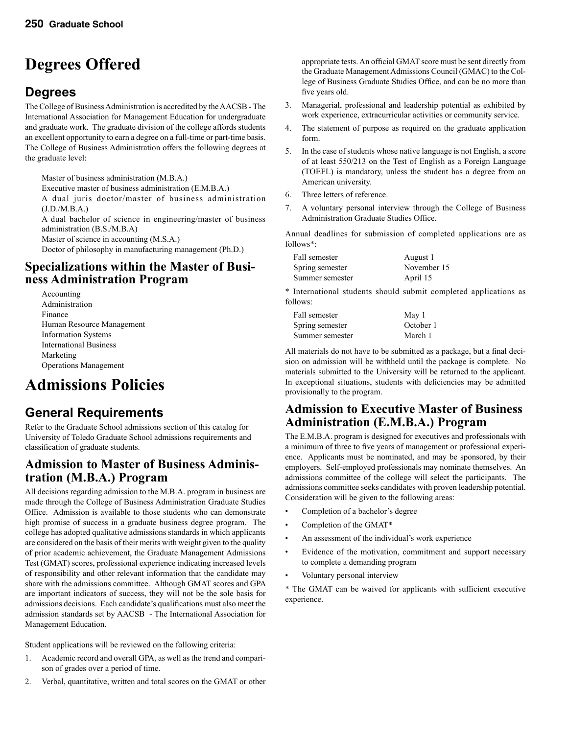# Degrees Offered

## Degrees

The College of Business Administration is accredited by the AACSB - The International Association for Management Education for undergraduate and graduate work. The graduate division of the college affords students an excellent opportunity to earn a degree on a full-time or part-time basis. The College of Business Administration offers the following degrees at the graduate level:

Master of business administration (M.B.A.)
Executive master of business administration (E.M.B.A.)
A dual juris doctor/master of business administration (J.D./M.B.A.)
A dual bachelor of science in engineering/master of business administration (B.S./M.B.A)
Master of science in accounting (M.S.A.)
Doctor of philosophy in manufacturing management (Ph.D.)

### Specializations within the Master of Business Administration Program

Accounting
Administration
Finance
Human Resource Management
Information Systems
International Business
Marketing
Operations Management

# Admissions Policies

## General Requirements

Refer to the Graduate School admissions section of this catalog for University of Toledo Graduate School admissions requirements and classification of graduate students.

### Admission to Master of Business Administration (M.B.A.) Program

All decisions regarding admission to the M.B.A. program in business are made through the College of Business Administration Graduate Studies Office. Admission is available to those students who can demonstrate high promise of success in a graduate business degree program. The college has adopted qualitative admissions standards in which applicants are considered on the basis of their merits with weight given to the quality of prior academic achievement, the Graduate Management Admissions Test (GMAT) scores, professional experience indicating increased levels of responsibility and other relevant information that the candidate may share with the admissions committee. Although GMAT scores and GPA are important indicators of success, they will not be the sole basis for admissions decisions. Each candidate's qualifications must also meet the admission standards set by AACSB - The International Association for Management Education.

Student applications will be reviewed on the following criteria:

1. Academic record and overall GPA, as well as the trend and comparison of grades over a period of time.
2. Verbal, quantitative, written and total scores on the GMAT or other appropriate tests. An official GMAT score must be sent directly from the Graduate Management Admissions Council (GMAC) to the College of Business Graduate Studies Office, and can be no more than five years old.
3. Managerial, professional and leadership potential as exhibited by work experience, extracurricular activities or community service.
4. The statement of purpose as required on the graduate application form.
5. In the case of students whose native language is not English, a score of at least 550/213 on the Test of English as a Foreign Language (TOEFL) is mandatory, unless the student has a degree from an American university.
6. Three letters of reference.
7. A voluntary personal interview through the College of Business Administration Graduate Studies Office.

Annual deadlines for submission of completed applications are as follows*:

| | |
|---|---|
| Fall semester | August 1 |
| Spring semester | November 15 |
| Summer semester | April 15 |

* International students should submit completed applications as follows:

| | |
|---|---|
| Fall semester | May 1 |
| Spring semester | October 1 |
| Summer semester | March 1 |

All materials do not have to be submitted as a package, but a final decision on admission will be withheld until the package is complete. No materials submitted to the University will be returned to the applicant. In exceptional situations, students with deficiencies may be admitted provisionally to the program.

### Admission to Executive Master of Business Administration (E.M.B.A.) Program

The E.M.B.A. program is designed for executives and professionals with a minimum of three to five years of management or professional experience. Applicants must be nominated, and may be sponsored, by their employers. Self-employed professionals may nominate themselves. An admissions committee of the college will select the participants. The admissions committee seeks candidates with proven leadership potential. Consideration will be given to the following areas:

- Completion of a bachelor's degree
- Completion of the GMAT*
- An assessment of the individual's work experience
- Evidence of the motivation, commitment and support necessary to complete a demanding program
- Voluntary personal interview

* The GMAT can be waived for applicants with sufficient executive experience.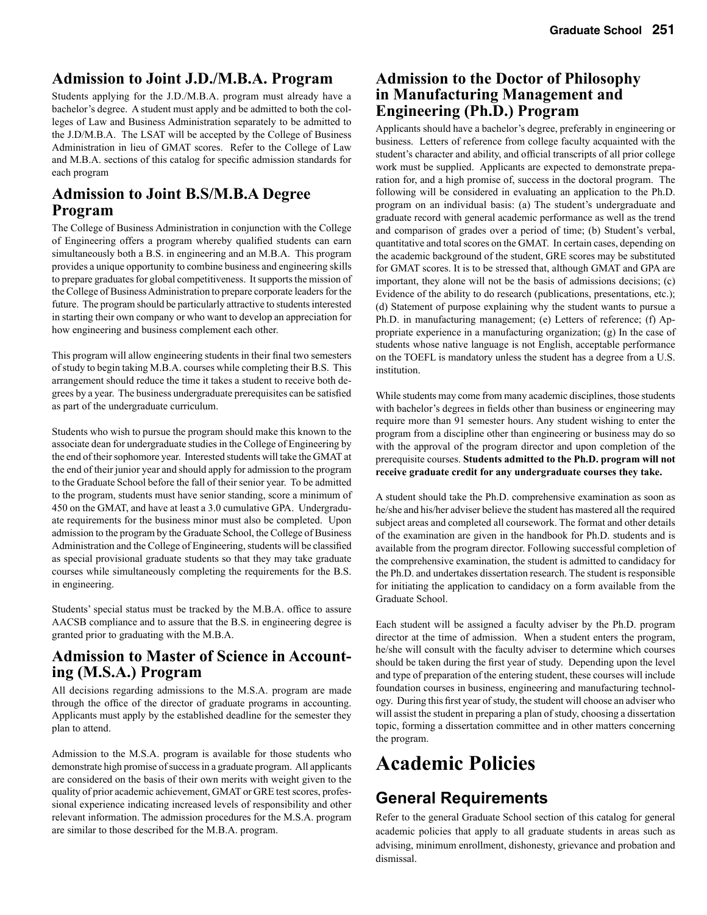## Admission to Joint J.D./M.B.A. Program

Students applying for the J.D./M.B.A. program must already have a bachelor's degree. A student must apply and be admitted to both the colleges of Law and Business Administration separately to be admitted to the J.D/M.B.A. The LSAT will be accepted by the College of Business Administration in lieu of GMAT scores. Refer to the College of Law and M.B.A. sections of this catalog for specific admission standards for each program

## Admission to Joint B.S/M.B.A Degree Program

The College of Business Administration in conjunction with the College of Engineering offers a program whereby qualified students can earn simultaneously both a B.S. in engineering and an M.B.A. This program provides a unique opportunity to combine business and engineering skills to prepare graduates for global competitiveness. It supports the mission of the College of Business Administration to prepare corporate leaders for the future. The program should be particularly attractive to students interested in starting their own company or who want to develop an appreciation for how engineering and business complement each other.

This program will allow engineering students in their final two semesters of study to begin taking M.B.A. courses while completing their B.S. This arrangement should reduce the time it takes a student to receive both degrees by a year. The business undergraduate prerequisites can be satisfied as part of the undergraduate curriculum.

Students who wish to pursue the program should make this known to the associate dean for undergraduate studies in the College of Engineering by the end of their sophomore year. Interested students will take the GMAT at the end of their junior year and should apply for admission to the program to the Graduate School before the fall of their senior year. To be admitted to the program, students must have senior standing, score a minimum of 450 on the GMAT, and have at least a 3.0 cumulative GPA. Undergraduate requirements for the business minor must also be completed. Upon admission to the program by the Graduate School, the College of Business Administration and the College of Engineering, students will be classified as special provisional graduate students so that they may take graduate courses while simultaneously completing the requirements for the B.S. in engineering.

Students' special status must be tracked by the M.B.A. office to assure AACSB compliance and to assure that the B.S. in engineering degree is granted prior to graduating with the M.B.A.

## Admission to Master of Science in Accounting (M.S.A.) Program

All decisions regarding admissions to the M.S.A. program are made through the office of the director of graduate programs in accounting. Applicants must apply by the established deadline for the semester they plan to attend.

Admission to the M.S.A. program is available for those students who demonstrate high promise of success in a graduate program. All applicants are considered on the basis of their own merits with weight given to the quality of prior academic achievement, GMAT or GRE test scores, professional experience indicating increased levels of responsibility and other relevant information. The admission procedures for the M.S.A. program are similar to those described for the M.B.A. program.

## Admission to the Doctor of Philosophy in Manufacturing Management and Engineering (Ph.D.) Program

Applicants should have a bachelor's degree, preferably in engineering or business. Letters of reference from college faculty acquainted with the student's character and ability, and official transcripts of all prior college work must be supplied. Applicants are expected to demonstrate preparation for, and a high promise of, success in the doctoral program. The following will be considered in evaluating an application to the Ph.D. program on an individual basis: (a) The student's undergraduate and graduate record with general academic performance as well as the trend and comparison of grades over a period of time; (b) Student's verbal, quantitative and total scores on the GMAT. In certain cases, depending on the academic background of the student, GRE scores may be substituted for GMAT scores. It is to be stressed that, although GMAT and GPA are important, they alone will not be the basis of admissions decisions; (c) Evidence of the ability to do research (publications, presentations, etc.); (d) Statement of purpose explaining why the student wants to pursue a Ph.D. in manufacturing management; (e) Letters of reference; (f) Appropriate experience in a manufacturing organization; (g) In the case of students whose native language is not English, acceptable performance on the TOEFL is mandatory unless the student has a degree from a U.S. institution.

While students may come from many academic disciplines, those students with bachelor's degrees in fields other than business or engineering may require more than 91 semester hours. Any student wishing to enter the program from a discipline other than engineering or business may do so with the approval of the program director and upon completion of the prerequisite courses. **Students admitted to the Ph.D. program will not receive graduate credit for any undergraduate courses they take.**

A student should take the Ph.D. comprehensive examination as soon as he/she and his/her adviser believe the student has mastered all the required subject areas and completed all coursework. The format and other details of the examination are given in the handbook for Ph.D. students and is available from the program director. Following successful completion of the comprehensive examination, the student is admitted to candidacy for the Ph.D. and undertakes dissertation research. The student is responsible for initiating the application to candidacy on a form available from the Graduate School.

Each student will be assigned a faculty adviser by the Ph.D. program director at the time of admission. When a student enters the program, he/she will consult with the faculty adviser to determine which courses should be taken during the first year of study. Depending upon the level and type of preparation of the entering student, these courses will include foundation courses in business, engineering and manufacturing technology. During this first year of study, the student will choose an adviser who will assist the student in preparing a plan of study, choosing a dissertation topic, forming a dissertation committee and in other matters concerning the program.

# Academic Policies

## General Requirements

Refer to the general Graduate School section of this catalog for general academic policies that apply to all graduate students in areas such as advising, minimum enrollment, dishonesty, grievance and probation and dismissal.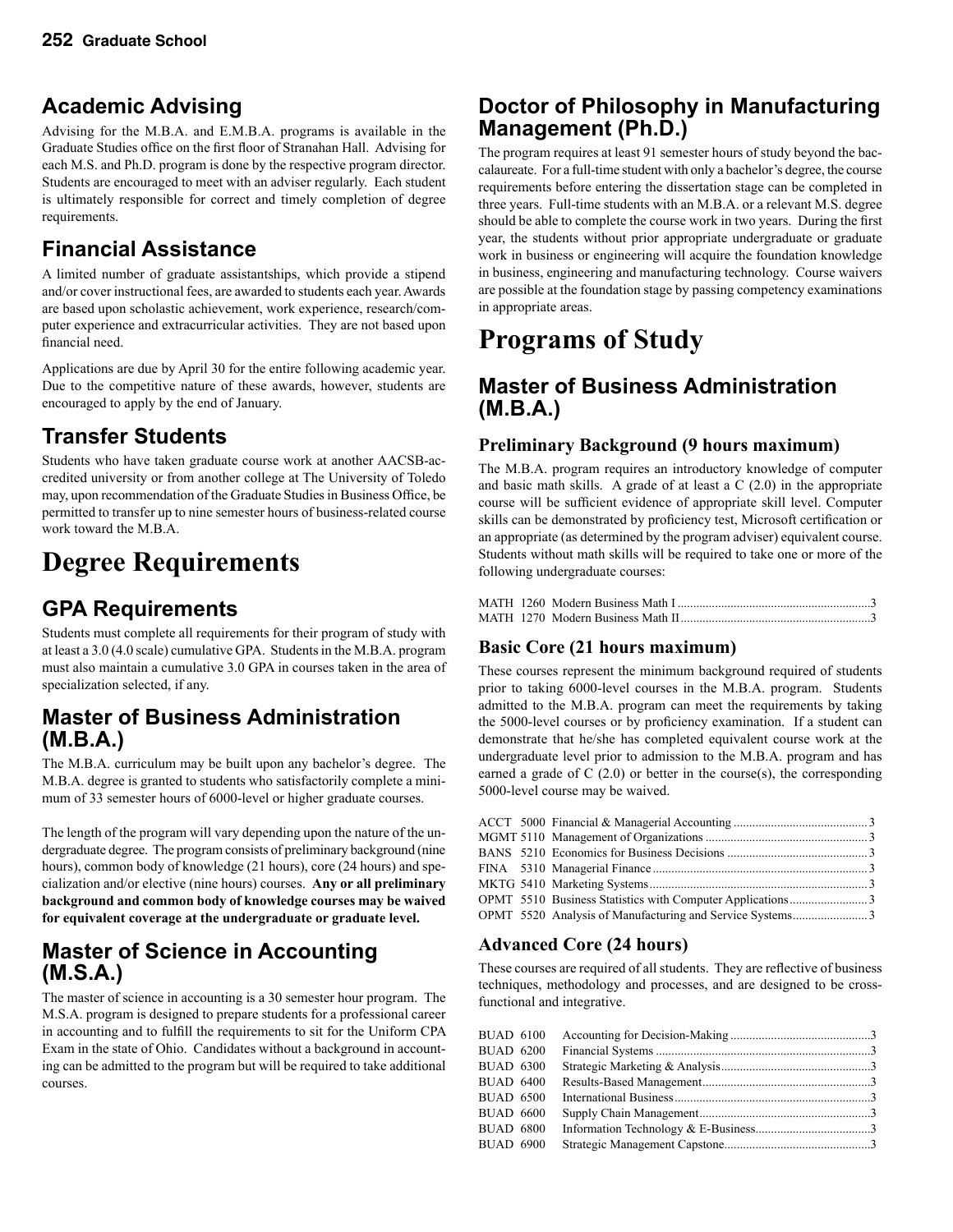## Academic Advising

Advising for the M.B.A. and E.M.B.A. programs is available in the Graduate Studies office on the first floor of Stranahan Hall. Advising for each M.S. and Ph.D. program is done by the respective program director. Students are encouraged to meet with an adviser regularly. Each student is ultimately responsible for correct and timely completion of degree requirements.

## Financial Assistance

A limited number of graduate assistantships, which provide a stipend and/or cover instructional fees, are awarded to students each year. Awards are based upon scholastic achievement, work experience, research/computer experience and extracurricular activities. They are not based upon financial need.

Applications are due by April 30 for the entire following academic year. Due to the competitive nature of these awards, however, students are encouraged to apply by the end of January.

## Transfer Students

Students who have taken graduate course work at another AACSB-accredited university or from another college at The University of Toledo may, upon recommendation of the Graduate Studies in Business Office, be permitted to transfer up to nine semester hours of business-related course work toward the M.B.A.

# Degree Requirements

## GPA Requirements

Students must complete all requirements for their program of study with at least a 3.0 (4.0 scale) cumulative GPA. Students in the M.B.A. program must also maintain a cumulative 3.0 GPA in courses taken in the area of specialization selected, if any.

## Master of Business Administration (M.B.A.)

The M.B.A. curriculum may be built upon any bachelor's degree. The M.B.A. degree is granted to students who satisfactorily complete a minimum of 33 semester hours of 6000-level or higher graduate courses.

The length of the program will vary depending upon the nature of the undergraduate degree. The program consists of preliminary background (nine hours), common body of knowledge (21 hours), core (24 hours) and specialization and/or elective (nine hours) courses. **Any or all preliminary background and common body of knowledge courses may be waived for equivalent coverage at the undergraduate or graduate level.**

## Master of Science in Accounting (M.S.A.)

The master of science in accounting is a 30 semester hour program. The M.S.A. program is designed to prepare students for a professional career in accounting and to fulfill the requirements to sit for the Uniform CPA Exam in the state of Ohio. Candidates without a background in accounting can be admitted to the program but will be required to take additional courses.

## Doctor of Philosophy in Manufacturing Management (Ph.D.)

The program requires at least 91 semester hours of study beyond the baccalaureate. For a full-time student with only a bachelor's degree, the course requirements before entering the dissertation stage can be completed in three years. Full-time students with an M.B.A. or a relevant M.S. degree should be able to complete the course work in two years. During the first year, the students without prior appropriate undergraduate or graduate work in business or engineering will acquire the foundation knowledge in business, engineering and manufacturing technology. Course waivers are possible at the foundation stage by passing competency examinations in appropriate areas.

# Programs of Study

## Master of Business Administration (M.B.A.)

### Preliminary Background (9 hours maximum)

The M.B.A. program requires an introductory knowledge of computer and basic math skills. A grade of at least a C (2.0) in the appropriate course will be sufficient evidence of appropriate skill level. Computer skills can be demonstrated by proficiency test, Microsoft certification or an appropriate (as determined by the program adviser) equivalent course. Students without math skills will be required to take one or more of the following undergraduate courses:

MATH 1260 Modern Business Math I ........ 3
MATH 1270 Modern Business Math II ........ 3

### Basic Core (21 hours maximum)

These courses represent the minimum background required of students prior to taking 6000-level courses in the M.B.A. program. Students admitted to the M.B.A. program can meet the requirements by taking the 5000-level courses or by proficiency examination. If a student can demonstrate that he/she has completed equivalent course work at the undergraduate level prior to admission to the M.B.A. program and has earned a grade of C (2.0) or better in the course(s), the corresponding 5000-level course may be waived.

ACCT 5000 Financial & Managerial Accounting ........ 3
MGMT 5110 Management of Organizations ........ 3
BANS 5210 Economics for Business Decisions ........ 3
FINA 5310 Managerial Finance ........ 3
MKTG 5410 Marketing Systems ........ 3
OPMT 5510 Business Statistics with Computer Applications ........ 3
OPMT 5520 Analysis of Manufacturing and Service Systems ........ 3

### Advanced Core (24 hours)

These courses are required of all students. They are reflective of business techniques, methodology and processes, and are designed to be cross-functional and integrative.

BUAD 6100 Accounting for Decision-Making ........ 3
BUAD 6200 Financial Systems ........ 3
BUAD 6300 Strategic Marketing & Analysis ........ 3
BUAD 6400 Results-Based Management ........ 3
BUAD 6500 International Business ........ 3
BUAD 6600 Supply Chain Management ........ 3
BUAD 6800 Information Technology & E-Business ........ 3
BUAD 6900 Strategic Management Capstone ........ 3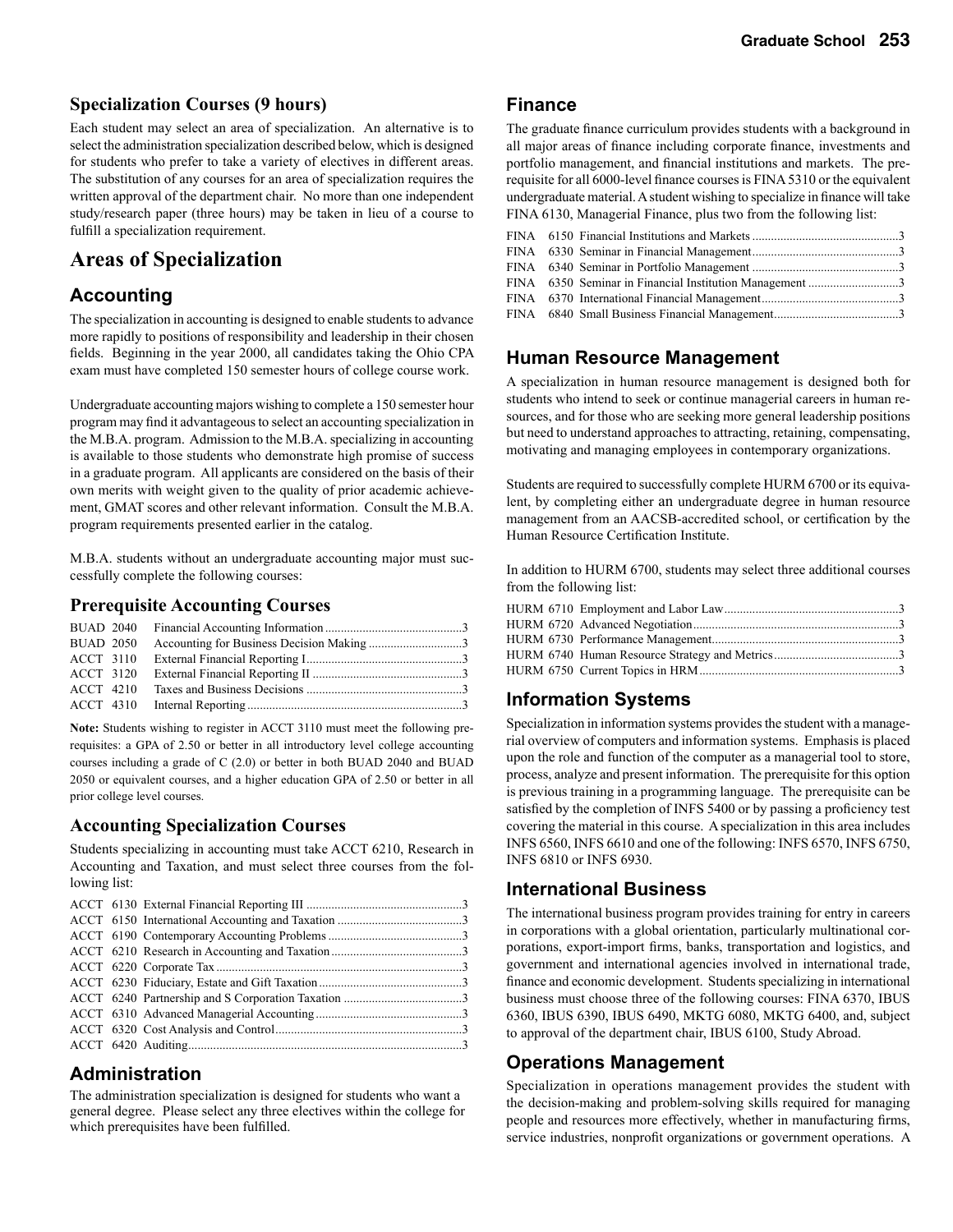### Specialization Courses (9 hours)

Each student may select an area of specialization. An alternative is to select the administration specialization described below, which is designed for students who prefer to take a variety of electives in different areas. The substitution of any courses for an area of specialization requires the written approval of the department chair. No more than one independent study/research paper (three hours) may be taken in lieu of a course to fulfill a specialization requirement.

# Areas of Specialization

## Accounting

The specialization in accounting is designed to enable students to advance more rapidly to positions of responsibility and leadership in their chosen fields. Beginning in the year 2000, all candidates taking the Ohio CPA exam must have completed 150 semester hours of college course work.

Undergraduate accounting majors wishing to complete a 150 semester hour program may find it advantageous to select an accounting specialization in the M.B.A. program. Admission to the M.B.A. specializing in accounting is available to those students who demonstrate high promise of success in a graduate program. All applicants are considered on the basis of their own merits with weight given to the quality of prior academic achievement, GMAT scores and other relevant information. Consult the M.B.A. program requirements presented earlier in the catalog.

M.B.A. students without an undergraduate accounting major must successfully complete the following courses:

### Prerequisite Accounting Courses

BUAD 2040 Financial Accounting Information ............ 3
BUAD 2050 Accounting for Business Decision Making ............ 3
ACCT 3110 External Financial Reporting I ............ 3
ACCT 3120 External Financial Reporting II ............ 3
ACCT 4210 Taxes and Business Decisions ............ 3
ACCT 4310 Internal Reporting ............ 3

**Note:** Students wishing to register in ACCT 3110 must meet the following prerequisites: a GPA of 2.50 or better in all introductory level college accounting courses including a grade of C (2.0) or better in both BUAD 2040 and BUAD 2050 or equivalent courses, and a higher education GPA of 2.50 or better in all prior college level courses.

### Accounting Specialization Courses

Students specializing in accounting must take ACCT 6210, Research in Accounting and Taxation, and must select three courses from the following list:

ACCT 6130 External Financial Reporting III ............ 3
ACCT 6150 International Accounting and Taxation ............ 3
ACCT 6190 Contemporary Accounting Problems ............ 3
ACCT 6210 Research in Accounting and Taxation ............ 3
ACCT 6220 Corporate Tax ............ 3
ACCT 6230 Fiduciary, Estate and Gift Taxation ............ 3
ACCT 6240 Partnership and S Corporation Taxation ............ 3
ACCT 6310 Advanced Managerial Accounting ............ 3
ACCT 6320 Cost Analysis and Control ............ 3
ACCT 6420 Auditing ............ 3

## Administration

The administration specialization is designed for students who want a general degree. Please select any three electives within the college for which prerequisites have been fulfilled.

## Finance

The graduate finance curriculum provides students with a background in all major areas of finance including corporate finance, investments and portfolio management, and financial institutions and markets. The prerequisite for all 6000-level finance courses is FINA 5310 or the equivalent undergraduate material. A student wishing to specialize in finance will take FINA 6130, Managerial Finance, plus two from the following list:

FINA 6150 Financial Institutions and Markets ............ 3
FINA 6330 Seminar in Financial Management ............ 3
FINA 6340 Seminar in Portfolio Management ............ 3
FINA 6350 Seminar in Financial Institution Management ............ 3
FINA 6370 International Financial Management ............ 3
FINA 6840 Small Business Financial Management ............ 3

## Human Resource Management

A specialization in human resource management is designed both for students who intend to seek or continue managerial careers in human resources, and for those who are seeking more general leadership positions but need to understand approaches to attracting, retaining, compensating, motivating and managing employees in contemporary organizations.

Students are required to successfully complete HURM 6700 or its equivalent, by completing either an undergraduate degree in human resource management from an AACSB-accredited school, or certification by the Human Resource Certification Institute.

In addition to HURM 6700, students may select three additional courses from the following list:

HURM 6710 Employment and Labor Law ............ 3
HURM 6720 Advanced Negotiation ............ 3
HURM 6730 Performance Management ............ 3
HURM 6740 Human Resource Strategy and Metrics ............ 3
HURM 6750 Current Topics in HRM ............ 3

## Information Systems

Specialization in information systems provides the student with a managerial overview of computers and information systems. Emphasis is placed upon the role and function of the computer as a managerial tool to store, process, analyze and present information. The prerequisite for this option is previous training in a programming language. The prerequisite can be satisfied by the completion of INFS 5400 or by passing a proficiency test covering the material in this course. A specialization in this area includes INFS 6560, INFS 6610 and one of the following: INFS 6570, INFS 6750, INFS 6810 or INFS 6930.

## International Business

The international business program provides training for entry in careers in corporations with a global orientation, particularly multinational corporations, export-import firms, banks, transportation and logistics, and government and international agencies involved in international trade, finance and economic development. Students specializing in international business must choose three of the following courses: FINA 6370, IBUS 6360, IBUS 6390, IBUS 6490, MKTG 6080, MKTG 6400, and, subject to approval of the department chair, IBUS 6100, Study Abroad.

## Operations Management

Specialization in operations management provides the student with the decision-making and problem-solving skills required for managing people and resources more effectively, whether in manufacturing firms, service industries, nonprofit organizations or government operations. A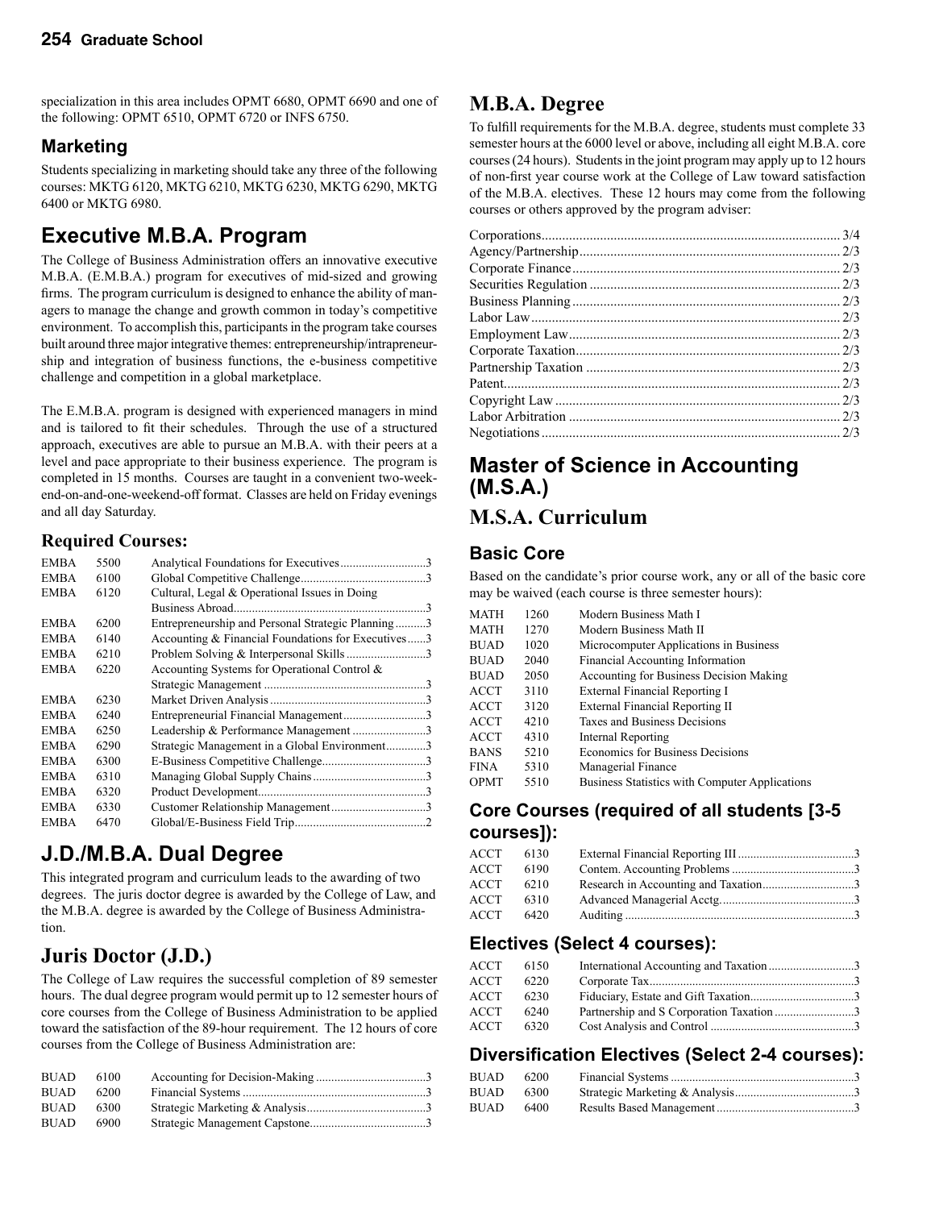specialization in this area includes OPMT 6680, OPMT 6690 and one of the following: OPMT 6510, OPMT 6720 or INFS 6750.

### Marketing

Students specializing in marketing should take any three of the following courses: MKTG 6120, MKTG 6210, MKTG 6230, MKTG 6290, MKTG 6400 or MKTG 6980.

## Executive M.B.A. Program

The College of Business Administration offers an innovative executive M.B.A. (E.M.B.A.) program for executives of mid-sized and growing firms. The program curriculum is designed to enhance the ability of managers to manage the change and growth common in today's competitive environment. To accomplish this, participants in the program take courses built around three major integrative themes: entrepreneurship/intrapreneurship and integration of business functions, the e-business competitive challenge and competition in a global marketplace.

The E.M.B.A. program is designed with experienced managers in mind and is tailored to fit their schedules. Through the use of a structured approach, executives are able to pursue an M.B.A. with their peers at a level and pace appropriate to their business experience. The program is completed in 15 months. Courses are taught in a convenient two-weekend-on-and-one-weekend-off format. Classes are held on Friday evenings and all day Saturday.

### Required Courses:

| | | | |
|---|---|---|---|
| EMBA | 5500 | Analytical Foundations for Executives | 3 |
| EMBA | 6100 | Global Competitive Challenge | 3 |
| EMBA | 6120 | Cultural, Legal & Operational Issues in Doing Business Abroad | 3 |
| EMBA | 6200 | Entrepreneurship and Personal Strategic Planning | 3 |
| EMBA | 6140 | Accounting & Financial Foundations for Executives | 3 |
| EMBA | 6210 | Problem Solving & Interpersonal Skills | 3 |
| EMBA | 6220 | Accounting Systems for Operational Control & Strategic Management | 3 |
| EMBA | 6230 | Market Driven Analysis | 3 |
| EMBA | 6240 | Entrepreneurial Financial Management | 3 |
| EMBA | 6250 | Leadership & Performance Management | 3 |
| EMBA | 6290 | Strategic Management in a Global Environment | 3 |
| EMBA | 6300 | E-Business Competitive Challenge | 3 |
| EMBA | 6310 | Managing Global Supply Chains | 3 |
| EMBA | 6320 | Product Development | 3 |
| EMBA | 6330 | Customer Relationship Management | 3 |
| EMBA | 6470 | Global/E-Business Field Trip | 2 |

## J.D./M.B.A. Dual Degree

This integrated program and curriculum leads to the awarding of two degrees. The juris doctor degree is awarded by the College of Law, and the M.B.A. degree is awarded by the College of Business Administration.

## Juris Doctor (J.D.)

The College of Law requires the successful completion of 89 semester hours. The dual degree program would permit up to 12 semester hours of core courses from the College of Business Administration to be applied toward the satisfaction of the 89-hour requirement. The 12 hours of core courses from the College of Business Administration are:

| | | | |
|---|---|---|---|
| BUAD | 6100 | Accounting for Decision-Making | 3 |
| BUAD | 6200 | Financial Systems | 3 |
| BUAD | 6300 | Strategic Marketing & Analysis | 3 |
| BUAD | 6900 | Strategic Management Capstone | 3 |

## M.B.A. Degree

To fulfill requirements for the M.B.A. degree, students must complete 33 semester hours at the 6000 level or above, including all eight M.B.A. core courses (24 hours). Students in the joint program may apply up to 12 hours of non-first year course work at the College of Law toward satisfaction of the M.B.A. electives. These 12 hours may come from the following courses or others approved by the program adviser:

| | |
|---|---|
| Corporations | 3/4 |
| Agency/Partnership | 2/3 |
| Corporate Finance | 2/3 |
| Securities Regulation | 2/3 |
| Business Planning | 2/3 |
| Labor Law | 2/3 |
| Employment Law | 2/3 |
| Corporate Taxation | 2/3 |
| Partnership Taxation | 2/3 |
| Patent | 2/3 |
| Copyright Law | 2/3 |
| Labor Arbitration | 2/3 |
| Negotiations | 2/3 |

## Master of Science in Accounting (M.S.A.)

## M.S.A. Curriculum

### Basic Core

Based on the candidate's prior course work, any or all of the basic core may be waived (each course is three semester hours):

| | | |
|---|---|---|
| MATH | 1260 | Modern Business Math I |
| MATH | 1270 | Modern Business Math II |
| BUAD | 1020 | Microcomputer Applications in Business |
| BUAD | 2040 | Financial Accounting Information |
| BUAD | 2050 | Accounting for Business Decision Making |
| ACCT | 3110 | External Financial Reporting I |
| ACCT | 3120 | External Financial Reporting II |
| ACCT | 4210 | Taxes and Business Decisions |
| ACCT | 4310 | Internal Reporting |
| BANS | 5210 | Economics for Business Decisions |
| FINA | 5310 | Managerial Finance |
| OPMT | 5510 | Business Statistics with Computer Applications |

### Core Courses (required of all students [3-5 courses]):

| | | | |
|---|---|---|---|
| ACCT | 6130 | External Financial Reporting III | 3 |
| ACCT | 6190 | Contem. Accounting Problems | 3 |
| ACCT | 6210 | Research in Accounting and Taxation | 3 |
| ACCT | 6310 | Advanced Managerial Acctg. | 3 |
| ACCT | 6420 | Auditing | 3 |

### Electives (Select 4 courses):

| | | | |
|---|---|---|---|
| ACCT | 6150 | International Accounting and Taxation | 3 |
| ACCT | 6220 | Corporate Tax | 3 |
| ACCT | 6230 | Fiduciary, Estate and Gift Taxation | 3 |
| ACCT | 6240 | Partnership and S Corporation Taxation | 3 |
| ACCT | 6320 | Cost Analysis and Control | 3 |

### Diversification Electives (Select 2-4 courses):

| | | | |
|---|---|---|---|
| BUAD | 6200 | Financial Systems | 3 |
| BUAD | 6300 | Strategic Marketing & Analysis | 3 |
| BUAD | 6400 | Results Based Management | 3 |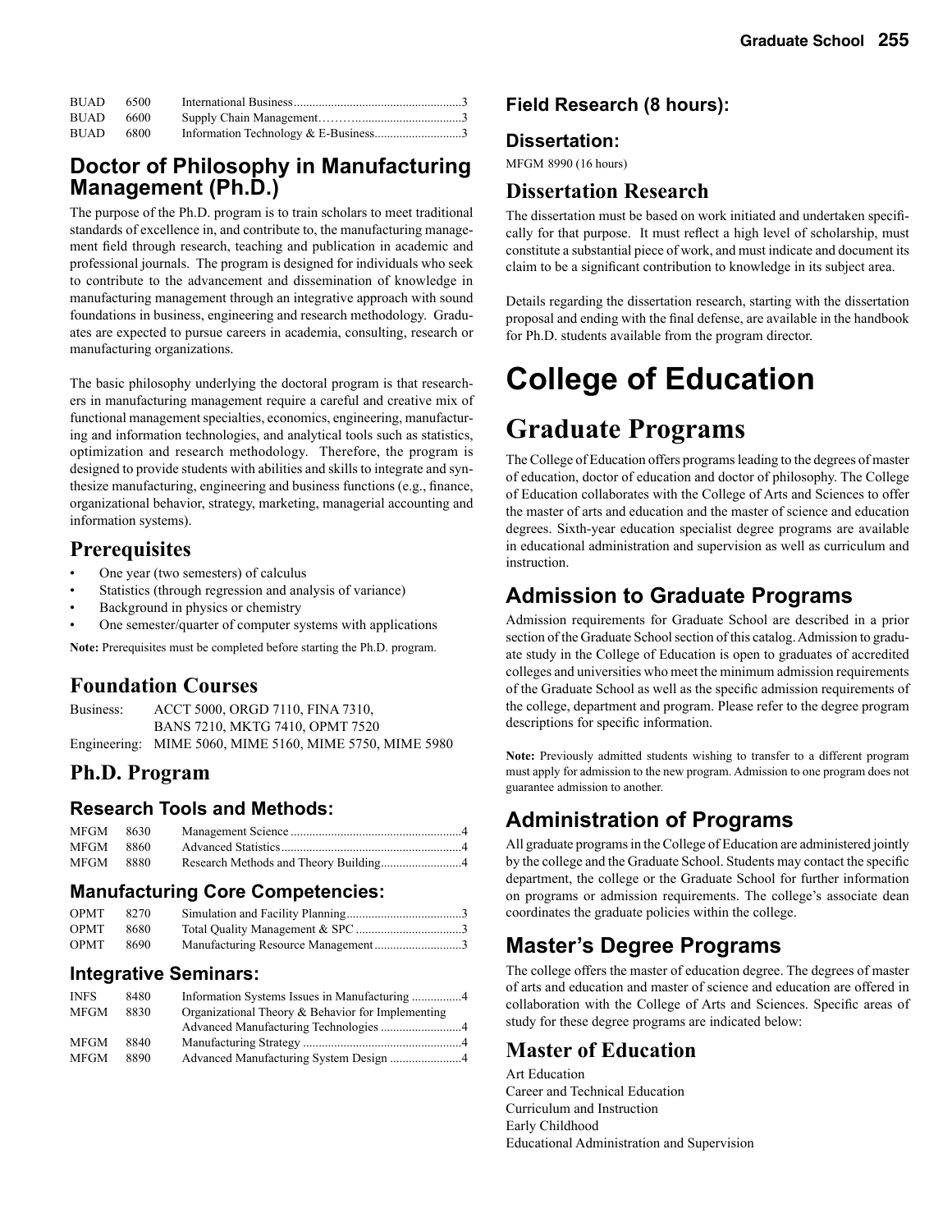| | | | |
|---|---|---|---|
| BUAD | 6500 | International Business | 3 |
| BUAD | 6600 | Supply Chain Management | 3 |
| BUAD | 6800 | Information Technology & E-Business | 3 |

## Doctor of Philosophy in Manufacturing Management (Ph.D.)

The purpose of the Ph.D. program is to train scholars to meet traditional standards of excellence in, and contribute to, the manufacturing management field through research, teaching and publication in academic and professional journals. The program is designed for individuals who seek to contribute to the advancement and dissemination of knowledge in manufacturing management through an integrative approach with sound foundations in business, engineering and research methodology. Graduates are expected to pursue careers in academia, consulting, research or manufacturing organizations.

The basic philosophy underlying the doctoral program is that researchers in manufacturing management require a careful and creative mix of functional management specialties, economics, engineering, manufacturing and information technologies, and analytical tools such as statistics, optimization and research methodology. Therefore, the program is designed to provide students with abilities and skills to integrate and synthesize manufacturing, engineering and business functions (e.g., finance, organizational behavior, strategy, marketing, managerial accounting and information systems).

## Prerequisites

- One year (two semesters) of calculus
- Statistics (through regression and analysis of variance)
- Background in physics or chemistry
- One semester/quarter of computer systems with applications

**Note:** Prerequisites must be completed before starting the Ph.D. program.

## Foundation Courses

| | |
|---|---|
| Business: | ACCT 5000, ORGD 7110, FINA 7310, BANS 7210, MKTG 7410, OPMT 7520 |
| Engineering: | MIME 5060, MIME 5160, MIME 5750, MIME 5980 |

## Ph.D. Program

### Research Tools and Methods:

| | | | |
|---|---|---|---|
| MFGM | 8630 | Management Science | 4 |
| MFGM | 8860 | Advanced Statistics | 4 |
| MFGM | 8880 | Research Methods and Theory Building | 4 |

### Manufacturing Core Competencies:

| | | | |
|---|---|---|---|
| OPMT | 8270 | Simulation and Facility Planning | 3 |
| OPMT | 8680 | Total Quality Management & SPC | 3 |
| OPMT | 8690 | Manufacturing Resource Management | 3 |

### Integrative Seminars:

| | | | |
|---|---|---|---|
| INFS | 8480 | Information Systems Issues in Manufacturing | 4 |
| MFGM | 8830 | Organizational Theory & Behavior for Implementing Advanced Manufacturing Technologies | 4 |
| MFGM | 8840 | Manufacturing Strategy | 4 |
| MFGM | 8890 | Advanced Manufacturing System Design | 4 |

### Field Research (8 hours):

### Dissertation:

MFGM 8990 (16 hours)

## Dissertation Research

The dissertation must be based on work initiated and undertaken specifically for that purpose. It must reflect a high level of scholarship, must constitute a substantial piece of work, and must indicate and document its claim to be a significant contribution to knowledge in its subject area.

Details regarding the dissertation research, starting with the dissertation proposal and ending with the final defense, are available in the handbook for Ph.D. students available from the program director.

# College of Education

# Graduate Programs

The College of Education offers programs leading to the degrees of master of education, doctor of education and doctor of philosophy. The College of Education collaborates with the College of Arts and Sciences to offer the master of arts and education and the master of science and education degrees. Sixth-year education specialist degree programs are available in educational administration and supervision as well as curriculum and instruction.

## Admission to Graduate Programs

Admission requirements for Graduate School are described in a prior section of the Graduate School section of this catalog. Admission to graduate study in the College of Education is open to graduates of accredited colleges and universities who meet the minimum admission requirements of the Graduate School as well as the specific admission requirements of the college, department and program. Please refer to the degree program descriptions for specific information.

**Note:** Previously admitted students wishing to transfer to a different program must apply for admission to the new program. Admission to one program does not guarantee admission to another.

## Administration of Programs

All graduate programs in the College of Education are administered jointly by the college and the Graduate School. Students may contact the specific department, the college or the Graduate School for further information on programs or admission requirements. The college's associate dean coordinates the graduate policies within the college.

## Master's Degree Programs

The college offers the master of education degree. The degrees of master of arts and education and master of science and education are offered in collaboration with the College of Arts and Sciences. Specific areas of study for these degree programs are indicated below:

## Master of Education

Art Education
Career and Technical Education
Curriculum and Instruction
Early Childhood
Educational Administration and Supervision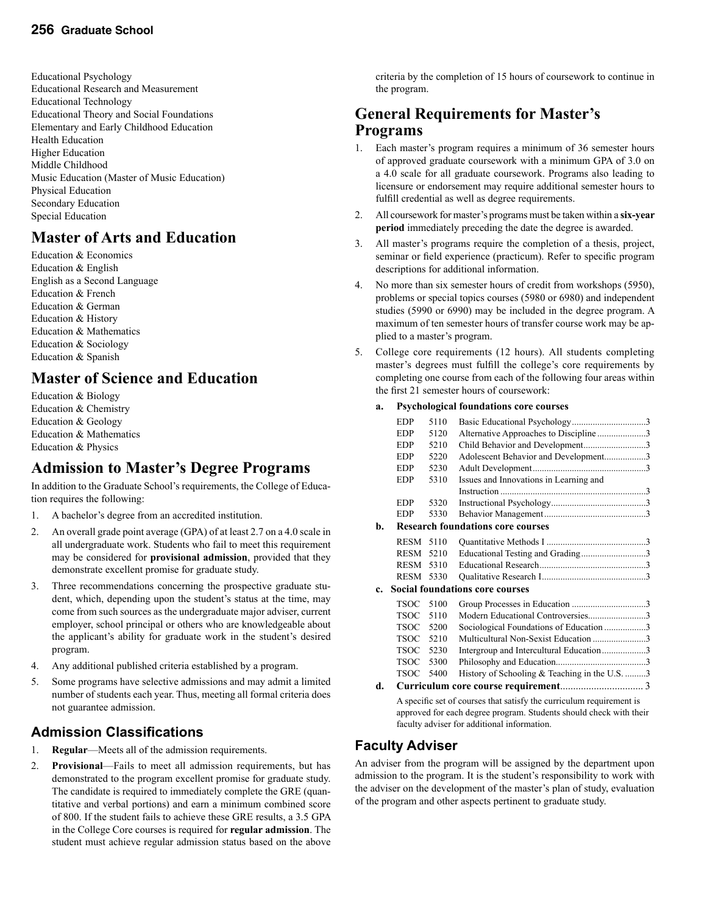Educational Psychology
Educational Research and Measurement
Educational Technology
Educational Theory and Social Foundations
Elementary and Early Childhood Education
Health Education
Higher Education
Middle Childhood
Music Education (Master of Music Education)
Physical Education
Secondary Education
Special Education

## Master of Arts and Education

Education & Economics
Education & English
English as a Second Language
Education & French
Education & German
Education & History
Education & Mathematics
Education & Sociology
Education & Spanish

## Master of Science and Education

Education & Biology
Education & Chemistry
Education & Geology
Education & Mathematics
Education & Physics

## Admission to Master's Degree Programs

In addition to the Graduate School's requirements, the College of Education requires the following:

1. A bachelor's degree from an accredited institution.
2. An overall grade point average (GPA) of at least 2.7 on a 4.0 scale in all undergraduate work. Students who fail to meet this requirement may be considered for **provisional admission**, provided that they demonstrate excellent promise for graduate study.
3. Three recommendations concerning the prospective graduate student, which, depending upon the student's status at the time, may come from such sources as the undergraduate major adviser, current employer, school principal or others who are knowledgeable about the applicant's ability for graduate work in the student's desired program.
4. Any additional published criteria established by a program.
5. Some programs have selective admissions and may admit a limited number of students each year. Thus, meeting all formal criteria does not guarantee admission.

### Admission Classifications

1. **Regular**—Meets all of the admission requirements.
2. **Provisional**—Fails to meet all admission requirements, but has demonstrated to the program excellent promise for graduate study. The candidate is required to immediately complete the GRE (quantitative and verbal portions) and earn a minimum combined score of 800. If the student fails to achieve these GRE results, a 3.5 GPA in the College Core courses is required for **regular admission**. The student must achieve regular admission status based on the above criteria by the completion of 15 hours of coursework to continue in the program.

## General Requirements for Master's Programs

1. Each master's program requires a minimum of 36 semester hours of approved graduate coursework with a minimum GPA of 3.0 on a 4.0 scale for all graduate coursework. Programs also leading to licensure or endorsement may require additional semester hours to fulfill credential as well as degree requirements.
2. All coursework for master's programs must be taken within a **six-year period** immediately preceding the date the degree is awarded.
3. All master's programs require the completion of a thesis, project, seminar or field experience (practicum). Refer to specific program descriptions for additional information.
4. No more than six semester hours of credit from workshops (5950), problems or special topics courses (5980 or 6980) and independent studies (5990 or 6990) may be included in the degree program. A maximum of ten semester hours of transfer course work may be applied to a master's program.
5. College core requirements (12 hours). All students completing master's degrees must fulfill the college's core requirements by completing one course from each of the following four areas within the first 21 semester hours of coursework:

**a. Psychological foundations core courses**

| | | | |
|---|---|---|---|
| EDP | 5110 | Basic Educational Psychology | 3 |
| EDP | 5120 | Alternative Approaches to Discipline | 3 |
| EDP | 5210 | Child Behavior and Development | 3 |
| EDP | 5220 | Adolescent Behavior and Development | 3 |
| EDP | 5230 | Adult Development | 3 |
| EDP | 5310 | Issues and Innovations in Learning and Instruction | 3 |
| EDP | 5320 | Instructional Psychology | 3 |
| EDP | 5330 | Behavior Management | 3 |

**b. Research foundations core courses**

| | | | |
|---|---|---|---|
| RESM | 5110 | Quantitative Methods I | 3 |
| RESM | 5210 | Educational Testing and Grading | 3 |
| RESM | 5310 | Educational Research | 3 |
| RESM | 5330 | Qualitative Research I | 3 |

**c. Social foundations core courses**

| | | | |
|---|---|---|---|
| TSOC | 5100 | Group Processes in Education | 3 |
| TSOC | 5110 | Modern Educational Controversies | 3 |
| TSOC | 5200 | Sociological Foundations of Education | 3 |
| TSOC | 5210 | Multicultural Non-Sexist Education | 3 |
| TSOC | 5230 | Intergroup and Intercultural Education | 3 |
| TSOC | 5300 | Philosophy and Education | 3 |
| TSOC | 5400 | History of Schooling & Teaching in the U.S. | 3 |

**d. Curriculum core course requirement** ................................ 3

A specific set of courses that satisfy the curriculum requirement is approved for each degree program. Students should check with their faculty adviser for additional information.

### Faculty Adviser

An adviser from the program will be assigned by the department upon admission to the program. It is the student's responsibility to work with the adviser on the development of the master's plan of study, evaluation of the program and other aspects pertinent to graduate study.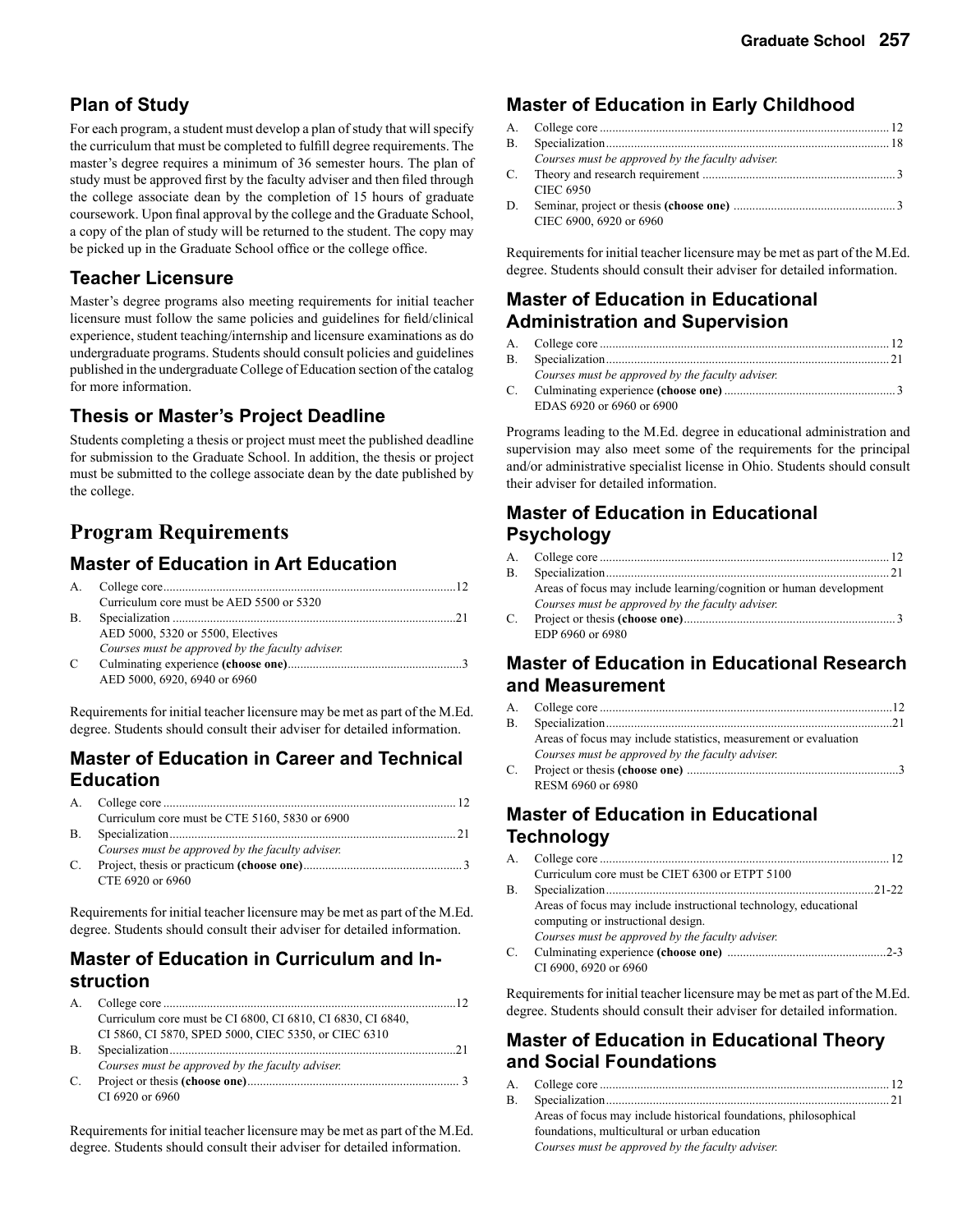## Plan of Study

For each program, a student must develop a plan of study that will specify the curriculum that must be completed to fulfill degree requirements. The master's degree requires a minimum of 36 semester hours. The plan of study must be approved first by the faculty adviser and then filed through the college associate dean by the completion of 15 hours of graduate coursework. Upon final approval by the college and the Graduate School, a copy of the plan of study will be returned to the student. The copy may be picked up in the Graduate School office or the college office.

## Teacher Licensure

Master's degree programs also meeting requirements for initial teacher licensure must follow the same policies and guidelines for field/clinical experience, student teaching/internship and licensure examinations as do undergraduate programs. Students should consult policies and guidelines published in the undergraduate College of Education section of the catalog for more information.

## Thesis or Master's Project Deadline

Students completing a thesis or project must meet the published deadline for submission to the Graduate School. In addition, the thesis or project must be submitted to the college associate dean by the date published by the college.

# Program Requirements

## Master of Education in Art Education

A. College core....12
   Curriculum core must be AED 5500 or 5320
B. Specialization....21
   AED 5000, 5320 or 5500, Electives
   *Courses must be approved by the faculty adviser.*
C Culminating experience **(choose one)**....3
   AED 5000, 6920, 6940 or 6960

Requirements for initial teacher licensure may be met as part of the M.Ed. degree. Students should consult their adviser for detailed information.

## Master of Education in Career and Technical Education

A. College core....12
   Curriculum core must be CTE 5160, 5830 or 6900
B. Specialization....21
   *Courses must be approved by the faculty adviser.*
C. Project, thesis or practicum **(choose one)**....3
   CTE 6920 or 6960

Requirements for initial teacher licensure may be met as part of the M.Ed. degree. Students should consult their adviser for detailed information.

## Master of Education in Curriculum and Instruction

A. College core....12
   Curriculum core must be CI 6800, CI 6810, CI 6830, CI 6840, CI 5860, CI 5870, SPED 5000, CIEC 5350, or CIEC 6310
B. Specialization....21
   *Courses must be approved by the faculty adviser.*
C. Project or thesis **(choose one)**....3
   CI 6920 or 6960

Requirements for initial teacher licensure may be met as part of the M.Ed. degree. Students should consult their adviser for detailed information.

## Master of Education in Early Childhood

A. College core....12
B. Specialization....18
   *Courses must be approved by the faculty adviser.*
C. Theory and research requirement....3
   CIEC 6950
D. Seminar, project or thesis **(choose one)**....3
   CIEC 6900, 6920 or 6960

Requirements for initial teacher licensure may be met as part of the M.Ed. degree. Students should consult their adviser for detailed information.

## Master of Education in Educational Administration and Supervision

A. College core....12
B. Specialization....21
   *Courses must be approved by the faculty adviser.*
C. Culminating experience **(choose one)**....3
   EDAS 6920 or 6960 or 6900

Programs leading to the M.Ed. degree in educational administration and supervision may also meet some of the requirements for the principal and/or administrative specialist license in Ohio. Students should consult their adviser for detailed information.

## Master of Education in Educational Psychology

A. College core....12
B. Specialization....21
   Areas of focus may include learning/cognition or human development
   *Courses must be approved by the faculty adviser.*
C. Project or thesis **(choose one)**....3
   EDP 6960 or 6980

## Master of Education in Educational Research and Measurement

A. College core....12
B. Specialization....21
   Areas of focus may include statistics, measurement or evaluation
   *Courses must be approved by the faculty adviser.*
C. Project or thesis **(choose one)**....3
   RESM 6960 or 6980

## Master of Education in Educational Technology

A. College core....12
   Curriculum core must be CIET 6300 or ETPT 5100
B. Specialization....21-22
   Areas of focus may include instructional technology, educational computing or instructional design.
   *Courses must be approved by the faculty adviser.*
C. Culminating experience **(choose one)**....2-3
   CI 6900, 6920 or 6960

Requirements for initial teacher licensure may be met as part of the M.Ed. degree. Students should consult their adviser for detailed information.

## Master of Education in Educational Theory and Social Foundations

A. College core....12
B. Specialization....21
   Areas of focus may include historical foundations, philosophical foundations, multicultural or urban education
   *Courses must be approved by the faculty adviser.*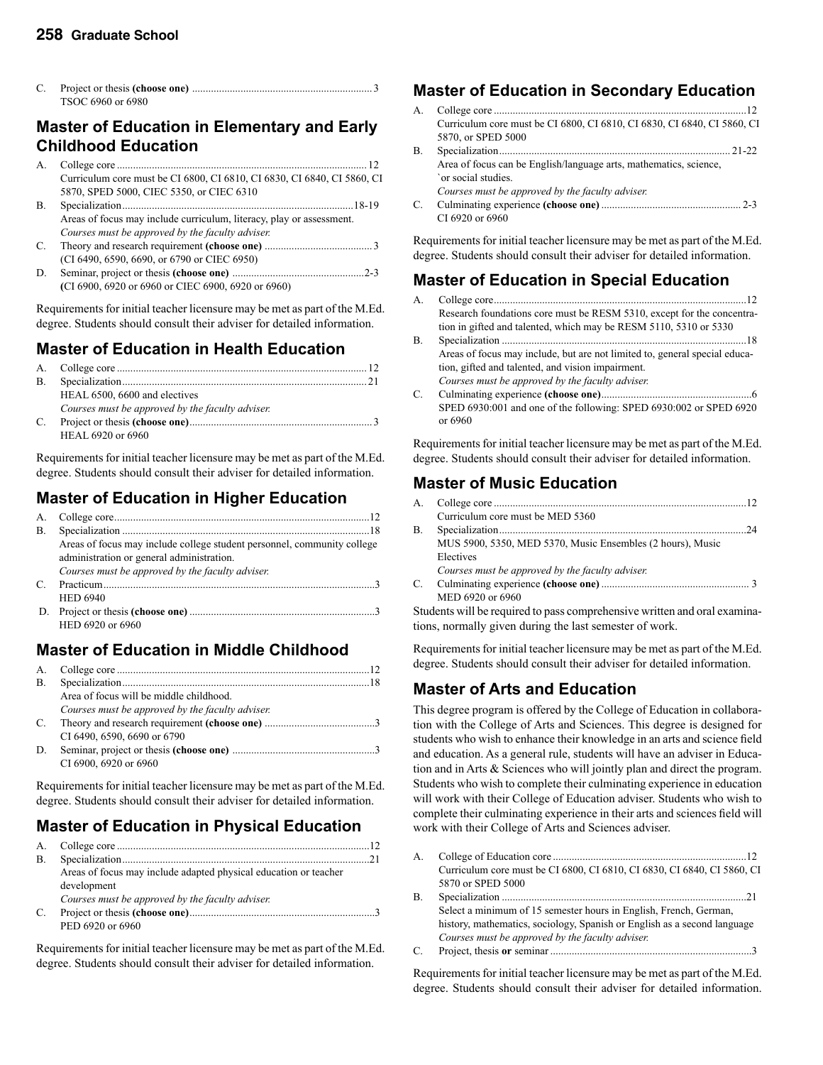C. Project or thesis **(choose one)** .......................................................................... 3
   TSOC 6960 or 6980

## Master of Education in Elementary and Early Childhood Education

A. College core ........................................................................................... 12
   Curriculum core must be CI 6800, CI 6810, CI 6830, CI 6840, CI 5860, CI 5870, SPED 5000, CIEC 5350, or CIEC 6310
B. Specialization ...................................................................................18-19
   Areas of focus may include curriculum, literacy, play or assessment.
   *Courses must be approved by the faculty adviser.*
C. Theory and research requirement **(choose one)** ........................................ 3
   (CI 6490, 6590, 6690, or 6790 or CIEC 6950)
D. Seminar, project or thesis **(choose one)** .................................................2-3
   **(**CI 6900, 6920 or 6960 or CIEC 6900, 6920 or 6960)

Requirements for initial teacher licensure may be met as part of the M.Ed. degree. Students should consult their adviser for detailed information.

## Master of Education in Health Education

A. College core ........................................................................................... 12
B. Specialization .......................................................................................... 21
   HEAL 6500, 6600 and electives
   *Courses must be approved by the faculty adviser.*
C. Project or thesis **(choose one)** ............................................................... 3
   HEAL 6920 or 6960

Requirements for initial teacher licensure may be met as part of the M.Ed. degree. Students should consult their adviser for detailed information.

## Master of Education in Higher Education

A. College core ............................................................................................. 12
B. Specialization ........................................................................................... 18
   Areas of focus may include college student personnel, community college administration or general administration.
   *Courses must be approved by the faculty adviser.*
C. Practicum ................................................................................................... 3
   HED 6940
D. Project or thesis **(choose one)** ................................................................. 3
   HED 6920 or 6960

## Master of Education in Middle Childhood

A. College core ............................................................................................. 12
B. Specialization ........................................................................................... 18
   Area of focus will be middle childhood.
   *Courses must be approved by the faculty adviser.*
C. Theory and research requirement **(choose one)** ........................................ 3
   CI 6490, 6590, 6690 or 6790
D. Seminar, project or thesis **(choose one)** ................................................... 3
   CI 6900, 6920 or 6960

Requirements for initial teacher licensure may be met as part of the M.Ed. degree. Students should consult their adviser for detailed information.

## Master of Education in Physical Education

A. College core ............................................................................................. 12
B. Specialization ........................................................................................... 21
   Areas of focus may include adapted physical education or teacher development
   *Courses must be approved by the faculty adviser.*
C. Project or thesis **(choose one)** ................................................................. 3
   PED 6920 or 6960

Requirements for initial teacher licensure may be met as part of the M.Ed. degree. Students should consult their adviser for detailed information.

## Master of Education in Secondary Education

A. College core ............................................................................................. 12
   Curriculum core must be CI 6800, CI 6810, CI 6830, CI 6840, CI 5860, CI 5870, or SPED 5000
B. Specialization ...................................................................................... 21-22
   Area of focus can be English/language arts, mathematics, science, `or social studies.
   *Courses must be approved by the faculty adviser.*
C. Culminating experience **(choose one)** .................................................... 2-3
   CI 6920 or 6960

Requirements for initial teacher licensure may be met as part of the M.Ed. degree. Students should consult their adviser for detailed information.

## Master of Education in Special Education

A. College core ............................................................................................. 12
   Research foundations core must be RESM 5310, except for the concentration in gifted and talented, which may be RESM 5110, 5310 or 5330
B. Specialization ........................................................................................... 18
   Areas of focus may include, but are not limited to, general special education, gifted and talented, and vision impairment.
   *Courses must be approved by the faculty adviser.*
C. Culminating experience **(choose one)** ........................................................ 6
   SPED 6930:001 and one of the following: SPED 6930:002 or SPED 6920 or 6960

Requirements for initial teacher licensure may be met as part of the M.Ed. degree. Students should consult their adviser for detailed information.

## Master of Music Education

A. College core ............................................................................................. 12
   Curriculum core must be MED 5360
B. Specialization ........................................................................................... 24
   MUS 5900, 5350, MED 5370, Music Ensembles (2 hours), Music Electives
   *Courses must be approved by the faculty adviser.*
C. Culminating experience **(choose one)** ........................................................ 3
   MED 6920 or 6960

Students will be required to pass comprehensive written and oral examinations, normally given during the last semester of work.

Requirements for initial teacher licensure may be met as part of the M.Ed. degree. Students should consult their adviser for detailed information.

## Master of Arts and Education

This degree program is offered by the College of Education in collaboration with the College of Arts and Sciences. This degree is designed for students who wish to enhance their knowledge in an arts and science field and education. As a general rule, students will have an adviser in Education and in Arts & Sciences who will jointly plan and direct the program. Students who wish to complete their culminating experience in education will work with their College of Education adviser. Students who wish to complete their culminating experience in their arts and sciences field will work with their College of Arts and Sciences adviser.

A. College of Education core ......................................................................... 12
   Curriculum core must be CI 6800, CI 6810, CI 6830, CI 6840, CI 5860, CI 5870 or SPED 5000
B. Specialization ........................................................................................... 21
   Select a minimum of 15 semester hours in English, French, German, history, mathematics, sociology, Spanish or English as a second language
   *Courses must be approved by the faculty adviser.*
C. Project, thesis **or** seminar ........................................................................ 3

Requirements for initial teacher licensure may be met as part of the M.Ed. degree. Students should consult their adviser for detailed information.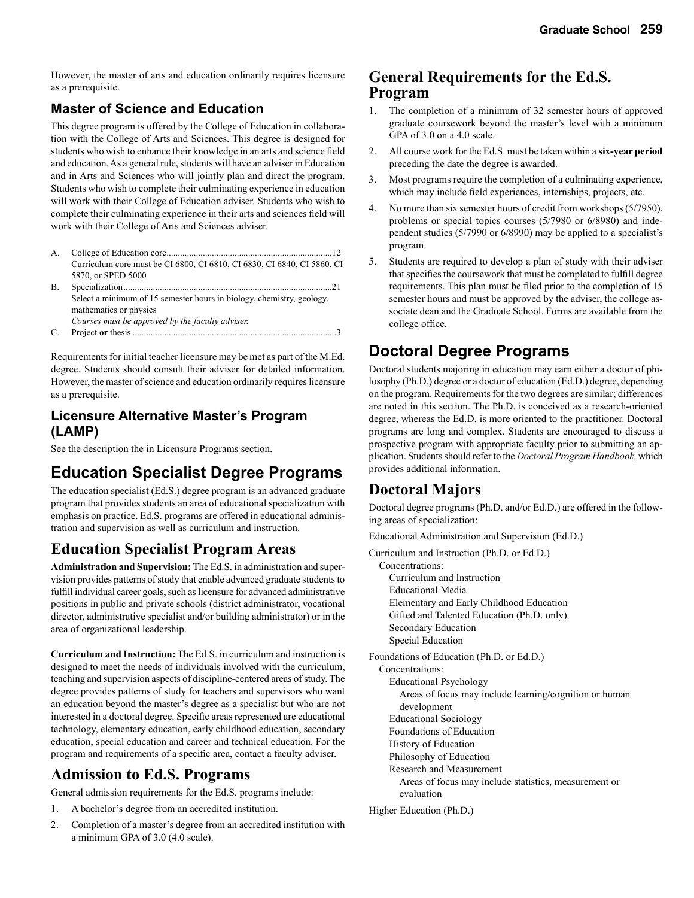However, the master of arts and education ordinarily requires licensure as a prerequisite.

### Master of Science and Education

This degree program is offered by the College of Education in collaboration with the College of Arts and Sciences. This degree is designed for students who wish to enhance their knowledge in an arts and science field and education. As a general rule, students will have an adviser in Education and in Arts and Sciences who will jointly plan and direct the program. Students who wish to complete their culminating experience in education will work with their College of Education adviser. Students who wish to complete their culminating experience in their arts and sciences field will work with their College of Arts and Sciences adviser.

A. College of Education core........................................................................12
Curriculum core must be CI 6800, CI 6810, CI 6830, CI 6840, CI 5860, CI 5870, or SPED 5000

B. Specialization...........................................................................................21
Select a minimum of 15 semester hours in biology, chemistry, geology, mathematics or physics
*Courses must be approved by the faculty adviser.*

C. Project **or** thesis .........................................................................................3

Requirements for initial teacher licensure may be met as part of the M.Ed. degree. Students should consult their adviser for detailed information. However, the master of science and education ordinarily requires licensure as a prerequisite.

### Licensure Alternative Master's Program (LAMP)

See the description the in Licensure Programs section.

## Education Specialist Degree Programs

The education specialist (Ed.S.) degree program is an advanced graduate program that provides students an area of educational specialization with emphasis on practice. Ed.S. programs are offered in educational administration and supervision as well as curriculum and instruction.

## Education Specialist Program Areas

**Administration and Supervision:** The Ed.S. in administration and supervision provides patterns of study that enable advanced graduate students to fulfill individual career goals, such as licensure for advanced administrative positions in public and private schools (district administrator, vocational director, administrative specialist and/or building administrator) or in the area of organizational leadership.

**Curriculum and Instruction:** The Ed.S. in curriculum and instruction is designed to meet the needs of individuals involved with the curriculum, teaching and supervision aspects of discipline-centered areas of study. The degree provides patterns of study for teachers and supervisors who want an education beyond the master's degree as a specialist but who are not interested in a doctoral degree. Specific areas represented are educational technology, elementary education, early childhood education, secondary education, special education and career and technical education. For the program and requirements of a specific area, contact a faculty adviser.

## Admission to Ed.S. Programs

General admission requirements for the Ed.S. programs include:

1. A bachelor's degree from an accredited institution.
2. Completion of a master's degree from an accredited institution with a minimum GPA of 3.0 (4.0 scale).

## General Requirements for the Ed.S. Program

1. The completion of a minimum of 32 semester hours of approved graduate coursework beyond the master's level with a minimum GPA of 3.0 on a 4.0 scale.
2. All course work for the Ed.S. must be taken within a **six-year period** preceding the date the degree is awarded.
3. Most programs require the completion of a culminating experience, which may include field experiences, internships, projects, etc.
4. No more than six semester hours of credit from workshops (5/7950), problems or special topics courses (5/7980 or 6/8980) and independent studies (5/7990 or 6/8990) may be applied to a specialist's program.
5. Students are required to develop a plan of study with their adviser that specifies the coursework that must be completed to fulfill degree requirements. This plan must be filed prior to the completion of 15 semester hours and must be approved by the adviser, the college associate dean and the Graduate School. Forms are available from the college office.

## Doctoral Degree Programs

Doctoral students majoring in education may earn either a doctor of philosophy (Ph.D.) degree or a doctor of education (Ed.D.) degree, depending on the program. Requirements for the two degrees are similar; differences are noted in this section. The Ph.D. is conceived as a research-oriented degree, whereas the Ed.D. is more oriented to the practitioner. Doctoral programs are long and complex. Students are encouraged to discuss a prospective program with appropriate faculty prior to submitting an application. Students should refer to the *Doctoral Program Handbook,* which provides additional information.

## Doctoral Majors

Doctoral degree programs (Ph.D. and/or Ed.D.) are offered in the following areas of specialization:

Educational Administration and Supervision (Ed.D.)

Curriculum and Instruction (Ph.D. or Ed.D.)
- Concentrations:
  - Curriculum and Instruction
  - Educational Media
  - Elementary and Early Childhood Education
  - Gifted and Talented Education (Ph.D. only)
  - Secondary Education
  - Special Education

Foundations of Education (Ph.D. or Ed.D.)
- Concentrations:
  - Educational Psychology
    - Areas of focus may include learning/cognition or human development
  - Educational Sociology
  - Foundations of Education
  - History of Education
  - Philosophy of Education
  - Research and Measurement
    - Areas of focus may include statistics, measurement or evaluation

Higher Education (Ph.D.)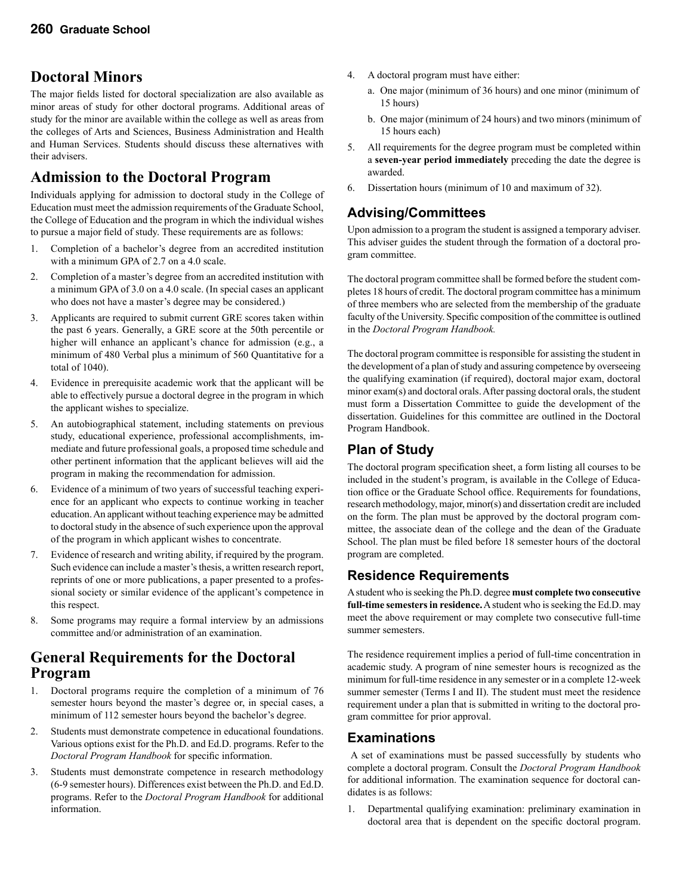## Doctoral Minors

The major fields listed for doctoral specialization are also available as minor areas of study for other doctoral programs. Additional areas of study for the minor are available within the college as well as areas from the colleges of Arts and Sciences, Business Administration and Health and Human Services. Students should discuss these alternatives with their advisers.

## Admission to the Doctoral Program

Individuals applying for admission to doctoral study in the College of Education must meet the admission requirements of the Graduate School, the College of Education and the program in which the individual wishes to pursue a major field of study. These requirements are as follows:

1. Completion of a bachelor's degree from an accredited institution with a minimum GPA of 2.7 on a 4.0 scale.
2. Completion of a master's degree from an accredited institution with a minimum GPA of 3.0 on a 4.0 scale. (In special cases an applicant who does not have a master's degree may be considered.)
3. Applicants are required to submit current GRE scores taken within the past 6 years. Generally, a GRE score at the 50th percentile or higher will enhance an applicant's chance for admission (e.g., a minimum of 480 Verbal plus a minimum of 560 Quantitative for a total of 1040).
4. Evidence in prerequisite academic work that the applicant will be able to effectively pursue a doctoral degree in the program in which the applicant wishes to specialize.
5. An autobiographical statement, including statements on previous study, educational experience, professional accomplishments, immediate and future professional goals, a proposed time schedule and other pertinent information that the applicant believes will aid the program in making the recommendation for admission.
6. Evidence of a minimum of two years of successful teaching experience for an applicant who expects to continue working in teacher education. An applicant without teaching experience may be admitted to doctoral study in the absence of such experience upon the approval of the program in which applicant wishes to concentrate.
7. Evidence of research and writing ability, if required by the program. Such evidence can include a master's thesis, a written research report, reprints of one or more publications, a paper presented to a professional society or similar evidence of the applicant's competence in this respect.
8. Some programs may require a formal interview by an admissions committee and/or administration of an examination.

## General Requirements for the Doctoral Program

1. Doctoral programs require the completion of a minimum of 76 semester hours beyond the master's degree or, in special cases, a minimum of 112 semester hours beyond the bachelor's degree.
2. Students must demonstrate competence in educational foundations. Various options exist for the Ph.D. and Ed.D. programs. Refer to the *Doctoral Program Handbook* for specific information.
3. Students must demonstrate competence in research methodology (6-9 semester hours). Differences exist between the Ph.D. and Ed.D. programs. Refer to the *Doctoral Program Handbook* for additional information.
4. A doctoral program must have either:
   a. One major (minimum of 36 hours) and one minor (minimum of 15 hours)
   b. One major (minimum of 24 hours) and two minors (minimum of 15 hours each)
5. All requirements for the degree program must be completed within a **seven-year period immediately** preceding the date the degree is awarded.
6. Dissertation hours (minimum of 10 and maximum of 32).

### Advising/Committees

Upon admission to a program the student is assigned a temporary adviser. This adviser guides the student through the formation of a doctoral program committee.

The doctoral program committee shall be formed before the student completes 18 hours of credit. The doctoral program committee has a minimum of three members who are selected from the membership of the graduate faculty of the University. Specific composition of the committee is outlined in the *Doctoral Program Handbook.*

The doctoral program committee is responsible for assisting the student in the development of a plan of study and assuring competence by overseeing the qualifying examination (if required), doctoral major exam, doctoral minor exam(s) and doctoral orals. After passing doctoral orals, the student must form a Dissertation Committee to guide the development of the dissertation. Guidelines for this committee are outlined in the Doctoral Program Handbook.

### Plan of Study

The doctoral program specification sheet, a form listing all courses to be included in the student's program, is available in the College of Education office or the Graduate School office. Requirements for foundations, research methodology, major, minor(s) and dissertation credit are included on the form. The plan must be approved by the doctoral program committee, the associate dean of the college and the dean of the Graduate School. The plan must be filed before 18 semester hours of the doctoral program are completed.

### Residence Requirements

A student who is seeking the Ph.D. degree **must complete two consecutive full-time semesters in residence.** A student who is seeking the Ed.D. may meet the above requirement or may complete two consecutive full-time summer semesters.

The residence requirement implies a period of full-time concentration in academic study. A program of nine semester hours is recognized as the minimum for full-time residence in any semester or in a complete 12-week summer semester (Terms I and II). The student must meet the residence requirement under a plan that is submitted in writing to the doctoral program committee for prior approval.

### Examinations

A set of examinations must be passed successfully by students who complete a doctoral program. Consult the *Doctoral Program Handbook* for additional information. The examination sequence for doctoral candidates is as follows:

1. Departmental qualifying examination: preliminary examination in doctoral area that is dependent on the specific doctoral program.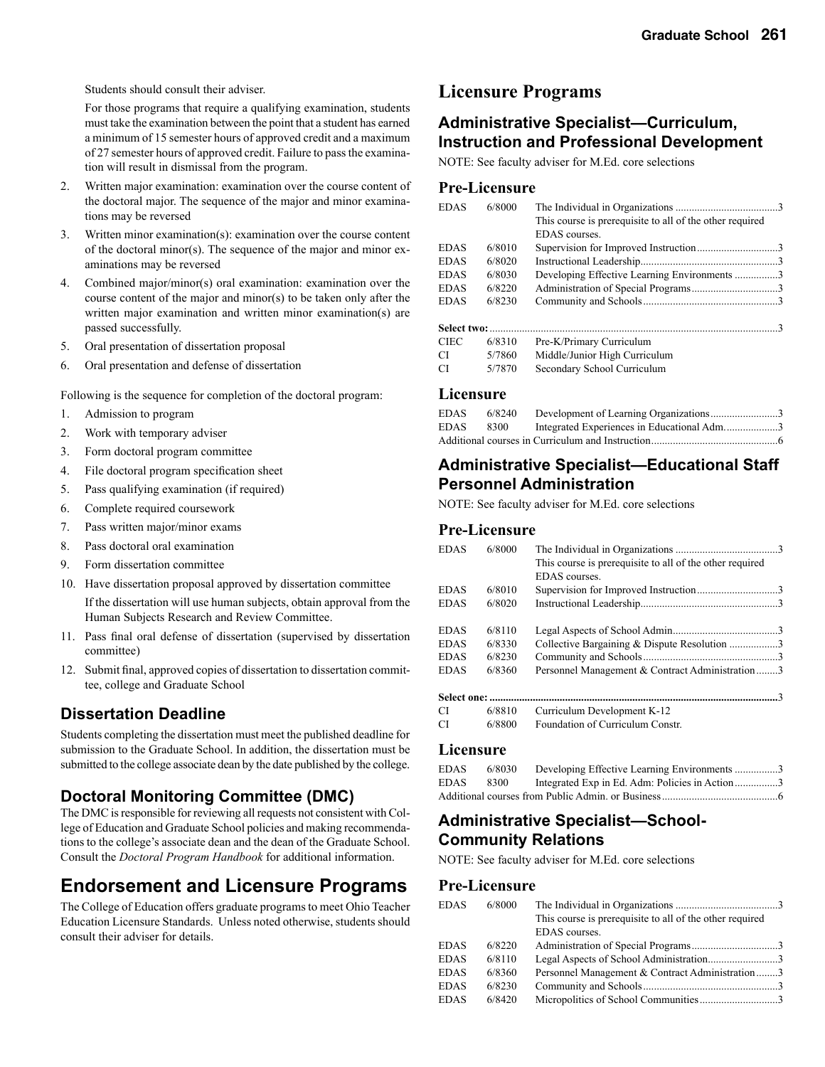Students should consult their adviser.

For those programs that require a qualifying examination, students must take the examination between the point that a student has earned a minimum of 15 semester hours of approved credit and a maximum of 27 semester hours of approved credit. Failure to pass the examination will result in dismissal from the program.

2. Written major examination: examination over the course content of the doctoral major. The sequence of the major and minor examinations may be reversed
3. Written minor examination(s): examination over the course content of the doctoral minor(s). The sequence of the major and minor examinations may be reversed
4. Combined major/minor(s) oral examination: examination over the course content of the major and minor(s) to be taken only after the written major examination and written minor examination(s) are passed successfully.
5. Oral presentation of dissertation proposal
6. Oral presentation and defense of dissertation

Following is the sequence for completion of the doctoral program:

1. Admission to program
2. Work with temporary adviser
3. Form doctoral program committee
4. File doctoral program specification sheet
5. Pass qualifying examination (if required)
6. Complete required coursework
7. Pass written major/minor exams
8. Pass doctoral oral examination
9. Form dissertation committee
10. Have dissertation proposal approved by dissertation committee

    If the dissertation will use human subjects, obtain approval from the Human Subjects Research and Review Committee.
11. Pass final oral defense of dissertation (supervised by dissertation committee)
12. Submit final, approved copies of dissertation to dissertation committee, college and Graduate School

## Dissertation Deadline

Students completing the dissertation must meet the published deadline for submission to the Graduate School. In addition, the dissertation must be submitted to the college associate dean by the date published by the college.

## Doctoral Monitoring Committee (DMC)

The DMC is responsible for reviewing all requests not consistent with College of Education and Graduate School policies and making recommendations to the college's associate dean and the dean of the Graduate School. Consult the *Doctoral Program Handbook* for additional information.

# Endorsement and Licensure Programs

The College of Education offers graduate programs to meet Ohio Teacher Education Licensure Standards. Unless noted otherwise, students should consult their adviser for details.

# Licensure Programs

## Administrative Specialist—Curriculum, Instruction and Professional Development

NOTE: See faculty adviser for M.Ed. core selections

### Pre-Licensure

| | | | |
|---|---|---|---|
| EDAS | 6/8000 | The Individual in Organizations<br>This course is prerequisite to all of the other required EDAS courses. | 3 |
| EDAS | 6/8010 | Supervision for Improved Instruction | 3 |
| EDAS | 6/8020 | Instructional Leadership | 3 |
| EDAS | 6/8030 | Developing Effective Learning Environments | 3 |
| EDAS | 6/8220 | Administration of Special Programs | 3 |
| EDAS | 6/8230 | Community and Schools | 3 |
| **Select two:** | | | 3 |
| CIEC | 6/8310 | Pre-K/Primary Curriculum | |
| CI | 5/7860 | Middle/Junior High Curriculum | |
| CI | 5/7870 | Secondary School Curriculum | |

### Licensure

| | | | |
|---|---|---|---|
| EDAS | 6/8240 | Development of Learning Organizations | 3 |
| EDAS | 8300 | Integrated Experiences in Educational Adm. | 3 |
| Additional courses in Curriculum and Instruction | | | 6 |

## Administrative Specialist—Educational Staff Personnel Administration

NOTE: See faculty adviser for M.Ed. core selections

### Pre-Licensure

| | | | |
|---|---|---|---|
| EDAS | 6/8000 | The Individual in Organizations<br>This course is prerequisite to all of the other required EDAS courses. | 3 |
| EDAS | 6/8010 | Supervision for Improved Instruction | 3 |
| EDAS | 6/8020 | Instructional Leadership | 3 |
| EDAS | 6/8110 | Legal Aspects of School Admin | 3 |
| EDAS | 6/8330 | Collective Bargaining & Dispute Resolution | 3 |
| EDAS | 6/8230 | Community and Schools | 3 |
| EDAS | 6/8360 | Personnel Management & Contract Administration | 3 |
| **Select one:** | | | 3 |
| CI | 6/8810 | Curriculum Development K-12 | |
| CI | 6/8800 | Foundation of Curriculum Constr. | |

### Licensure

| | | | |
|---|---|---|---|
| EDAS | 6/8030 | Developing Effective Learning Environments | 3 |
| EDAS | 8300 | Integrated Exp in Ed. Adm: Policies in Action | 3 |
| Additional courses from Public Admin. or Business | | | 6 |

## Administrative Specialist—School-Community Relations

NOTE: See faculty adviser for M.Ed. core selections

### Pre-Licensure

| | | | |
|---|---|---|---|
| EDAS | 6/8000 | The Individual in Organizations<br>This course is prerequisite to all of the other required EDAS courses. | 3 |
| EDAS | 6/8220 | Administration of Special Programs | 3 |
| EDAS | 6/8110 | Legal Aspects of School Administration | 3 |
| EDAS | 6/8360 | Personnel Management & Contract Administration | 3 |
| EDAS | 6/8230 | Community and Schools | 3 |
| EDAS | 6/8420 | Micropolitics of School Communities | 3 |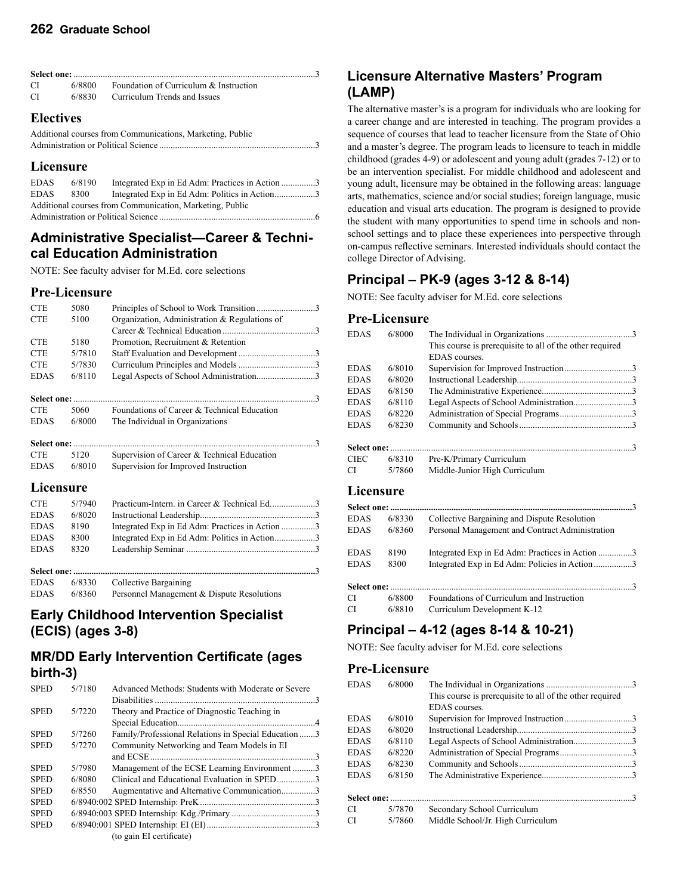**Select one:** ......................................................................................................3

| | | |
|---|---|---|
| CI | 6/8800 | Foundation of Curriculum & Instruction |
| CI | 6/8830 | Curriculum Trends and Issues |

### Electives

Additional courses from Communications, Marketing, Public Administration or Political Science ......................................................3

### Licensure

| | | | |
|---|---|---|---|
| EDAS | 6/8190 | Integrated Exp in Ed Adm: Practices in Action | 3 |
| EDAS | 8300 | Integrated Exp in Ed Adm: Politics in Action | 3 |

Additional courses from Communication, Marketing, Public Administration or Political Science ......................................................6

## Administrative Specialist—Career & Technical Education Administration

NOTE: See faculty adviser for M.Ed. core selections

### Pre-Licensure

| | | | |
|---|---|---|---|
| CTE | 5080 | Principles of School to Work Transition | 3 |
| CTE | 5100 | Organization, Administration & Regulations of Career & Technical Education | 3 |
| CTE | 5180 | Promotion, Recruitment & Retention | |
| CTE | 5/7810 | Staff Evaluation and Development | 3 |
| CTE | 5/7830 | Curriculum Principles and Models | 3 |
| EDAS | 6/8110 | Legal Aspects of School Administration | 3 |

**Select one:** ......................................................................................................3

| | | |
|---|---|---|
| CTE | 5060 | Foundations of Career & Technical Education |
| EDAS | 6/8000 | The Individual in Organizations |

**Select one:** ......................................................................................................3

| | | |
|---|---|---|
| CTE | 5120 | Supervision of Career & Technical Education |
| EDAS | 6/8010 | Supervision for Improved Instruction |

### Licensure

| | | | |
|---|---|---|---|
| CTE | 5/7940 | Practicum-Intern. in Career & Technical Ed | 3 |
| EDAS | 6/8020 | Instructional Leadership | 3 |
| EDAS | 8190 | Integrated Exp in Ed Adm: Practices in Action | 3 |
| EDAS | 8300 | Integrated Exp in Ed Adm: Politics in Action | 3 |
| EDAS | 8320 | Leadership Seminar | 3 |

**Select one:** ......................................................................................................3

| | | |
|---|---|---|
| EDAS | 6/8330 | Collective Bargaining |
| EDAS | 6/8360 | Personnel Management & Dispute Resolutions |

## Early Childhood Intervention Specialist (ECIS) (ages 3-8)

## MR/DD Early Intervention Certificate (ages birth-3)

| | | | |
|---|---|---|---|
| SPED | 5/7180 | Advanced Methods: Students with Moderate or Severe Disabilities | 3 |
| SPED | 5/7220 | Theory and Practice of Diagnostic Teaching in Special Education | 4 |
| SPED | 5/7260 | Family/Professional Relations in Special Education | 3 |
| SPED | 5/7270 | Community Networking and Team Models in EI and ECSE | 3 |
| SPED | 5/7980 | Management of the ECSE Learning Environment | 3 |
| SPED | 6/8080 | Clinical and Educational Evaluation in SPED | 3 |
| SPED | 6/8550 | Augmentative and Alternative Communication | 3 |
| SPED | 6/8940:002 | SPED Internship: PreK | 3 |
| SPED | 6/8940:003 | SPED Internship: Kdg./Primary | 3 |
| SPED | 6/8940:001 | SPED Internship: EI (EI) (to gain EI certificate) | 3 |

## Licensure Alternative Masters' Program (LAMP)

The alternative master's is a program for individuals who are looking for a career change and are interested in teaching. The program provides a sequence of courses that lead to teacher licensure from the State of Ohio and a master's degree. The program leads to licensure to teach in middle childhood (grades 4-9) or adolescent and young adult (grades 7-12) or to be an intervention specialist. For middle childhood and adolescent and young adult, licensure may be obtained in the following areas: language arts, mathematics, science and/or social studies; foreign language, music education and visual arts education. The program is designed to provide the student with many opportunities to spend time in schools and non-school settings and to place these experiences into perspective through on-campus reflective seminars. Interested individuals should contact the college Director of Advising.

## Principal – PK-9 (ages 3-12 & 8-14)

NOTE: See faculty adviser for M.Ed. core selections

### Pre-Licensure

| | | | |
|---|---|---|---|
| EDAS | 6/8000 | The Individual in Organizations<br>This course is prerequisite to all of the other required EDAS courses. | 3 |
| EDAS | 6/8010 | Supervision for Improved Instruction | 3 |
| EDAS | 6/8020 | Instructional Leadership | 3 |
| EDAS | 6/8150 | The Administrative Experience | 3 |
| EDAS | 6/8110 | Legal Aspects of School Administration | 3 |
| EDAS | 6/8220 | Administration of Special Programs | 3 |
| EDAS | 6/8230 | Community and Schools | 3 |

**Select one:** ......................................................................................................3

| | | |
|---|---|---|
| CIEC | 6/8310 | Pre-K/Primary Curriculum |
| CI | 5/7860 | Middle-Junior High Curriculum |

### Licensure

**Select one:** ......................................................................................................3

| | | |
|---|---|---|
| EDAS | 6/8330 | Collective Bargaining and Dispute Resolution |
| EDAS | 6/8360 | Personal Management and Contract Administration |

| | | | |
|---|---|---|---|
| EDAS | 8190 | Integrated Exp in Ed Adm: Practices in Action | 3 |
| EDAS | 8300 | Integrated Exp in Ed Adm: Policies in Action | 3 |

**Select one:** ......................................................................................................3

| | | |
|---|---|---|
| CI | 6/8800 | Foundations of Curriculum and Instruction |
| CI | 6/8810 | Curriculum Development K-12 |

## Principal – 4-12 (ages 8-14 & 10-21)

NOTE: See faculty adviser for M.Ed. core selections

### Pre-Licensure

| | | | |
|---|---|---|---|
| EDAS | 6/8000 | The Individual in Organizations<br>This course is prerequisite to all of the other required EDAS courses. | 3 |
| EDAS | 6/8010 | Supervision for Improved Instruction | 3 |
| EDAS | 6/8020 | Instructional Leadership | 3 |
| EDAS | 6/8110 | Legal Aspects of School Administration | 3 |
| EDAS | 6/8220 | Administration of Special Programs | 3 |
| EDAS | 6/8230 | Community and Schools | 3 |
| EDAS | 6/8150 | The Administrative Experience | 3 |

**Select one:** ......................................................................................................3

| | | |
|---|---|---|
| CI | 5/7870 | Secondary School Curriculum |
| CI | 5/7860 | Middle School/Jr. High Curriculum |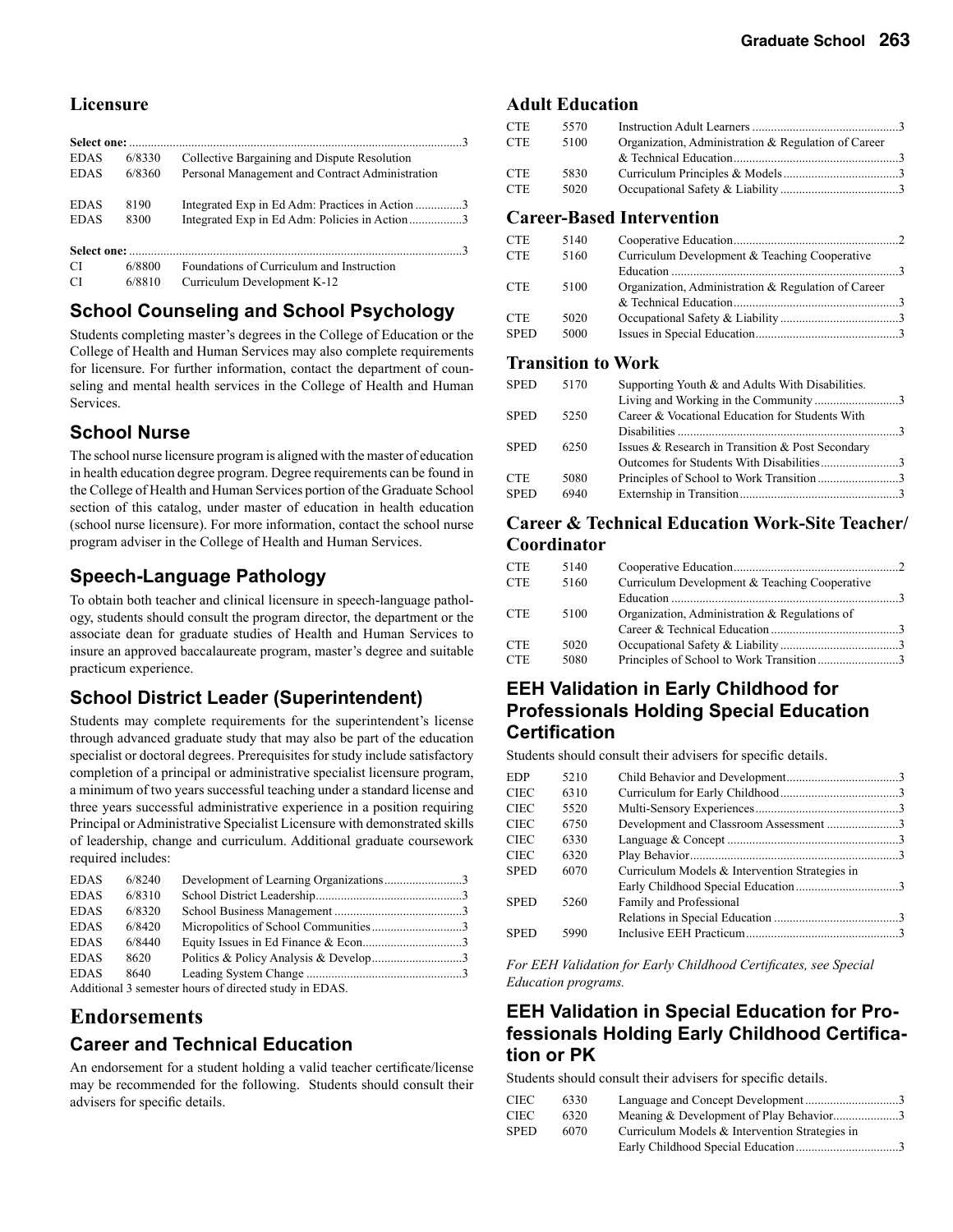## Licensure

| | | | |
|---|---|---|---|
| **Select one:** | | | 3 |
| EDAS | 6/8330 | Collective Bargaining and Dispute Resolution | |
| EDAS | 6/8360 | Personal Management and Contract Administration | |
| | | | |
| EDAS | 8190 | Integrated Exp in Ed Adm: Practices in Action | 3 |
| EDAS | 8300 | Integrated Exp in Ed Adm: Policies in Action | 3 |
| | | | |
| **Select one:** | | | 3 |
| CI | 6/8800 | Foundations of Curriculum and Instruction | |
| CI | 6/8810 | Curriculum Development K-12 | |

## School Counseling and School Psychology

Students completing master's degrees in the College of Education or the College of Health and Human Services may also complete requirements for licensure. For further information, contact the department of counseling and mental health services in the College of Health and Human Services.

## School Nurse

The school nurse licensure program is aligned with the master of education in health education degree program. Degree requirements can be found in the College of Health and Human Services portion of the Graduate School section of this catalog, under master of education in health education (school nurse licensure). For more information, contact the school nurse program adviser in the College of Health and Human Services.

## Speech-Language Pathology

To obtain both teacher and clinical licensure in speech-language pathology, students should consult the program director, the department or the associate dean for graduate studies of Health and Human Services to insure an approved baccalaureate program, master's degree and suitable practicum experience.

## School District Leader (Superintendent)

Students may complete requirements for the superintendent's license through advanced graduate study that may also be part of the education specialist or doctoral degrees. Prerequisites for study include satisfactory completion of a principal or administrative specialist licensure program, a minimum of two years successful teaching under a standard license and three years successful administrative experience in a position requiring Principal or Administrative Specialist Licensure with demonstrated skills of leadership, change and curriculum. Additional graduate coursework required includes:

| | | | |
|---|---|---|---|
| EDAS | 6/8240 | Development of Learning Organizations | 3 |
| EDAS | 6/8310 | School District Leadership | 3 |
| EDAS | 6/8320 | School Business Management | 3 |
| EDAS | 6/8420 | Micropolitics of School Communities | 3 |
| EDAS | 6/8440 | Equity Issues in Ed Finance & Econ | 3 |
| EDAS | 8620 | Politics & Policy Analysis & Develop | 3 |
| EDAS | 8640 | Leading System Change | 3 |

Additional 3 semester hours of directed study in EDAS.

# Endorsements

## Career and Technical Education

An endorsement for a student holding a valid teacher certificate/license may be recommended for the following. Students should consult their advisers for specific details.

### Adult Education

| | | | |
|---|---|---|---|
| CTE | 5570 | Instruction Adult Learners | 3 |
| CTE | 5100 | Organization, Administration & Regulation of Career & Technical Education | 3 |
| CTE | 5830 | Curriculum Principles & Models | 3 |
| CTE | 5020 | Occupational Safety & Liability | 3 |

### Career-Based Intervention

| | | | |
|---|---|---|---|
| CTE | 5140 | Cooperative Education | 2 |
| CTE | 5160 | Curriculum Development & Teaching Cooperative Education | 3 |
| CTE | 5100 | Organization, Administration & Regulation of Career & Technical Education | 3 |
| CTE | 5020 | Occupational Safety & Liability | 3 |
| SPED | 5000 | Issues in Special Education | 3 |

### Transition to Work

| | | | |
|---|---|---|---|
| SPED | 5170 | Supporting Youth & and Adults With Disabilities. Living and Working in the Community | 3 |
| SPED | 5250 | Career & Vocational Education for Students With Disabilities | 3 |
| SPED | 6250 | Issues & Research in Transition & Post Secondary Outcomes for Students With Disabilities | 3 |
| CTE | 5080 | Principles of School to Work Transition | 3 |
| SPED | 6940 | Externship in Transition | 3 |

### Career & Technical Education Work-Site Teacher/ Coordinator

| | | | |
|---|---|---|---|
| CTE | 5140 | Cooperative Education | 2 |
| CTE | 5160 | Curriculum Development & Teaching Cooperative Education | 3 |
| CTE | 5100 | Organization, Administration & Regulations of Career & Technical Education | 3 |
| CTE | 5020 | Occupational Safety & Liability | 3 |
| CTE | 5080 | Principles of School to Work Transition | 3 |

## EEH Validation in Early Childhood for Professionals Holding Special Education Certification

Students should consult their advisers for specific details.

| | | | |
|---|---|---|---|
| EDP | 5210 | Child Behavior and Development | 3 |
| CIEC | 6310 | Curriculum for Early Childhood | 3 |
| CIEC | 5520 | Multi-Sensory Experiences | 3 |
| CIEC | 6750 | Development and Classroom Assessment | 3 |
| CIEC | 6330 | Language & Concept | 3 |
| CIEC | 6320 | Play Behavior | 3 |
| SPED | 6070 | Curriculum Models & Intervention Strategies in Early Childhood Special Education | 3 |
| SPED | 5260 | Family and Professional Relations in Special Education | 3 |
| SPED | 5990 | Inclusive EEH Practicum | 3 |

*For EEH Validation for Early Childhood Certificates, see Special Education programs.*

## EEH Validation in Special Education for Professionals Holding Early Childhood Certification or PK

Students should consult their advisers for specific details.

| | | | |
|---|---|---|---|
| CIEC | 6330 | Language and Concept Development | 3 |
| CIEC | 6320 | Meaning & Development of Play Behavior | 3 |
| SPED | 6070 | Curriculum Models & Intervention Strategies in Early Childhood Special Education | 3 |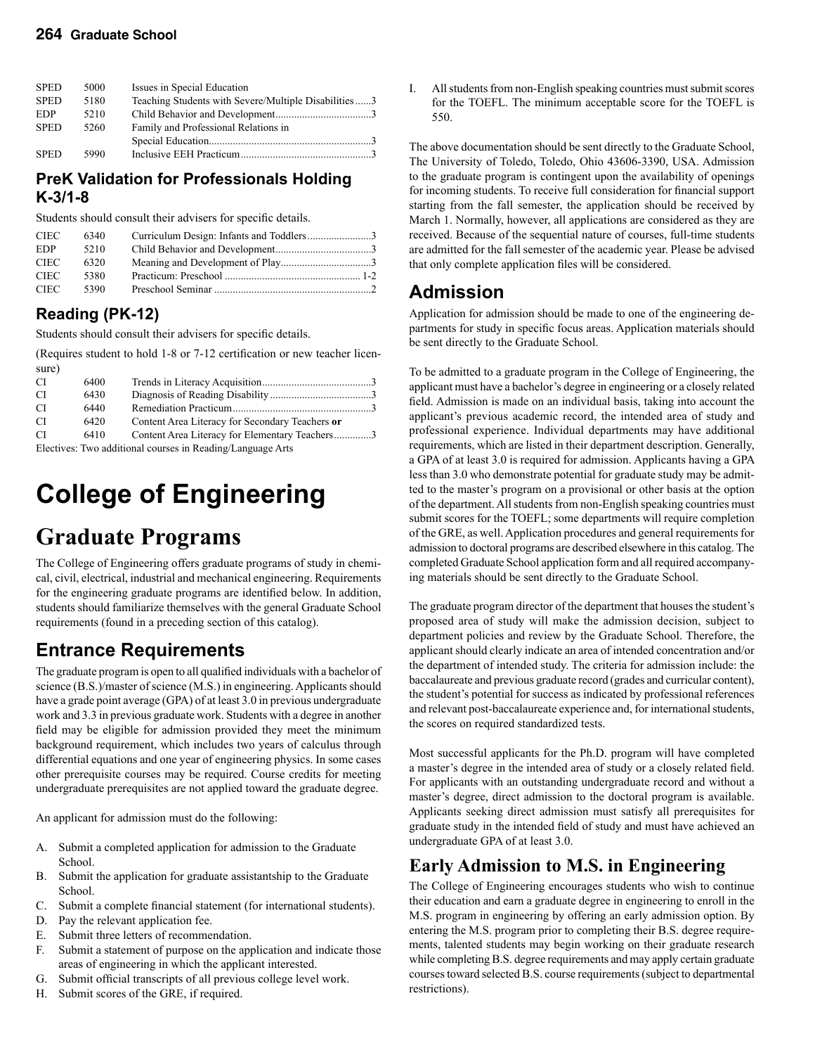| | | | |
|---|---|---|---|
| SPED | 5000 | Issues in Special Education | |
| SPED | 5180 | Teaching Students with Severe/Multiple Disabilities | 3 |
| EDP | 5210 | Child Behavior and Development | 3 |
| SPED | 5260 | Family and Professional Relations in Special Education | 3 |
| SPED | 5990 | Inclusive EEH Practicum | 3 |

### PreK Validation for Professionals Holding K-3/1-8

Students should consult their advisers for specific details.

| | | | |
|---|---|---|---|
| CIEC | 6340 | Curriculum Design: Infants and Toddlers | 3 |
| EDP | 5210 | Child Behavior and Development | 3 |
| CIEC | 6320 | Meaning and Development of Play | 3 |
| CIEC | 5380 | Practicum: Preschool | 1-2 |
| CIEC | 5390 | Preschool Seminar | 2 |

### Reading (PK-12)

Students should consult their advisers for specific details.

(Requires student to hold 1-8 or 7-12 certification or new teacher licensure)

| | | | |
|---|---|---|---|
| CI | 6400 | Trends in Literacy Acquisition | 3 |
| CI | 6430 | Diagnosis of Reading Disability | 3 |
| CI | 6440 | Remediation Practicum | 3 |
| CI | 6420 | Content Area Literacy for Secondary Teachers **or** | |
| CI | 6410 | Content Area Literacy for Elementary Teachers | 3 |

Electives: Two additional courses in Reading/Language Arts

# College of Engineering

# Graduate Programs

The College of Engineering offers graduate programs of study in chemical, civil, electrical, industrial and mechanical engineering. Requirements for the engineering graduate programs are identified below. In addition, students should familiarize themselves with the general Graduate School requirements (found in a preceding section of this catalog).

## Entrance Requirements

The graduate program is open to all qualified individuals with a bachelor of science (B.S.)/master of science (M.S.) in engineering. Applicants should have a grade point average (GPA) of at least 3.0 in previous undergraduate work and 3.3 in previous graduate work. Students with a degree in another field may be eligible for admission provided they meet the minimum background requirement, which includes two years of calculus through differential equations and one year of engineering physics. In some cases other prerequisite courses may be required. Course credits for meeting undergraduate prerequisites are not applied toward the graduate degree.

An applicant for admission must do the following:

A. Submit a completed application for admission to the Graduate School.
B. Submit the application for graduate assistantship to the Graduate School.
C. Submit a complete financial statement (for international students).
D. Pay the relevant application fee.
E. Submit three letters of recommendation.
F. Submit a statement of purpose on the application and indicate those areas of engineering in which the applicant interested.
G. Submit official transcripts of all previous college level work.
H. Submit scores of the GRE, if required.
I. All students from non-English speaking countries must submit scores for the TOEFL. The minimum acceptable score for the TOEFL is 550.

The above documentation should be sent directly to the Graduate School, The University of Toledo, Toledo, Ohio 43606-3390, USA. Admission to the graduate program is contingent upon the availability of openings for incoming students. To receive full consideration for financial support starting from the fall semester, the application should be received by March 1. Normally, however, all applications are considered as they are received. Because of the sequential nature of courses, full-time students are admitted for the fall semester of the academic year. Please be advised that only complete application files will be considered.

## Admission

Application for admission should be made to one of the engineering departments for study in specific focus areas. Application materials should be sent directly to the Graduate School.

To be admitted to a graduate program in the College of Engineering, the applicant must have a bachelor's degree in engineering or a closely related field. Admission is made on an individual basis, taking into account the applicant's previous academic record, the intended area of study and professional experience. Individual departments may have additional requirements, which are listed in their department description. Generally, a GPA of at least 3.0 is required for admission. Applicants having a GPA less than 3.0 who demonstrate potential for graduate study may be admitted to the master's program on a provisional or other basis at the option of the department. All students from non-English speaking countries must submit scores for the TOEFL; some departments will require completion of the GRE, as well. Application procedures and general requirements for admission to doctoral programs are described elsewhere in this catalog. The completed Graduate School application form and all required accompanying materials should be sent directly to the Graduate School.

The graduate program director of the department that houses the student's proposed area of study will make the admission decision, subject to department policies and review by the Graduate School. Therefore, the applicant should clearly indicate an area of intended concentration and/or the department of intended study. The criteria for admission include: the baccalaureate and previous graduate record (grades and curricular content), the student's potential for success as indicated by professional references and relevant post-baccalaureate experience and, for international students, the scores on required standardized tests.

Most successful applicants for the Ph.D. program will have completed a master's degree in the intended area of study or a closely related field. For applicants with an outstanding undergraduate record and without a master's degree, direct admission to the doctoral program is available. Applicants seeking direct admission must satisfy all prerequisites for graduate study in the intended field of study and must have achieved an undergraduate GPA of at least 3.0.

## Early Admission to M.S. in Engineering

The College of Engineering encourages students who wish to continue their education and earn a graduate degree in engineering to enroll in the M.S. program in engineering by offering an early admission option. By entering the M.S. program prior to completing their B.S. degree requirements, talented students may begin working on their graduate research while completing B.S. degree requirements and may apply certain graduate courses toward selected B.S. course requirements (subject to departmental restrictions).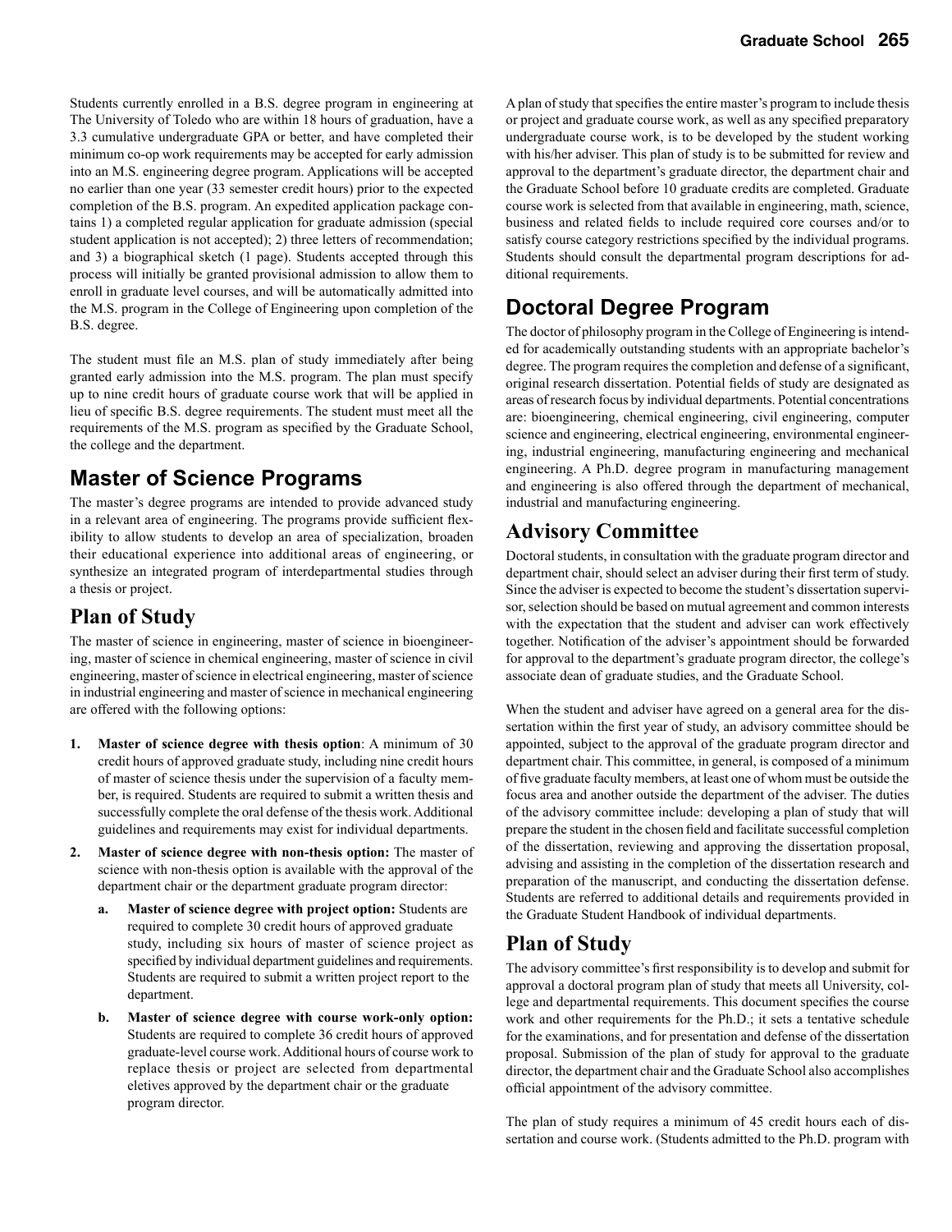Students currently enrolled in a B.S. degree program in engineering at The University of Toledo who are within 18 hours of graduation, have a 3.3 cumulative undergraduate GPA or better, and have completed their minimum co-op work requirements may be accepted for early admission into an M.S. engineering degree program. Applications will be accepted no earlier than one year (33 semester credit hours) prior to the expected completion of the B.S. program. An expedited application package contains 1) a completed regular application for graduate admission (special student application is not accepted); 2) three letters of recommendation; and 3) a biographical sketch (1 page). Students accepted through this process will initially be granted provisional admission to allow them to enroll in graduate level courses, and will be automatically admitted into the M.S. program in the College of Engineering upon completion of the B.S. degree.

The student must file an M.S. plan of study immediately after being granted early admission into the M.S. program. The plan must specify up to nine credit hours of graduate course work that will be applied in lieu of specific B.S. degree requirements. The student must meet all the requirements of the M.S. program as specified by the Graduate School, the college and the department.

## Master of Science Programs

The master's degree programs are intended to provide advanced study in a relevant area of engineering. The programs provide sufficient flexibility to allow students to develop an area of specialization, broaden their educational experience into additional areas of engineering, or synthesize an integrated program of interdepartmental studies through a thesis or project.

### Plan of Study

The master of science in engineering, master of science in bioengineering, master of science in chemical engineering, master of science in civil engineering, master of science in electrical engineering, master of science in industrial engineering and master of science in mechanical engineering are offered with the following options:

1. **Master of science degree with thesis option**: A minimum of 30 credit hours of approved graduate study, including nine credit hours of master of science thesis under the supervision of a faculty member, is required. Students are required to submit a written thesis and successfully complete the oral defense of the thesis work. Additional guidelines and requirements may exist for individual departments.
2. **Master of science degree with non-thesis option:** The master of science with non-thesis option is available with the approval of the department chair or the department graduate program director:
   a. **Master of science degree with project option:** Students are required to complete 30 credit hours of approved graduate study, including six hours of master of science project as specified by individual department guidelines and requirements. Students are required to submit a written project report to the department.
   b. **Master of science degree with course work-only option:** Students are required to complete 36 credit hours of approved graduate-level course work. Additional hours of course work to replace thesis or project are selected from departmental eletives approved by the department chair or the graduate program director.

A plan of study that specifies the entire master's program to include thesis or project and graduate course work, as well as any specified preparatory undergraduate course work, is to be developed by the student working with his/her adviser. This plan of study is to be submitted for review and approval to the department's graduate director, the department chair and the Graduate School before 10 graduate credits are completed. Graduate course work is selected from that available in engineering, math, science, business and related fields to include required core courses and/or to satisfy course category restrictions specified by the individual programs. Students should consult the departmental program descriptions for additional requirements.

## Doctoral Degree Program

The doctor of philosophy program in the College of Engineering is intended for academically outstanding students with an appropriate bachelor's degree. The program requires the completion and defense of a significant, original research dissertation. Potential fields of study are designated as areas of research focus by individual departments. Potential concentrations are: bioengineering, chemical engineering, civil engineering, computer science and engineering, electrical engineering, environmental engineering, industrial engineering, manufacturing engineering and mechanical engineering. A Ph.D. degree program in manufacturing management and engineering is also offered through the department of mechanical, industrial and manufacturing engineering.

### Advisory Committee

Doctoral students, in consultation with the graduate program director and department chair, should select an adviser during their first term of study. Since the adviser is expected to become the student's dissertation supervisor, selection should be based on mutual agreement and common interests with the expectation that the student and adviser can work effectively together. Notification of the adviser's appointment should be forwarded for approval to the department's graduate program director, the college's associate dean of graduate studies, and the Graduate School.

When the student and adviser have agreed on a general area for the dissertation within the first year of study, an advisory committee should be appointed, subject to the approval of the graduate program director and department chair. This committee, in general, is composed of a minimum of five graduate faculty members, at least one of whom must be outside the focus area and another outside the department of the adviser. The duties of the advisory committee include: developing a plan of study that will prepare the student in the chosen field and facilitate successful completion of the dissertation, reviewing and approving the dissertation proposal, advising and assisting in the completion of the dissertation research and preparation of the manuscript, and conducting the dissertation defense. Students are referred to additional details and requirements provided in the Graduate Student Handbook of individual departments.

### Plan of Study

The advisory committee's first responsibility is to develop and submit for approval a doctoral program plan of study that meets all University, college and departmental requirements. This document specifies the course work and other requirements for the Ph.D.; it sets a tentative schedule for the examinations, and for presentation and defense of the dissertation proposal. Submission of the plan of study for approval to the graduate director, the department chair and the Graduate School also accomplishes official appointment of the advisory committee.

The plan of study requires a minimum of 45 credit hours each of dissertation and course work. (Students admitted to the Ph.D. program with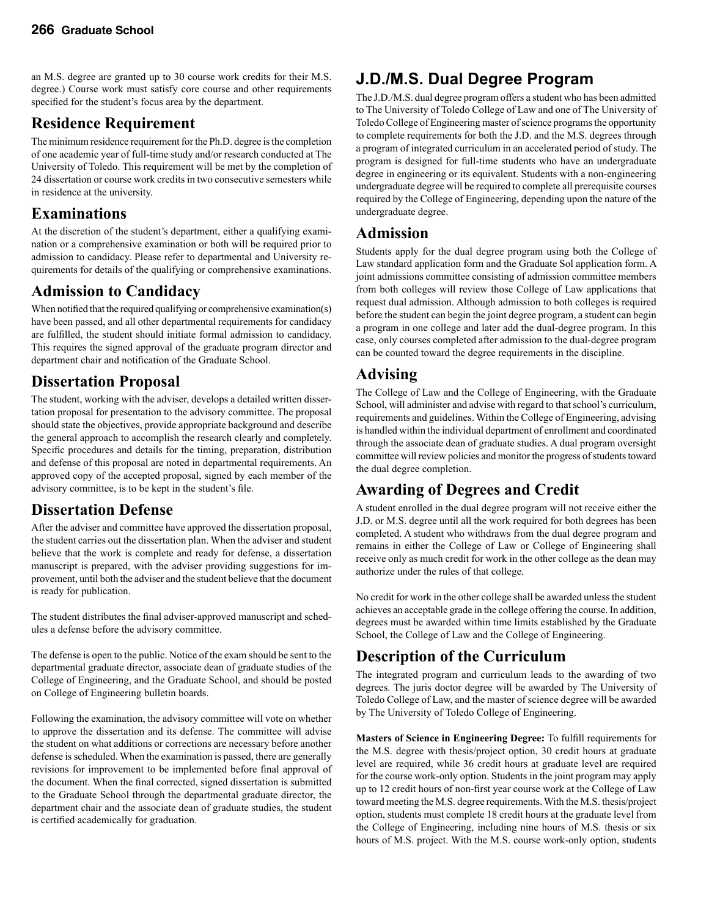an M.S. degree are granted up to 30 course work credits for their M.S. degree.) Course work must satisfy core course and other requirements specified for the student's focus area by the department.

## Residence Requirement

The minimum residence requirement for the Ph.D. degree is the completion of one academic year of full-time study and/or research conducted at The University of Toledo. This requirement will be met by the completion of 24 dissertation or course work credits in two consecutive semesters while in residence at the university.

## Examinations

At the discretion of the student's department, either a qualifying examination or a comprehensive examination or both will be required prior to admission to candidacy. Please refer to departmental and University requirements for details of the qualifying or comprehensive examinations.

## Admission to Candidacy

When notified that the required qualifying or comprehensive examination(s) have been passed, and all other departmental requirements for candidacy are fulfilled, the student should initiate formal admission to candidacy. This requires the signed approval of the graduate program director and department chair and notification of the Graduate School.

## Dissertation Proposal

The student, working with the adviser, develops a detailed written dissertation proposal for presentation to the advisory committee. The proposal should state the objectives, provide appropriate background and describe the general approach to accomplish the research clearly and completely. Specific procedures and details for the timing, preparation, distribution and defense of this proposal are noted in departmental requirements. An approved copy of the accepted proposal, signed by each member of the advisory committee, is to be kept in the student's file.

## Dissertation Defense

After the adviser and committee have approved the dissertation proposal, the student carries out the dissertation plan. When the adviser and student believe that the work is complete and ready for defense, a dissertation manuscript is prepared, with the adviser providing suggestions for improvement, until both the adviser and the student believe that the document is ready for publication.

The student distributes the final adviser-approved manuscript and schedules a defense before the advisory committee.

The defense is open to the public. Notice of the exam should be sent to the departmental graduate director, associate dean of graduate studies of the College of Engineering, and the Graduate School, and should be posted on College of Engineering bulletin boards.

Following the examination, the advisory committee will vote on whether to approve the dissertation and its defense. The committee will advise the student on what additions or corrections are necessary before another defense is scheduled. When the examination is passed, there are generally revisions for improvement to be implemented before final approval of the document. When the final corrected, signed dissertation is submitted to the Graduate School through the departmental graduate director, the department chair and the associate dean of graduate studies, the student is certified academically for graduation.

# J.D./M.S. Dual Degree Program

The J.D./M.S. dual degree program offers a student who has been admitted to The University of Toledo College of Law and one of The University of Toledo College of Engineering master of science programs the opportunity to complete requirements for both the J.D. and the M.S. degrees through a program of integrated curriculum in an accelerated period of study. The program is designed for full-time students who have an undergraduate degree in engineering or its equivalent. Students with a non-engineering undergraduate degree will be required to complete all prerequisite courses required by the College of Engineering, depending upon the nature of the undergraduate degree.

## Admission

Students apply for the dual degree program using both the College of Law standard application form and the Graduate Sol application form. A joint admissions committee consisting of admission committee members from both colleges will review those College of Law applications that request dual admission. Although admission to both colleges is required before the student can begin the joint degree program, a student can begin a program in one college and later add the dual-degree program. In this case, only courses completed after admission to the dual-degree program can be counted toward the degree requirements in the discipline.

## Advising

The College of Law and the College of Engineering, with the Graduate School, will administer and advise with regard to that school's curriculum, requirements and guidelines. Within the College of Engineering, advising is handled within the individual department of enrollment and coordinated through the associate dean of graduate studies. A dual program oversight committee will review policies and monitor the progress of students toward the dual degree completion.

## Awarding of Degrees and Credit

A student enrolled in the dual degree program will not receive either the J.D. or M.S. degree until all the work required for both degrees has been completed. A student who withdraws from the dual degree program and remains in either the College of Law or College of Engineering shall receive only as much credit for work in the other college as the dean may authorize under the rules of that college.

No credit for work in the other college shall be awarded unless the student achieves an acceptable grade in the college offering the course. In addition, degrees must be awarded within time limits established by the Graduate School, the College of Law and the College of Engineering.

## Description of the Curriculum

The integrated program and curriculum leads to the awarding of two degrees. The juris doctor degree will be awarded by The University of Toledo College of Law, and the master of science degree will be awarded by The University of Toledo College of Engineering.

**Masters of Science in Engineering Degree:** To fulfill requirements for the M.S. degree with thesis/project option, 30 credit hours at graduate level are required, while 36 credit hours at graduate level are required for the course work-only option. Students in the joint program may apply up to 12 credit hours of non-first year course work at the College of Law toward meeting the M.S. degree requirements. With the M.S. thesis/project option, students must complete 18 credit hours at the graduate level from the College of Engineering, including nine hours of M.S. thesis or six hours of M.S. project. With the M.S. course work-only option, students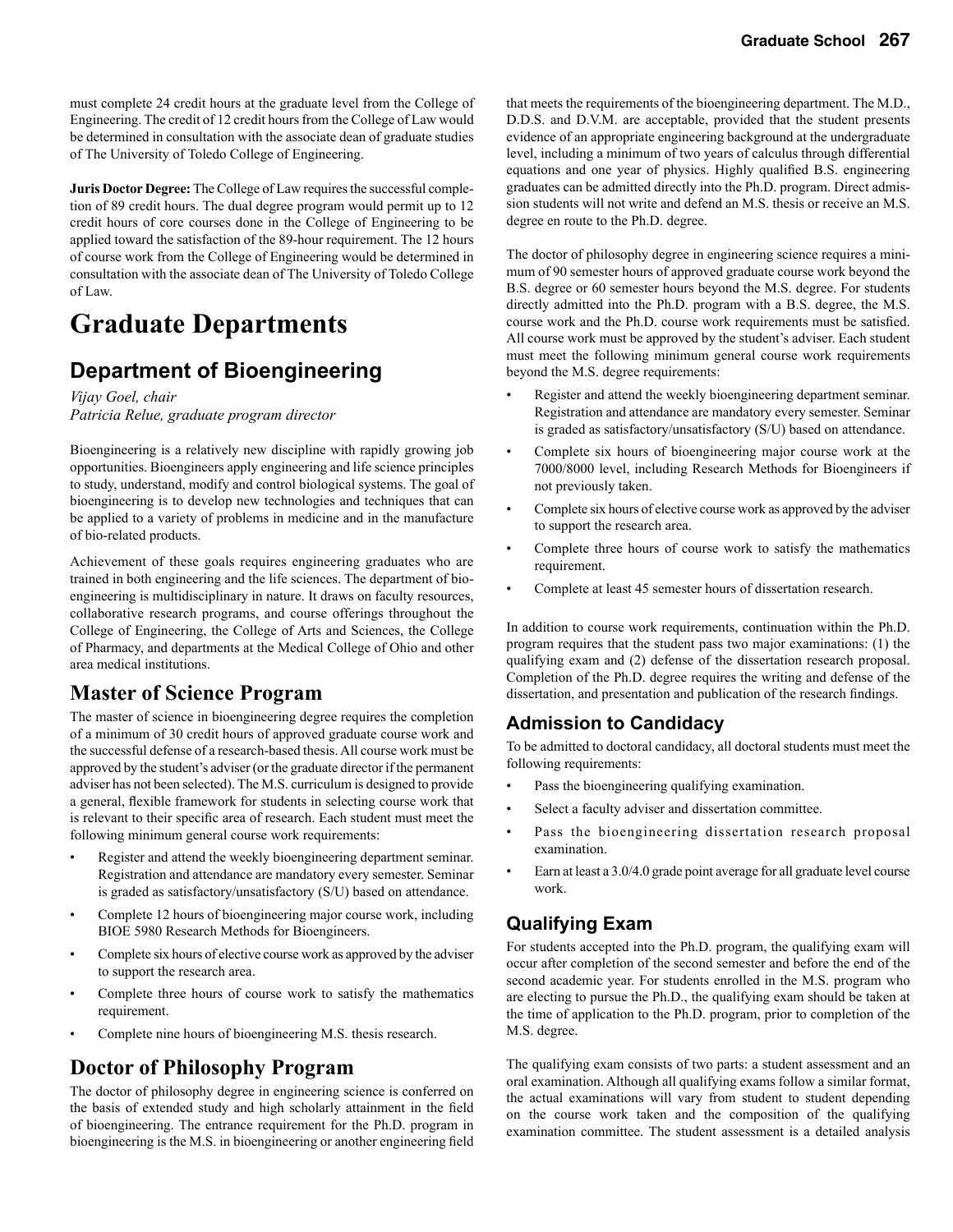must complete 24 credit hours at the graduate level from the College of Engineering. The credit of 12 credit hours from the College of Law would be determined in consultation with the associate dean of graduate studies of The University of Toledo College of Engineering.

**Juris Doctor Degree:** The College of Law requires the successful completion of 89 credit hours. The dual degree program would permit up to 12 credit hours of core courses done in the College of Engineering to be applied toward the satisfaction of the 89-hour requirement. The 12 hours of course work from the College of Engineering would be determined in consultation with the associate dean of The University of Toledo College of Law.

# Graduate Departments

## Department of Bioengineering

*Vijay Goel, chair*
*Patricia Relue, graduate program director*

Bioengineering is a relatively new discipline with rapidly growing job opportunities. Bioengineers apply engineering and life science principles to study, understand, modify and control biological systems. The goal of bioengineering is to develop new technologies and techniques that can be applied to a variety of problems in medicine and in the manufacture of bio-related products.

Achievement of these goals requires engineering graduates who are trained in both engineering and the life sciences. The department of bioengineering is multidisciplinary in nature. It draws on faculty resources, collaborative research programs, and course offerings throughout the College of Engineering, the College of Arts and Sciences, the College of Pharmacy, and departments at the Medical College of Ohio and other area medical institutions.

## Master of Science Program

The master of science in bioengineering degree requires the completion of a minimum of 30 credit hours of approved graduate course work and the successful defense of a research-based thesis. All course work must be approved by the student's adviser (or the graduate director if the permanent adviser has not been selected). The M.S. curriculum is designed to provide a general, flexible framework for students in selecting course work that is relevant to their specific area of research. Each student must meet the following minimum general course work requirements:

- Register and attend the weekly bioengineering department seminar. Registration and attendance are mandatory every semester. Seminar is graded as satisfactory/unsatisfactory (S/U) based on attendance.
- Complete 12 hours of bioengineering major course work, including BIOE 5980 Research Methods for Bioengineers.
- Complete six hours of elective course work as approved by the adviser to support the research area.
- Complete three hours of course work to satisfy the mathematics requirement.
- Complete nine hours of bioengineering M.S. thesis research.

## Doctor of Philosophy Program

The doctor of philosophy degree in engineering science is conferred on the basis of extended study and high scholarly attainment in the field of bioengineering. The entrance requirement for the Ph.D. program in bioengineering is the M.S. in bioengineering or another engineering field that meets the requirements of the bioengineering department. The M.D., D.D.S. and D.V.M. are acceptable, provided that the student presents evidence of an appropriate engineering background at the undergraduate level, including a minimum of two years of calculus through differential equations and one year of physics. Highly qualified B.S. engineering graduates can be admitted directly into the Ph.D. program. Direct admission students will not write and defend an M.S. thesis or receive an M.S. degree en route to the Ph.D. degree.

The doctor of philosophy degree in engineering science requires a minimum of 90 semester hours of approved graduate course work beyond the B.S. degree or 60 semester hours beyond the M.S. degree. For students directly admitted into the Ph.D. program with a B.S. degree, the M.S. course work and the Ph.D. course work requirements must be satisfied. All course work must be approved by the student's adviser. Each student must meet the following minimum general course work requirements beyond the M.S. degree requirements:

- Register and attend the weekly bioengineering department seminar. Registration and attendance are mandatory every semester. Seminar is graded as satisfactory/unsatisfactory (S/U) based on attendance.
- Complete six hours of bioengineering major course work at the 7000/8000 level, including Research Methods for Bioengineers if not previously taken.
- Complete six hours of elective course work as approved by the adviser to support the research area.
- Complete three hours of course work to satisfy the mathematics requirement.
- Complete at least 45 semester hours of dissertation research.

In addition to course work requirements, continuation within the Ph.D. program requires that the student pass two major examinations: (1) the qualifying exam and (2) defense of the dissertation research proposal. Completion of the Ph.D. degree requires the writing and defense of the dissertation, and presentation and publication of the research findings.

### Admission to Candidacy

To be admitted to doctoral candidacy, all doctoral students must meet the following requirements:

- Pass the bioengineering qualifying examination.
- Select a faculty adviser and dissertation committee.
- Pass the bioengineering dissertation research proposal examination.
- Earn at least a 3.0/4.0 grade point average for all graduate level course work.

### Qualifying Exam

For students accepted into the Ph.D. program, the qualifying exam will occur after completion of the second semester and before the end of the second academic year. For students enrolled in the M.S. program who are electing to pursue the Ph.D., the qualifying exam should be taken at the time of application to the Ph.D. program, prior to completion of the M.S. degree.

The qualifying exam consists of two parts: a student assessment and an oral examination. Although all qualifying exams follow a similar format, the actual examinations will vary from student to student depending on the course work taken and the composition of the qualifying examination committee. The student assessment is a detailed analysis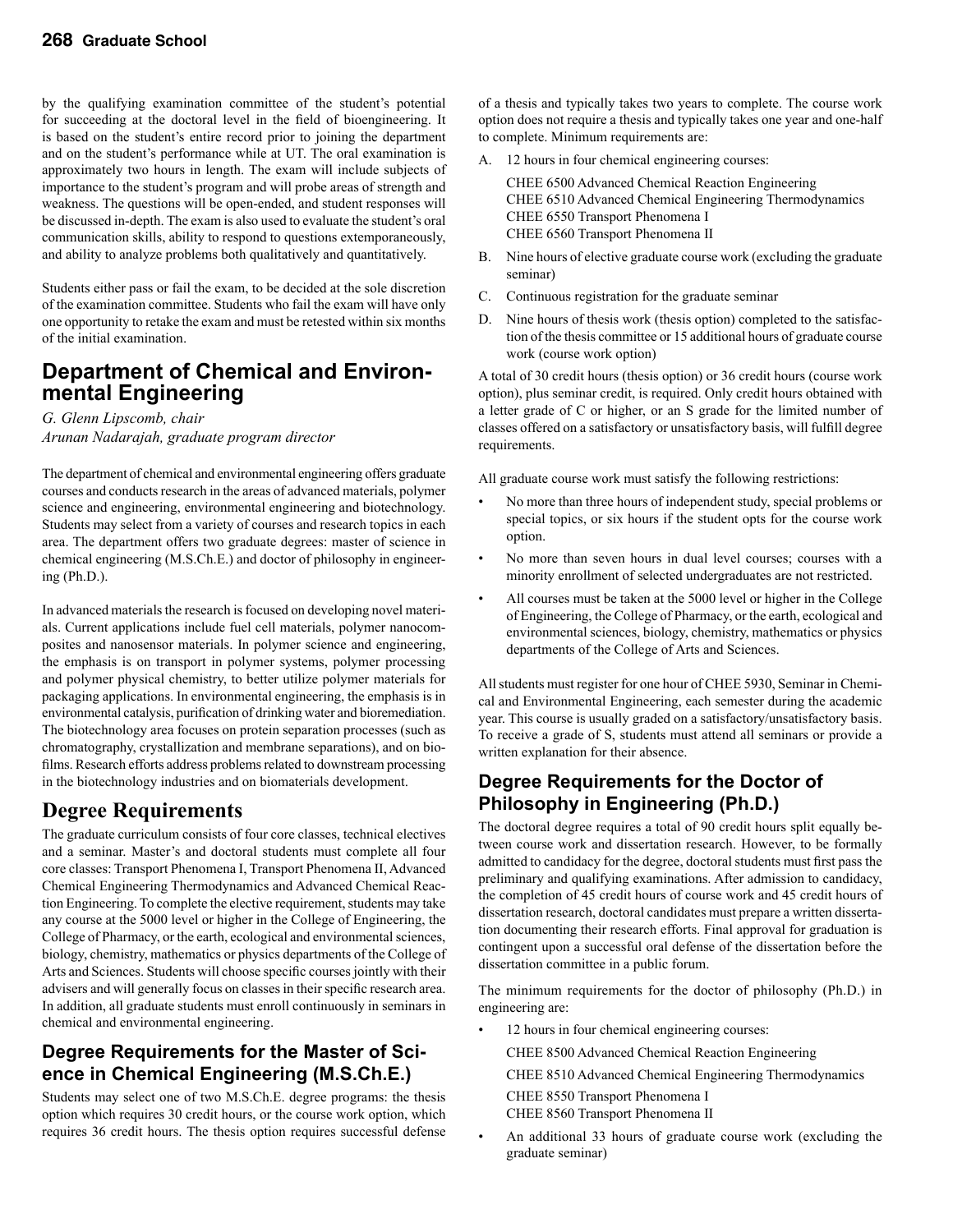by the qualifying examination committee of the student's potential for succeeding at the doctoral level in the field of bioengineering. It is based on the student's entire record prior to joining the department and on the student's performance while at UT. The oral examination is approximately two hours in length. The exam will include subjects of importance to the student's program and will probe areas of strength and weakness. The questions will be open-ended, and student responses will be discussed in-depth. The exam is also used to evaluate the student's oral communication skills, ability to respond to questions extemporaneously, and ability to analyze problems both qualitatively and quantitatively.

Students either pass or fail the exam, to be decided at the sole discretion of the examination committee. Students who fail the exam will have only one opportunity to retake the exam and must be retested within six months of the initial examination.

## Department of Chemical and Environmental Engineering

*G. Glenn Lipscomb, chair*
*Arunan Nadarajah, graduate program director*

The department of chemical and environmental engineering offers graduate courses and conducts research in the areas of advanced materials, polymer science and engineering, environmental engineering and biotechnology. Students may select from a variety of courses and research topics in each area. The department offers two graduate degrees: master of science in chemical engineering (M.S.Ch.E.) and doctor of philosophy in engineering (Ph.D.).

In advanced materials the research is focused on developing novel materials. Current applications include fuel cell materials, polymer nanocomposites and nanosensor materials. In polymer science and engineering, the emphasis is on transport in polymer systems, polymer processing and polymer physical chemistry, to better utilize polymer materials for packaging applications. In environmental engineering, the emphasis is in environmental catalysis, purification of drinking water and bioremediation. The biotechnology area focuses on protein separation processes (such as chromatography, crystallization and membrane separations), and on biofilms. Research efforts address problems related to downstream processing in the biotechnology industries and on biomaterials development.

## Degree Requirements

The graduate curriculum consists of four core classes, technical electives and a seminar. Master's and doctoral students must complete all four core classes: Transport Phenomena I, Transport Phenomena II, Advanced Chemical Engineering Thermodynamics and Advanced Chemical Reaction Engineering. To complete the elective requirement, students may take any course at the 5000 level or higher in the College of Engineering, the College of Pharmacy, or the earth, ecological and environmental sciences, biology, chemistry, mathematics or physics departments of the College of Arts and Sciences. Students will choose specific courses jointly with their advisers and will generally focus on classes in their specific research area. In addition, all graduate students must enroll continuously in seminars in chemical and environmental engineering.

### Degree Requirements for the Master of Science in Chemical Engineering (M.S.Ch.E.)

Students may select one of two M.S.Ch.E. degree programs: the thesis option which requires 30 credit hours, or the course work option, which requires 36 credit hours. The thesis option requires successful defense of a thesis and typically takes two years to complete. The course work option does not require a thesis and typically takes one year and one-half to complete. Minimum requirements are:

A. 12 hours in four chemical engineering courses:

   CHEE 6500 Advanced Chemical Reaction Engineering
   CHEE 6510 Advanced Chemical Engineering Thermodynamics
   CHEE 6550 Transport Phenomena I
   CHEE 6560 Transport Phenomena II

B. Nine hours of elective graduate course work (excluding the graduate seminar)

C. Continuous registration for the graduate seminar

D. Nine hours of thesis work (thesis option) completed to the satisfaction of the thesis committee or 15 additional hours of graduate course work (course work option)

A total of 30 credit hours (thesis option) or 36 credit hours (course work option), plus seminar credit, is required. Only credit hours obtained with a letter grade of C or higher, or an S grade for the limited number of classes offered on a satisfactory or unsatisfactory basis, will fulfill degree requirements.

All graduate course work must satisfy the following restrictions:

- No more than three hours of independent study, special problems or special topics, or six hours if the student opts for the course work option.
- No more than seven hours in dual level courses; courses with a minority enrollment of selected undergraduates are not restricted.
- All courses must be taken at the 5000 level or higher in the College of Engineering, the College of Pharmacy, or the earth, ecological and environmental sciences, biology, chemistry, mathematics or physics departments of the College of Arts and Sciences.

All students must register for one hour of CHEE 5930, Seminar in Chemical and Environmental Engineering, each semester during the academic year. This course is usually graded on a satisfactory/unsatisfactory basis. To receive a grade of S, students must attend all seminars or provide a written explanation for their absence.

### Degree Requirements for the Doctor of Philosophy in Engineering (Ph.D.)

The doctoral degree requires a total of 90 credit hours split equally between course work and dissertation research. However, to be formally admitted to candidacy for the degree, doctoral students must first pass the preliminary and qualifying examinations. After admission to candidacy, the completion of 45 credit hours of course work and 45 credit hours of dissertation research, doctoral candidates must prepare a written dissertation documenting their research efforts. Final approval for graduation is contingent upon a successful oral defense of the dissertation before the dissertation committee in a public forum.

The minimum requirements for the doctor of philosophy (Ph.D.) in engineering are:

- 12 hours in four chemical engineering courses:

  CHEE 8500 Advanced Chemical Reaction Engineering

  CHEE 8510 Advanced Chemical Engineering Thermodynamics

  CHEE 8550 Transport Phenomena I
  CHEE 8560 Transport Phenomena II

- An additional 33 hours of graduate course work (excluding the graduate seminar)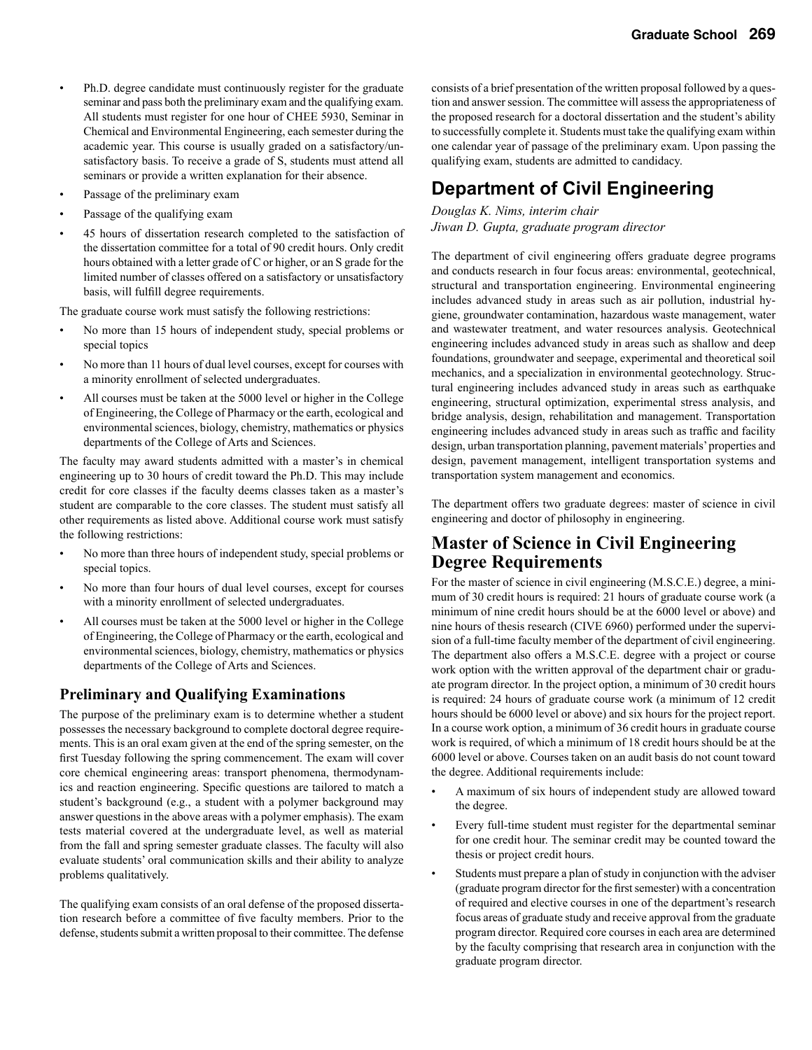- Ph.D. degree candidate must continuously register for the graduate seminar and pass both the preliminary exam and the qualifying exam. All students must register for one hour of CHEE 5930, Seminar in Chemical and Environmental Engineering, each semester during the academic year. This course is usually graded on a satisfactory/unsatisfactory basis. To receive a grade of S, students must attend all seminars or provide a written explanation for their absence.
- Passage of the preliminary exam
- Passage of the qualifying exam
- 45 hours of dissertation research completed to the satisfaction of the dissertation committee for a total of 90 credit hours. Only credit hours obtained with a letter grade of C or higher, or an S grade for the limited number of classes offered on a satisfactory or unsatisfactory basis, will fulfill degree requirements.

The graduate course work must satisfy the following restrictions:

- No more than 15 hours of independent study, special problems or special topics
- No more than 11 hours of dual level courses, except for courses with a minority enrollment of selected undergraduates.
- All courses must be taken at the 5000 level or higher in the College of Engineering, the College of Pharmacy or the earth, ecological and environmental sciences, biology, chemistry, mathematics or physics departments of the College of Arts and Sciences.

The faculty may award students admitted with a master's in chemical engineering up to 30 hours of credit toward the Ph.D. This may include credit for core classes if the faculty deems classes taken as a master's student are comparable to the core classes. The student must satisfy all other requirements as listed above. Additional course work must satisfy the following restrictions:

- No more than three hours of independent study, special problems or special topics.
- No more than four hours of dual level courses, except for courses with a minority enrollment of selected undergraduates.
- All courses must be taken at the 5000 level or higher in the College of Engineering, the College of Pharmacy or the earth, ecological and environmental sciences, biology, chemistry, mathematics or physics departments of the College of Arts and Sciences.

### Preliminary and Qualifying Examinations

The purpose of the preliminary exam is to determine whether a student possesses the necessary background to complete doctoral degree requirements. This is an oral exam given at the end of the spring semester, on the first Tuesday following the spring commencement. The exam will cover core chemical engineering areas: transport phenomena, thermodynamics and reaction engineering. Specific questions are tailored to match a student's background (e.g., a student with a polymer background may answer questions in the above areas with a polymer emphasis). The exam tests material covered at the undergraduate level, as well as material from the fall and spring semester graduate classes. The faculty will also evaluate students' oral communication skills and their ability to analyze problems qualitatively.

The qualifying exam consists of an oral defense of the proposed dissertation research before a committee of five faculty members. Prior to the defense, students submit a written proposal to their committee. The defense consists of a brief presentation of the written proposal followed by a question and answer session. The committee will assess the appropriateness of the proposed research for a doctoral dissertation and the student's ability to successfully complete it. Students must take the qualifying exam within one calendar year of passage of the preliminary exam. Upon passing the qualifying exam, students are admitted to candidacy.

## Department of Civil Engineering

*Douglas K. Nims, interim chair*
*Jiwan D. Gupta, graduate program director*

The department of civil engineering offers graduate degree programs and conducts research in four focus areas: environmental, geotechnical, structural and transportation engineering. Environmental engineering includes advanced study in areas such as air pollution, industrial hygiene, groundwater contamination, hazardous waste management, water and wastewater treatment, and water resources analysis. Geotechnical engineering includes advanced study in areas such as shallow and deep foundations, groundwater and seepage, experimental and theoretical soil mechanics, and a specialization in environmental geotechnology. Structural engineering includes advanced study in areas such as earthquake engineering, structural optimization, experimental stress analysis, and bridge analysis, design, rehabilitation and management. Transportation engineering includes advanced study in areas such as traffic and facility design, urban transportation planning, pavement materials' properties and design, pavement management, intelligent transportation systems and transportation system management and economics.

The department offers two graduate degrees: master of science in civil engineering and doctor of philosophy in engineering.

## Master of Science in Civil Engineering Degree Requirements

For the master of science in civil engineering (M.S.C.E.) degree, a minimum of 30 credit hours is required: 21 hours of graduate course work (a minimum of nine credit hours should be at the 6000 level or above) and nine hours of thesis research (CIVE 6960) performed under the supervision of a full-time faculty member of the department of civil engineering. The department also offers a M.S.C.E. degree with a project or course work option with the written approval of the department chair or graduate program director. In the project option, a minimum of 30 credit hours is required: 24 hours of graduate course work (a minimum of 12 credit hours should be 6000 level or above) and six hours for the project report. In a course work option, a minimum of 36 credit hours in graduate course work is required, of which a minimum of 18 credit hours should be at the 6000 level or above. Courses taken on an audit basis do not count toward the degree. Additional requirements include:

- A maximum of six hours of independent study are allowed toward the degree.
- Every full-time student must register for the departmental seminar for one credit hour. The seminar credit may be counted toward the thesis or project credit hours.
- Students must prepare a plan of study in conjunction with the adviser (graduate program director for the first semester) with a concentration of required and elective courses in one of the department's research focus areas of graduate study and receive approval from the graduate program director. Required core courses in each area are determined by the faculty comprising that research area in conjunction with the graduate program director.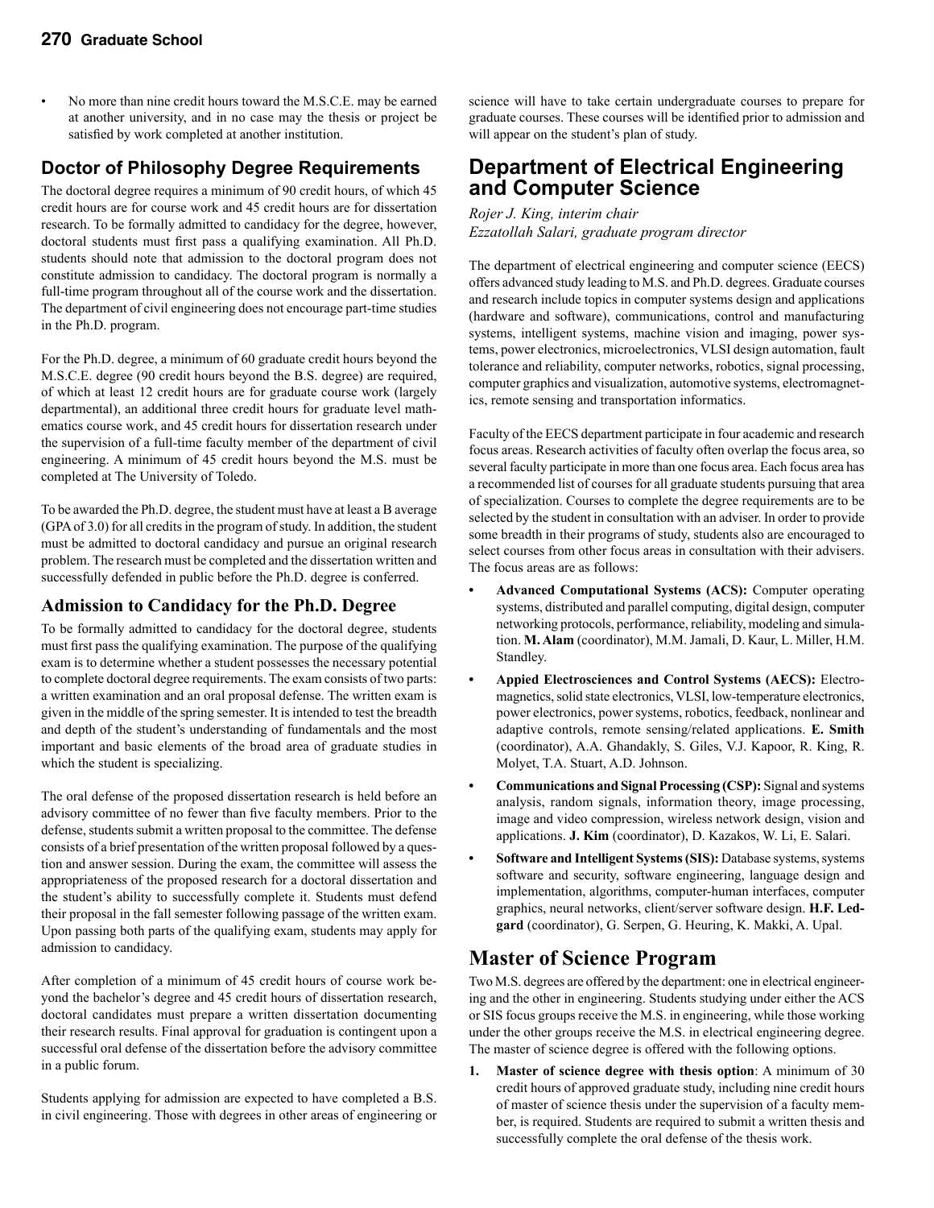- No more than nine credit hours toward the M.S.C.E. may be earned at another university, and in no case may the thesis or project be satisfied by work completed at another institution.

## Doctor of Philosophy Degree Requirements

The doctoral degree requires a minimum of 90 credit hours, of which 45 credit hours are for course work and 45 credit hours are for dissertation research. To be formally admitted to candidacy for the degree, however, doctoral students must first pass a qualifying examination. All Ph.D. students should note that admission to the doctoral program does not constitute admission to candidacy. The doctoral program is normally a full-time program throughout all of the course work and the dissertation. The department of civil engineering does not encourage part-time studies in the Ph.D. program.

For the Ph.D. degree, a minimum of 60 graduate credit hours beyond the M.S.C.E. degree (90 credit hours beyond the B.S. degree) are required, of which at least 12 credit hours are for graduate course work (largely departmental), an additional three credit hours for graduate level mathematics course work, and 45 credit hours for dissertation research under the supervision of a full-time faculty member of the department of civil engineering. A minimum of 45 credit hours beyond the M.S. must be completed at The University of Toledo.

To be awarded the Ph.D. degree, the student must have at least a B average (GPA of 3.0) for all credits in the program of study. In addition, the student must be admitted to doctoral candidacy and pursue an original research problem. The research must be completed and the dissertation written and successfully defended in public before the Ph.D. degree is conferred.

## Admission to Candidacy for the Ph.D. Degree

To be formally admitted to candidacy for the doctoral degree, students must first pass the qualifying examination. The purpose of the qualifying exam is to determine whether a student possesses the necessary potential to complete doctoral degree requirements. The exam consists of two parts: a written examination and an oral proposal defense. The written exam is given in the middle of the spring semester. It is intended to test the breadth and depth of the student's understanding of fundamentals and the most important and basic elements of the broad area of graduate studies in which the student is specializing.

The oral defense of the proposed dissertation research is held before an advisory committee of no fewer than five faculty members. Prior to the defense, students submit a written proposal to the committee. The defense consists of a brief presentation of the written proposal followed by a question and answer session. During the exam, the committee will assess the appropriateness of the proposed research for a doctoral dissertation and the student's ability to successfully complete it. Students must defend their proposal in the fall semester following passage of the written exam. Upon passing both parts of the qualifying exam, students may apply for admission to candidacy.

After completion of a minimum of 45 credit hours of course work beyond the bachelor's degree and 45 credit hours of dissertation research, doctoral candidates must prepare a written dissertation documenting their research results. Final approval for graduation is contingent upon a successful oral defense of the dissertation before the advisory committee in a public forum.

Students applying for admission are expected to have completed a B.S. in civil engineering. Those with degrees in other areas of engineering or science will have to take certain undergraduate courses to prepare for graduate courses. These courses will be identified prior to admission and will appear on the student's plan of study.

# Department of Electrical Engineering and Computer Science

*Rojer J. King, interim chair*
*Ezzatollah Salari, graduate program director*

The department of electrical engineering and computer science (EECS) offers advanced study leading to M.S. and Ph.D. degrees. Graduate courses and research include topics in computer systems design and applications (hardware and software), communications, control and manufacturing systems, intelligent systems, machine vision and imaging, power systems, power electronics, microelectronics, VLSI design automation, fault tolerance and reliability, computer networks, robotics, signal processing, computer graphics and visualization, automotive systems, electromagnetics, remote sensing and transportation informatics.

Faculty of the EECS department participate in four academic and research focus areas. Research activities of faculty often overlap the focus area, so several faculty participate in more than one focus area. Each focus area has a recommended list of courses for all graduate students pursuing that area of specialization. Courses to complete the degree requirements are to be selected by the student in consultation with an adviser. In order to provide some breadth in their programs of study, students also are encouraged to select courses from other focus areas in consultation with their advisers. The focus areas are as follows:

- **Advanced Computational Systems (ACS):** Computer operating systems, distributed and parallel computing, digital design, computer networking protocols, performance, reliability, modeling and simulation. **M. Alam** (coordinator), M.M. Jamali, D. Kaur, L. Miller, H.M. Standley.
- **Appied Electrosciences and Control Systems (AECS):** Electromagnetics, solid state electronics, VLSI, low-temperature electronics, power electronics, power systems, robotics, feedback, nonlinear and adaptive controls, remote sensing/related applications. **E. Smith** (coordinator), A.A. Ghandakly, S. Giles, V.J. Kapoor, R. King, R. Molyet, T.A. Stuart, A.D. Johnson.
- **Communications and Signal Processing (CSP):** Signal and systems analysis, random signals, information theory, image processing, image and video compression, wireless network design, vision and applications. **J. Kim** (coordinator), D. Kazakos, W. Li, E. Salari.
- **Software and Intelligent Systems (SIS):** Database systems, systems software and security, software engineering, language design and implementation, algorithms, computer-human interfaces, computer graphics, neural networks, client/server software design. **H.F. Ledgard** (coordinator), G. Serpen, G. Heuring, K. Makki, A. Upal.

# Master of Science Program

Two M.S. degrees are offered by the department: one in electrical engineering and the other in engineering. Students studying under either the ACS or SIS focus groups receive the M.S. in engineering, while those working under the other groups receive the M.S. in electrical engineering degree. The master of science degree is offered with the following options.

1. **Master of science degree with thesis option**: A minimum of 30 credit hours of approved graduate study, including nine credit hours of master of science thesis under the supervision of a faculty member, is required. Students are required to submit a written thesis and successfully complete the oral defense of the thesis work.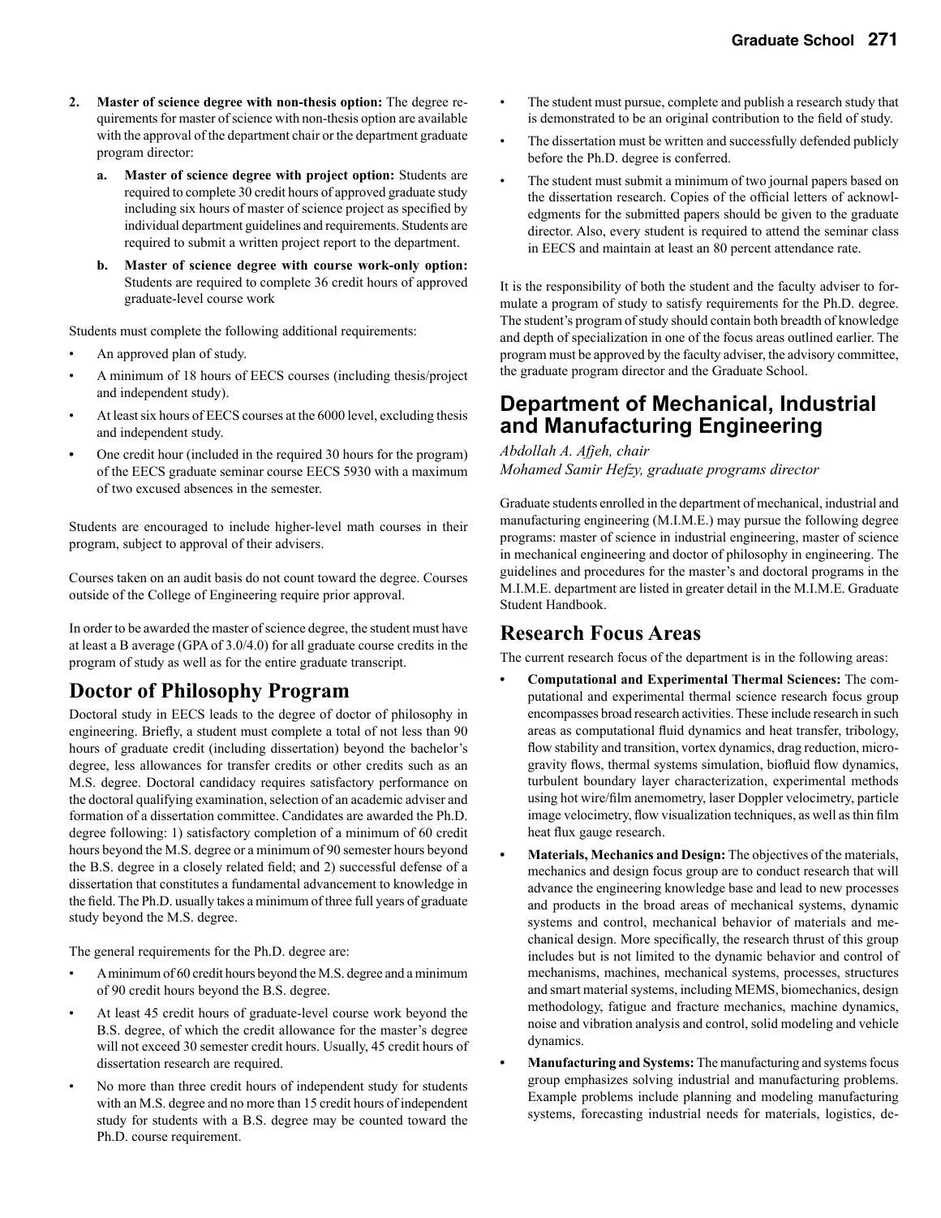2. **Master of science degree with non-thesis option:** The degree requirements for master of science with non-thesis option are available with the approval of the department chair or the department graduate program director:

   a. **Master of science degree with project option:** Students are required to complete 30 credit hours of approved graduate study including six hours of master of science project as specified by individual department guidelines and requirements. Students are required to submit a written project report to the department.

   b. **Master of science degree with course work-only option:** Students are required to complete 36 credit hours of approved graduate-level course work

Students must complete the following additional requirements:

- An approved plan of study.
- A minimum of 18 hours of EECS courses (including thesis/project and independent study).
- At least six hours of EECS courses at the 6000 level, excluding thesis and independent study.
- One credit hour (included in the required 30 hours for the program) of the EECS graduate seminar course EECS 5930 with a maximum of two excused absences in the semester.

Students are encouraged to include higher-level math courses in their program, subject to approval of their advisers.

Courses taken on an audit basis do not count toward the degree. Courses outside of the College of Engineering require prior approval.

In order to be awarded the master of science degree, the student must have at least a B average (GPA of 3.0/4.0) for all graduate course credits in the program of study as well as for the entire graduate transcript.

## Doctor of Philosophy Program

Doctoral study in EECS leads to the degree of doctor of philosophy in engineering. Briefly, a student must complete a total of not less than 90 hours of graduate credit (including dissertation) beyond the bachelor's degree, less allowances for transfer credits or other credits such as an M.S. degree. Doctoral candidacy requires satisfactory performance on the doctoral qualifying examination, selection of an academic adviser and formation of a dissertation committee. Candidates are awarded the Ph.D. degree following: 1) satisfactory completion of a minimum of 60 credit hours beyond the M.S. degree or a minimum of 90 semester hours beyond the B.S. degree in a closely related field; and 2) successful defense of a dissertation that constitutes a fundamental advancement to knowledge in the field. The Ph.D. usually takes a minimum of three full years of graduate study beyond the M.S. degree.

The general requirements for the Ph.D. degree are:

- A minimum of 60 credit hours beyond the M.S. degree and a minimum of 90 credit hours beyond the B.S. degree.
- At least 45 credit hours of graduate-level course work beyond the B.S. degree, of which the credit allowance for the master's degree will not exceed 30 semester credit hours. Usually, 45 credit hours of dissertation research are required.
- No more than three credit hours of independent study for students with an M.S. degree and no more than 15 credit hours of independent study for students with a B.S. degree may be counted toward the Ph.D. course requirement.
- The student must pursue, complete and publish a research study that is demonstrated to be an original contribution to the field of study.
- The dissertation must be written and successfully defended publicly before the Ph.D. degree is conferred.
- The student must submit a minimum of two journal papers based on the dissertation research. Copies of the official letters of acknowledgments for the submitted papers should be given to the graduate director. Also, every student is required to attend the seminar class in EECS and maintain at least an 80 percent attendance rate.

It is the responsibility of both the student and the faculty adviser to formulate a program of study to satisfy requirements for the Ph.D. degree. The student's program of study should contain both breadth of knowledge and depth of specialization in one of the focus areas outlined earlier. The program must be approved by the faculty adviser, the advisory committee, the graduate program director and the Graduate School.

# Department of Mechanical, Industrial and Manufacturing Engineering

*Abdollah A. Afjeh, chair*
*Mohamed Samir Hefzy, graduate programs director*

Graduate students enrolled in the department of mechanical, industrial and manufacturing engineering (M.I.M.E.) may pursue the following degree programs: master of science in industrial engineering, master of science in mechanical engineering and doctor of philosophy in engineering. The guidelines and procedures for the master's and doctoral programs in the M.I.M.E. department are listed in greater detail in the M.I.M.E. Graduate Student Handbook.

## Research Focus Areas

The current research focus of the department is in the following areas:

- **Computational and Experimental Thermal Sciences:** The computational and experimental thermal science research focus group encompasses broad research activities. These include research in such areas as computational fluid dynamics and heat transfer, tribology, flow stability and transition, vortex dynamics, drag reduction, microgravity flows, thermal systems simulation, biofluid flow dynamics, turbulent boundary layer characterization, experimental methods using hot wire/film anemometry, laser Doppler velocimetry, particle image velocimetry, flow visualization techniques, as well as thin film heat flux gauge research.
- **Materials, Mechanics and Design:** The objectives of the materials, mechanics and design focus group are to conduct research that will advance the engineering knowledge base and lead to new processes and products in the broad areas of mechanical systems, dynamic systems and control, mechanical behavior of materials and mechanical design. More specifically, the research thrust of this group includes but is not limited to the dynamic behavior and control of mechanisms, machines, mechanical systems, processes, structures and smart material systems, including MEMS, biomechanics, design methodology, fatigue and fracture mechanics, machine dynamics, noise and vibration analysis and control, solid modeling and vehicle dynamics.
- **Manufacturing and Systems:** The manufacturing and systems focus group emphasizes solving industrial and manufacturing problems. Example problems include planning and modeling manufacturing systems, forecasting industrial needs for materials, logistics, de-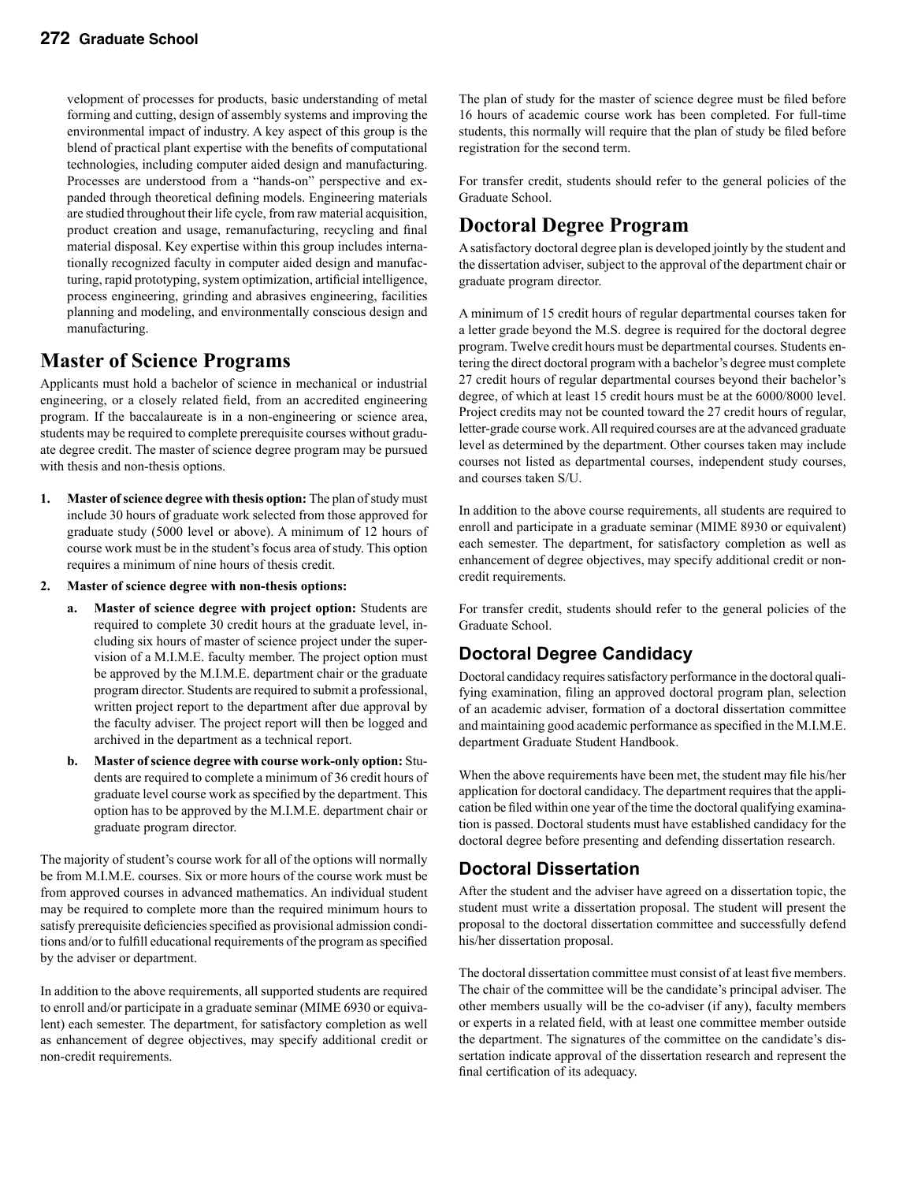velopment of processes for products, basic understanding of metal forming and cutting, design of assembly systems and improving the environmental impact of industry. A key aspect of this group is the blend of practical plant expertise with the benefits of computational technologies, including computer aided design and manufacturing. Processes are understood from a "hands-on" perspective and expanded through theoretical defining models. Engineering materials are studied throughout their life cycle, from raw material acquisition, product creation and usage, remanufacturing, recycling and final material disposal. Key expertise within this group includes internationally recognized faculty in computer aided design and manufacturing, rapid prototyping, system optimization, artificial intelligence, process engineering, grinding and abrasives engineering, facilities planning and modeling, and environmentally conscious design and manufacturing.

## Master of Science Programs

Applicants must hold a bachelor of science in mechanical or industrial engineering, or a closely related field, from an accredited engineering program. If the baccalaureate is in a non-engineering or science area, students may be required to complete prerequisite courses without graduate degree credit. The master of science degree program may be pursued with thesis and non-thesis options.

1. **Master of science degree with thesis option:** The plan of study must include 30 hours of graduate work selected from those approved for graduate study (5000 level or above). A minimum of 12 hours of course work must be in the student's focus area of study. This option requires a minimum of nine hours of thesis credit.
2. **Master of science degree with non-thesis options:**
   a. **Master of science degree with project option:** Students are required to complete 30 credit hours at the graduate level, including six hours of master of science project under the supervision of a M.I.M.E. faculty member. The project option must be approved by the M.I.M.E. department chair or the graduate program director. Students are required to submit a professional, written project report to the department after due approval by the faculty adviser. The project report will then be logged and archived in the department as a technical report.
   b. **Master of science degree with course work-only option:** Students are required to complete a minimum of 36 credit hours of graduate level course work as specified by the department. This option has to be approved by the M.I.M.E. department chair or graduate program director.

The majority of student's course work for all of the options will normally be from M.I.M.E. courses. Six or more hours of the course work must be from approved courses in advanced mathematics. An individual student may be required to complete more than the required minimum hours to satisfy prerequisite deficiencies specified as provisional admission conditions and/or to fulfill educational requirements of the program as specified by the adviser or department.

In addition to the above requirements, all supported students are required to enroll and/or participate in a graduate seminar (MIME 6930 or equivalent) each semester. The department, for satisfactory completion as well as enhancement of degree objectives, may specify additional credit or non-credit requirements.

The plan of study for the master of science degree must be filed before 16 hours of academic course work has been completed. For full-time students, this normally will require that the plan of study be filed before registration for the second term.

For transfer credit, students should refer to the general policies of the Graduate School.

## Doctoral Degree Program

A satisfactory doctoral degree plan is developed jointly by the student and the dissertation adviser, subject to the approval of the department chair or graduate program director.

A minimum of 15 credit hours of regular departmental courses taken for a letter grade beyond the M.S. degree is required for the doctoral degree program. Twelve credit hours must be departmental courses. Students entering the direct doctoral program with a bachelor's degree must complete 27 credit hours of regular departmental courses beyond their bachelor's degree, of which at least 15 credit hours must be at the 6000/8000 level. Project credits may not be counted toward the 27 credit hours of regular, letter-grade course work. All required courses are at the advanced graduate level as determined by the department. Other courses taken may include courses not listed as departmental courses, independent study courses, and courses taken S/U.

In addition to the above course requirements, all students are required to enroll and participate in a graduate seminar (MIME 8930 or equivalent) each semester. The department, for satisfactory completion as well as enhancement of degree objectives, may specify additional credit or non-credit requirements.

For transfer credit, students should refer to the general policies of the Graduate School.

### Doctoral Degree Candidacy

Doctoral candidacy requires satisfactory performance in the doctoral qualifying examination, filing an approved doctoral program plan, selection of an academic adviser, formation of a doctoral dissertation committee and maintaining good academic performance as specified in the M.I.M.E. department Graduate Student Handbook.

When the above requirements have been met, the student may file his/her application for doctoral candidacy. The department requires that the application be filed within one year of the time the doctoral qualifying examination is passed. Doctoral students must have established candidacy for the doctoral degree before presenting and defending dissertation research.

### Doctoral Dissertation

After the student and the adviser have agreed on a dissertation topic, the student must write a dissertation proposal. The student will present the proposal to the doctoral dissertation committee and successfully defend his/her dissertation proposal.

The doctoral dissertation committee must consist of at least five members. The chair of the committee will be the candidate's principal adviser. The other members usually will be the co-adviser (if any), faculty members or experts in a related field, with at least one committee member outside the department. The signatures of the committee on the candidate's dissertation indicate approval of the dissertation research and represent the final certification of its adequacy.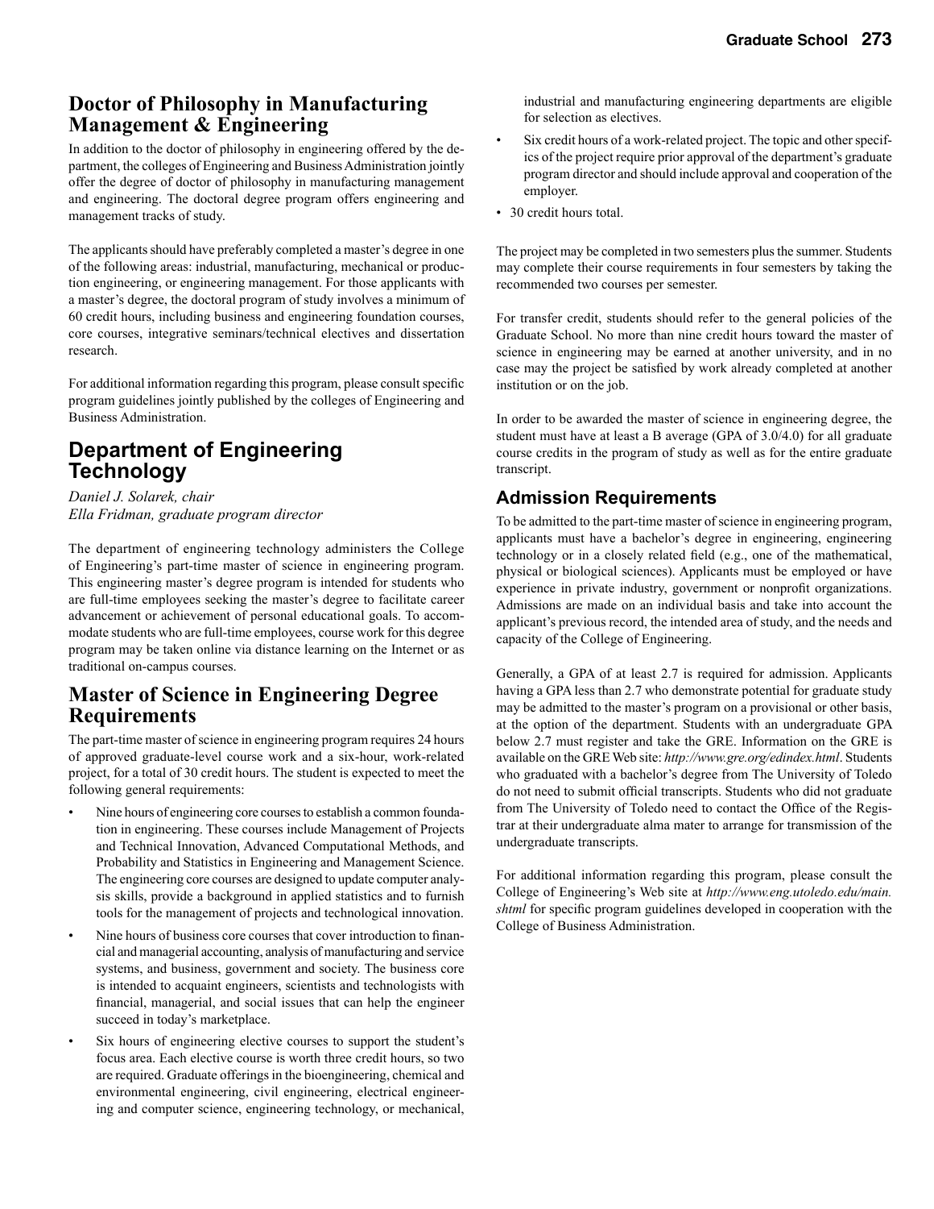## Doctor of Philosophy in Manufacturing Management & Engineering

In addition to the doctor of philosophy in engineering offered by the department, the colleges of Engineering and Business Administration jointly offer the degree of doctor of philosophy in manufacturing management and engineering. The doctoral degree program offers engineering and management tracks of study.

The applicants should have preferably completed a master's degree in one of the following areas: industrial, manufacturing, mechanical or production engineering, or engineering management. For those applicants with a master's degree, the doctoral program of study involves a minimum of 60 credit hours, including business and engineering foundation courses, core courses, integrative seminars/technical electives and dissertation research.

For additional information regarding this program, please consult specific program guidelines jointly published by the colleges of Engineering and Business Administration.

# Department of Engineering Technology

*Daniel J. Solarek, chair*
*Ella Fridman, graduate program director*

The department of engineering technology administers the College of Engineering's part-time master of science in engineering program. This engineering master's degree program is intended for students who are full-time employees seeking the master's degree to facilitate career advancement or achievement of personal educational goals. To accommodate students who are full-time employees, course work for this degree program may be taken online via distance learning on the Internet or as traditional on-campus courses.

## Master of Science in Engineering Degree Requirements

The part-time master of science in engineering program requires 24 hours of approved graduate-level course work and a six-hour, work-related project, for a total of 30 credit hours. The student is expected to meet the following general requirements:

- Nine hours of engineering core courses to establish a common foundation in engineering. These courses include Management of Projects and Technical Innovation, Advanced Computational Methods, and Probability and Statistics in Engineering and Management Science. The engineering core courses are designed to update computer analysis skills, provide a background in applied statistics and to furnish tools for the management of projects and technological innovation.
- Nine hours of business core courses that cover introduction to financial and managerial accounting, analysis of manufacturing and service systems, and business, government and society. The business core is intended to acquaint engineers, scientists and technologists with financial, managerial, and social issues that can help the engineer succeed in today's marketplace.
- Six hours of engineering elective courses to support the student's focus area. Each elective course is worth three credit hours, so two are required. Graduate offerings in the bioengineering, chemical and environmental engineering, civil engineering, electrical engineering and computer science, engineering technology, or mechanical, industrial and manufacturing engineering departments are eligible for selection as electives.
- Six credit hours of a work-related project. The topic and other specifics of the project require prior approval of the department's graduate program director and should include approval and cooperation of the employer.
- 30 credit hours total.

The project may be completed in two semesters plus the summer. Students may complete their course requirements in four semesters by taking the recommended two courses per semester.

For transfer credit, students should refer to the general policies of the Graduate School. No more than nine credit hours toward the master of science in engineering may be earned at another university, and in no case may the project be satisfied by work already completed at another institution or on the job.

In order to be awarded the master of science in engineering degree, the student must have at least a B average (GPA of 3.0/4.0) for all graduate course credits in the program of study as well as for the entire graduate transcript.

## Admission Requirements

To be admitted to the part-time master of science in engineering program, applicants must have a bachelor's degree in engineering, engineering technology or in a closely related field (e.g., one of the mathematical, physical or biological sciences). Applicants must be employed or have experience in private industry, government or nonprofit organizations. Admissions are made on an individual basis and take into account the applicant's previous record, the intended area of study, and the needs and capacity of the College of Engineering.

Generally, a GPA of at least 2.7 is required for admission. Applicants having a GPA less than 2.7 who demonstrate potential for graduate study may be admitted to the master's program on a provisional or other basis, at the option of the department. Students with an undergraduate GPA below 2.7 must register and take the GRE. Information on the GRE is available on the GRE Web site: *http://www.gre.org/edindex.html*. Students who graduated with a bachelor's degree from The University of Toledo do not need to submit official transcripts. Students who did not graduate from The University of Toledo need to contact the Office of the Registrar at their undergraduate alma mater to arrange for transmission of the undergraduate transcripts.

For additional information regarding this program, please consult the College of Engineering's Web site at *http://www.eng.utoledo.edu/main.shtml* for specific program guidelines developed in cooperation with the College of Business Administration.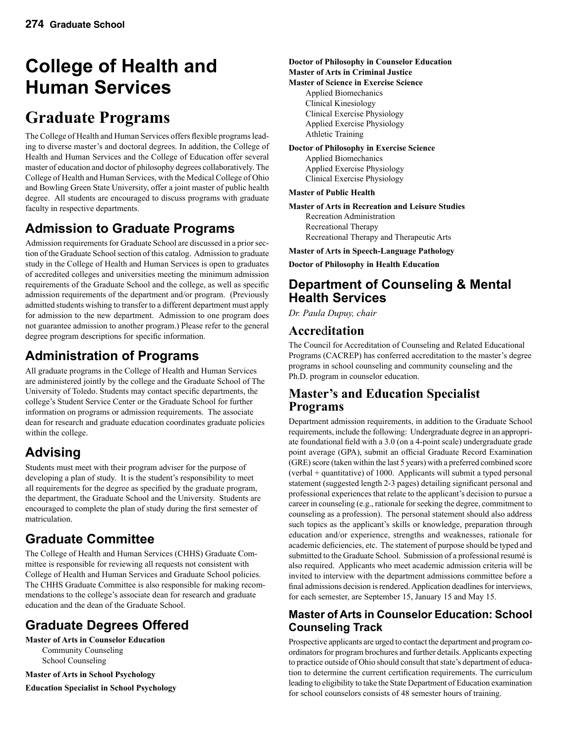# College of Health and Human Services

# Graduate Programs

The College of Health and Human Services offers flexible programs leading to diverse master's and doctoral degrees. In addition, the College of Health and Human Services and the College of Education offer several master of education and doctor of philosophy degrees collaboratively. The College of Health and Human Services, with the Medical College of Ohio and Bowling Green State University, offer a joint master of public health degree. All students are encouraged to discuss programs with graduate faculty in respective departments.

## Admission to Graduate Programs

Admission requirements for Graduate School are discussed in a prior section of the Graduate School section of this catalog. Admission to graduate study in the College of Health and Human Services is open to graduates of accredited colleges and universities meeting the minimum admission requirements of the Graduate School and the college, as well as specific admission requirements of the department and/or program. (Previously admitted students wishing to transfer to a different department must apply for admission to the new department. Admission to one program does not guarantee admission to another program.) Please refer to the general degree program descriptions for specific information.

## Administration of Programs

All graduate programs in the College of Health and Human Services are administered jointly by the college and the Graduate School of The University of Toledo. Students may contact specific departments, the college's Student Service Center or the Graduate School for further information on programs or admission requirements. The associate dean for research and graduate education coordinates graduate policies within the college.

## Advising

Students must meet with their program adviser for the purpose of developing a plan of study. It is the student's responsibility to meet all requirements for the degree as specified by the graduate program, the department, the Graduate School and the University. Students are encouraged to complete the plan of study during the first semester of matriculation.

## Graduate Committee

The College of Health and Human Services (CHHS) Graduate Committee is responsible for reviewing all requests not consistent with College of Health and Human Services and Graduate School policies. The CHHS Graduate Committee is also responsible for making recommendations to the college's associate dean for research and graduate education and the dean of the Graduate School.

## Graduate Degrees Offered

**Master of Arts in Counselor Education**
- Community Counseling
- School Counseling

**Master of Arts in School Psychology**

**Education Specialist in School Psychology**

**Doctor of Philosophy in Counselor Education**

**Master of Arts in Criminal Justice**

**Master of Science in Exercise Science**
- Applied Biomechanics
- Clinical Kinesiology
- Clinical Exercise Physiology
- Applied Exercise Physiology
- Athletic Training

**Doctor of Philosophy in Exercise Science**
- Applied Biomechanics
- Applied Exercise Physiology
- Clinical Exercise Physiology

**Master of Public Health**

**Master of Arts in Recreation and Leisure Studies**
- Recreation Administration
- Recreational Therapy
- Recreational Therapy and Therapeutic Arts

**Master of Arts in Speech-Language Pathology**

**Doctor of Philosophy in Health Education**

## Department of Counseling & Mental Health Services

*Dr. Paula Dupuy, chair*

## Accreditation

The Council for Accreditation of Counseling and Related Educational Programs (CACREP) has conferred accreditation to the master's degree programs in school counseling and community counseling and the Ph.D. program in counselor education.

## Master's and Education Specialist Programs

Department admission requirements, in addition to the Graduate School requirements, include the following: Undergraduate degree in an appropriate foundational field with a 3.0 (on a 4-point scale) undergraduate grade point average (GPA), submit an official Graduate Record Examination (GRE) score (taken within the last 5 years) with a preferred combined score (verbal + quantitative) of 1000. Applicants will submit a typed personal statement (suggested length 2-3 pages) detailing significant personal and professional experiences that relate to the applicant's decision to pursue a career in counseling (e.g., rationale for seeking the degree, commitment to counseling as a profession). The personal statement should also address such topics as the applicant's skills or knowledge, preparation through education and/or experience, strengths and weaknesses, rationale for academic deficiencies, etc. The statement of purpose should be typed and submitted to the Graduate School. Submission of a professional resumé is also required. Applicants who meet academic admission criteria will be invited to interview with the department admissions committee before a final admissions decision is rendered. Application deadlines for interviews, for each semester, are September 15, January 15 and May 15.

### Master of Arts in Counselor Education: School Counseling Track

Prospective applicants are urged to contact the department and program coordinators for program brochures and further details. Applicants expecting to practice outside of Ohio should consult that state's department of education to determine the current certification requirements. The curriculum leading to eligibility to take the State Department of Education examination for school counselors consists of 48 semester hours of training.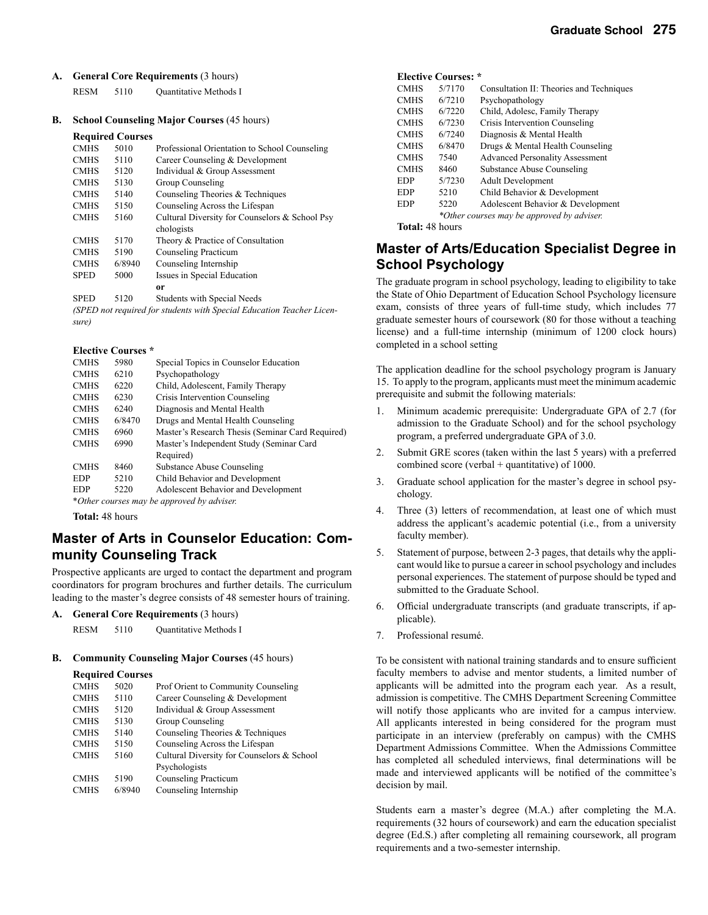**A. General Core Requirements** (3 hours)

| | | |
|---|---|---|
| RESM | 5110 | Quantitative Methods I |

**B. School Counseling Major Courses** (45 hours)

**Required Courses**

| | | |
|---|---|---|
| CMHS | 5010 | Professional Orientation to School Counseling |
| CMHS | 5110 | Career Counseling & Development |
| CMHS | 5120 | Individual & Group Assessment |
| CMHS | 5130 | Group Counseling |
| CMHS | 5140 | Counseling Theories & Techniques |
| CMHS | 5150 | Counseling Across the Lifespan |
| CMHS | 5160 | Cultural Diversity for Counselors & School Psychologists |
| CMHS | 5170 | Theory & Practice of Consultation |
| CMHS | 5190 | Counseling Practicum |
| CMHS | 6/8940 | Counseling Internship |
| SPED | 5000 | Issues in Special Education |
| | | **or** |
| SPED | 5120 | Students with Special Needs |

*(SPED not required for students with Special Education Teacher Licensure)*

**Elective Courses \***

| | | |
|---|---|---|
| CMHS | 5980 | Special Topics in Counselor Education |
| CMHS | 6210 | Psychopathology |
| CMHS | 6220 | Child, Adolescent, Family Therapy |
| CMHS | 6230 | Crisis Intervention Counseling |
| CMHS | 6240 | Diagnosis and Mental Health |
| CMHS | 6/8470 | Drugs and Mental Health Counseling |
| CMHS | 6960 | Master's Research Thesis (Seminar Card Required) |
| CMHS | 6990 | Master's Independent Study (Seminar Card Required) |
| CMHS | 8460 | Substance Abuse Counseling |
| EDP | 5210 | Child Behavior and Development |
| EDP | 5220 | Adolescent Behavior and Development |

\**Other courses may be approved by adviser.*

**Total:** 48 hours

## Master of Arts in Counselor Education: Community Counseling Track

Prospective applicants are urged to contact the department and program coordinators for program brochures and further details. The curriculum leading to the master's degree consists of 48 semester hours of training.

**A. General Core Requirements** (3 hours)

| | | |
|---|---|---|
| RESM | 5110 | Quantitative Methods I |

**B. Community Counseling Major Courses** (45 hours)

**Required Courses**

| | | |
|---|---|---|
| CMHS | 5020 | Prof Orient to Community Counseling |
| CMHS | 5110 | Career Counseling & Development |
| CMHS | 5120 | Individual & Group Assessment |
| CMHS | 5130 | Group Counseling |
| CMHS | 5140 | Counseling Theories & Techniques |
| CMHS | 5150 | Counseling Across the Lifespan |
| CMHS | 5160 | Cultural Diversity for Counselors & School Psychologists |
| CMHS | 5190 | Counseling Practicum |
| CMHS | 6/8940 | Counseling Internship |

**Elective Courses: \***

| | | |
|---|---|---|
| CMHS | 5/7170 | Consultation II: Theories and Techniques |
| CMHS | 6/7210 | Psychopathology |
| CMHS | 6/7220 | Child, Adolesc, Family Therapy |
| CMHS | 6/7230 | Crisis Intervention Counseling |
| CMHS | 6/7240 | Diagnosis & Mental Health |
| CMHS | 6/8470 | Drugs & Mental Health Counseling |
| CMHS | 7540 | Advanced Personality Assessment |
| CMHS | 8460 | Substance Abuse Counseling |
| EDP | 5/7230 | Adult Development |
| EDP | 5210 | Child Behavior & Development |
| EDP | 5220 | Adolescent Behavior & Development |

\**Other courses may be approved by adviser.*

**Total:** 48 hours

## Master of Arts/Education Specialist Degree in School Psychology

The graduate program in school psychology, leading to eligibility to take the State of Ohio Department of Education School Psychology licensure exam, consists of three years of full-time study, which includes 77 graduate semester hours of coursework (80 for those without a teaching license) and a full-time internship (minimum of 1200 clock hours) completed in a school setting

The application deadline for the school psychology program is January 15. To apply to the program, applicants must meet the minimum academic prerequisite and submit the following materials:

1. Minimum academic prerequisite: Undergraduate GPA of 2.7 (for admission to the Graduate School) and for the school psychology program, a preferred undergraduate GPA of 3.0.
2. Submit GRE scores (taken within the last 5 years) with a preferred combined score (verbal + quantitative) of 1000.
3. Graduate school application for the master's degree in school psychology.
4. Three (3) letters of recommendation, at least one of which must address the applicant's academic potential (i.e., from a university faculty member).
5. Statement of purpose, between 2-3 pages, that details why the applicant would like to pursue a career in school psychology and includes personal experiences. The statement of purpose should be typed and submitted to the Graduate School.
6. Official undergraduate transcripts (and graduate transcripts, if applicable).
7. Professional resumé.

To be consistent with national training standards and to ensure sufficient faculty members to advise and mentor students, a limited number of applicants will be admitted into the program each year. As a result, admission is competitive. The CMHS Department Screening Committee will notify those applicants who are invited for a campus interview. All applicants interested in being considered for the program must participate in an interview (preferably on campus) with the CMHS Department Admissions Committee. When the Admissions Committee has completed all scheduled interviews, final determinations will be made and interviewed applicants will be notified of the committee's decision by mail.

Students earn a master's degree (M.A.) after completing the M.A. requirements (32 hours of coursework) and earn the education specialist degree (Ed.S.) after completing all remaining coursework, all program requirements and a two-semester internship.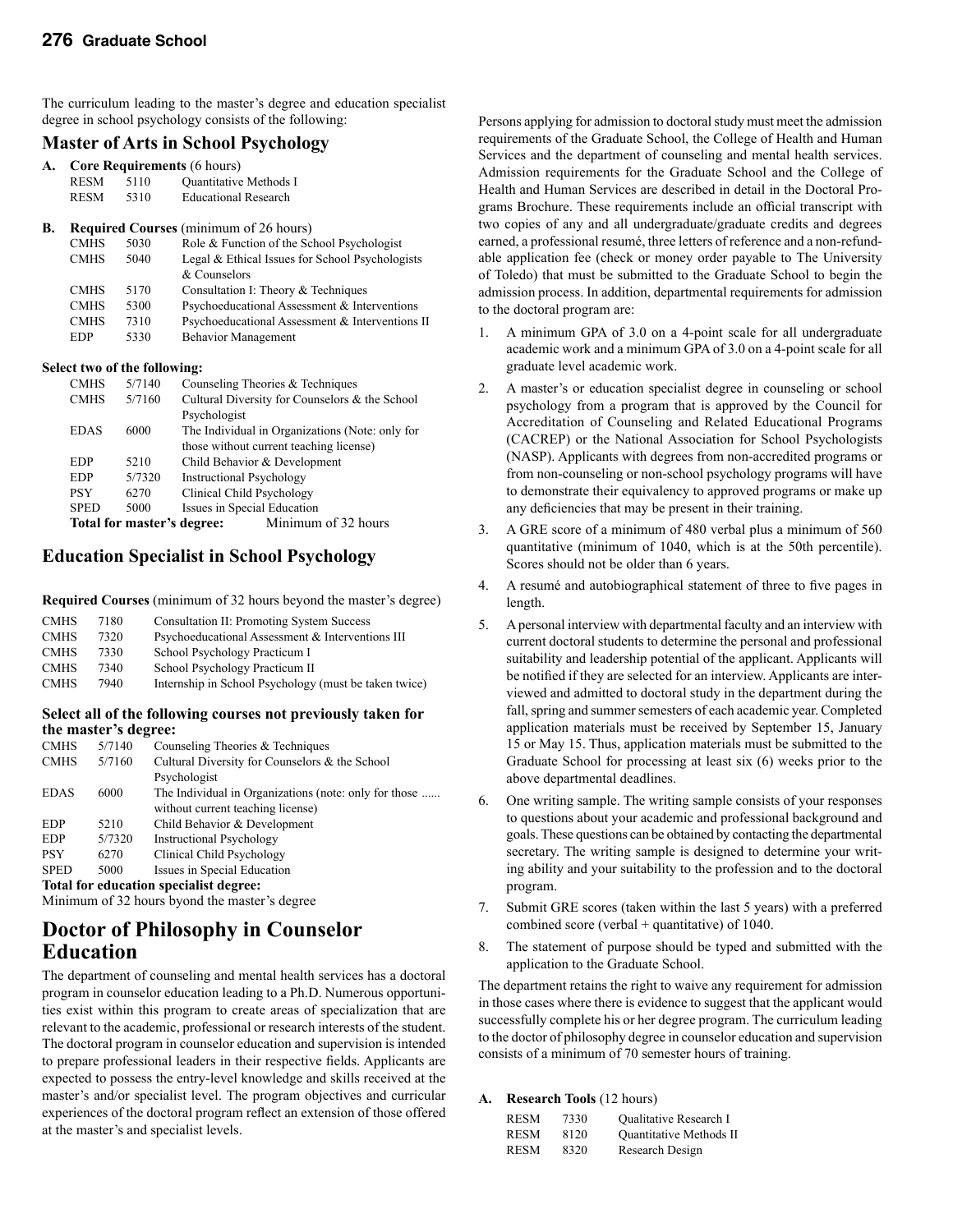The curriculum leading to the master's degree and education specialist degree in school psychology consists of the following:

## Master of Arts in School Psychology

**A. Core Requirements** (6 hours)

| | | |
|---|---|---|
| RESM | 5110 | Quantitative Methods I |
| RESM | 5310 | Educational Research |

**B. Required Courses** (minimum of 26 hours)

| | | |
|---|---|---|
| CMHS | 5030 | Role & Function of the School Psychologist |
| CMHS | 5040 | Legal & Ethical Issues for School Psychologists & Counselors |
| CMHS | 5170 | Consultation I: Theory & Techniques |
| CMHS | 5300 | Psychoeducational Assessment & Interventions |
| CMHS | 7310 | Psychoeducational Assessment & Interventions II |
| EDP | 5330 | Behavior Management |

**Select two of the following:**

| | | |
|---|---|---|
| CMHS | 5/7140 | Counseling Theories & Techniques |
| CMHS | 5/7160 | Cultural Diversity for Counselors & the School Psychologist |
| EDAS | 6000 | The Individual in Organizations (Note: only for those without current teaching license) |
| EDP | 5210 | Child Behavior & Development |
| EDP | 5/7320 | Instructional Psychology |
| PSY | 6270 | Clinical Child Psychology |
| SPED | 5000 | Issues in Special Education |

**Total for master's degree:** Minimum of 32 hours

## Education Specialist in School Psychology

**Required Courses** (minimum of 32 hours beyond the master's degree)

| | | |
|---|---|---|
| CMHS | 7180 | Consultation II: Promoting System Success |
| CMHS | 7320 | Psychoeducational Assessment & Interventions III |
| CMHS | 7330 | School Psychology Practicum I |
| CMHS | 7340 | School Psychology Practicum II |
| CMHS | 7940 | Internship in School Psychology (must be taken twice) |

**Select all of the following courses not previously taken for the master's degree:**

| | | |
|---|---|---|
| CMHS | 5/7140 | Counseling Theories & Techniques |
| CMHS | 5/7160 | Cultural Diversity for Counselors & the School Psychologist |
| EDAS | 6000 | The Individual in Organizations (note: only for those ...... without current teaching license) |
| EDP | 5210 | Child Behavior & Development |
| EDP | 5/7320 | Instructional Psychology |
| PSY | 6270 | Clinical Child Psychology |
| SPED | 5000 | Issues in Special Education |

**Total for education specialist degree:**

Minimum of 32 hours beyond the master's degree

# Doctor of Philosophy in Counselor Education

The department of counseling and mental health services has a doctoral program in counselor education leading to a Ph.D. Numerous opportunities exist within this program to create areas of specialization that are relevant to the academic, professional or research interests of the student. The doctoral program in counselor education and supervision is intended to prepare professional leaders in their respective fields. Applicants are expected to possess the entry-level knowledge and skills received at the master's and/or specialist level. The program objectives and curricular experiences of the doctoral program reflect an extension of those offered at the master's and specialist levels.

Persons applying for admission to doctoral study must meet the admission requirements of the Graduate School, the College of Health and Human Services and the department of counseling and mental health services. Admission requirements for the Graduate School and the College of Health and Human Services are described in detail in the Doctoral Programs Brochure. These requirements include an official transcript with two copies of any and all undergraduate/graduate credits and degrees earned, a professional resumé, three letters of reference and a non-refundable application fee (check or money order payable to The University of Toledo) that must be submitted to the Graduate School to begin the admission process. In addition, departmental requirements for admission to the doctoral program are:

1. A minimum GPA of 3.0 on a 4-point scale for all undergraduate academic work and a minimum GPA of 3.0 on a 4-point scale for all graduate level academic work.
2. A master's or education specialist degree in counseling or school psychology from a program that is approved by the Council for Accreditation of Counseling and Related Educational Programs (CACREP) or the National Association for School Psychologists (NASP). Applicants with degrees from non-accredited programs or from non-counseling or non-school psychology programs will have to demonstrate their equivalency to approved programs or make up any deficiencies that may be present in their training.
3. A GRE score of a minimum of 480 verbal plus a minimum of 560 quantitative (minimum of 1040, which is at the 50th percentile). Scores should not be older than 6 years.
4. A resumé and autobiographical statement of three to five pages in length.
5. A personal interview with departmental faculty and an interview with current doctoral students to determine the personal and professional suitability and leadership potential of the applicant. Applicants will be notified if they are selected for an interview. Applicants are interviewed and admitted to doctoral study in the department during the fall, spring and summer semesters of each academic year. Completed application materials must be received by September 15, January 15 or May 15. Thus, application materials must be submitted to the Graduate School for processing at least six (6) weeks prior to the above departmental deadlines.
6. One writing sample. The writing sample consists of your responses to questions about your academic and professional background and goals. These questions can be obtained by contacting the departmental secretary. The writing sample is designed to determine your writing ability and your suitability to the profession and to the doctoral program.
7. Submit GRE scores (taken within the last 5 years) with a preferred combined score (verbal + quantitative) of 1040.
8. The statement of purpose should be typed and submitted with the application to the Graduate School.

The department retains the right to waive any requirement for admission in those cases where there is evidence to suggest that the applicant would successfully complete his or her degree program. The curriculum leading to the doctor of philosophy degree in counselor education and supervision consists of a minimum of 70 semester hours of training.

**A. Research Tools** (12 hours)

| | | |
|---|---|---|
| RESM | 7330 | Qualitative Research I |
| RESM | 8120 | Quantitative Methods II |
| RESM | 8320 | Research Design |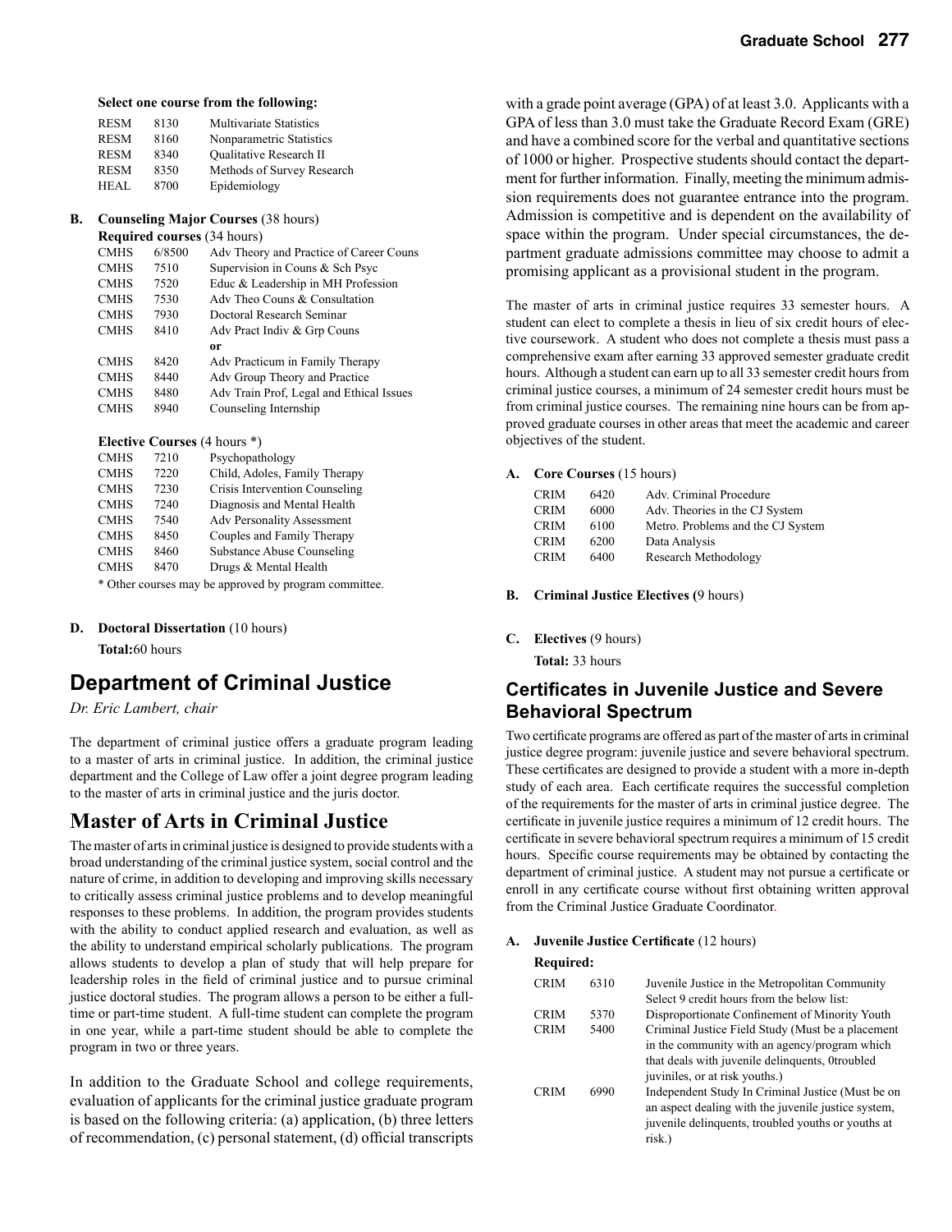**Select one course from the following:**

| | | |
|---|---|---|
| RESM | 8130 | Multivariate Statistics |
| RESM | 8160 | Nonparametric Statistics |
| RESM | 8340 | Qualitative Research II |
| RESM | 8350 | Methods of Survey Research |
| HEAL | 8700 | Epidemiology |

**B. Counseling Major Courses** (38 hours)

**Required courses** (34 hours)

| | | |
|---|---|---|
| CMHS | 6/8500 | Adv Theory and Practice of Career Couns |
| CMHS | 7510 | Supervision in Couns & Sch Psyc |
| CMHS | 7520 | Educ & Leadership in MH Profession |
| CMHS | 7530 | Adv Theo Couns & Consultation |
| CMHS | 7930 | Doctoral Research Seminar |
| CMHS | 8410 | Adv Pract Indiv & Grp Couns |
| | | **or** |
| CMHS | 8420 | Adv Practicum in Family Therapy |
| CMHS | 8440 | Adv Group Theory and Practice |
| CMHS | 8480 | Adv Train Prof, Legal and Ethical Issues |
| CMHS | 8940 | Counseling Internship |

**Elective Courses** (4 hours *)

| | | |
|---|---|---|
| CMHS | 7210 | Psychopathology |
| CMHS | 7220 | Child, Adoles, Family Therapy |
| CMHS | 7230 | Crisis Intervention Counseling |
| CMHS | 7240 | Diagnosis and Mental Health |
| CMHS | 7540 | Adv Personality Assessment |
| CMHS | 8450 | Couples and Family Therapy |
| CMHS | 8460 | Substance Abuse Counseling |
| CMHS | 8470 | Drugs & Mental Health |

* Other courses may be approved by program committee.

**D. Doctoral Dissertation** (10 hours)

**Total:**60 hours

## Department of Criminal Justice

*Dr. Eric Lambert, chair*

The department of criminal justice offers a graduate program leading to a master of arts in criminal justice. In addition, the criminal justice department and the College of Law offer a joint degree program leading to the master of arts in criminal justice and the juris doctor.

# Master of Arts in Criminal Justice

The master of arts in criminal justice is designed to provide students with a broad understanding of the criminal justice system, social control and the nature of crime, in addition to developing and improving skills necessary to critically assess criminal justice problems and to develop meaningful responses to these problems. In addition, the program provides students with the ability to conduct applied research and evaluation, as well as the ability to understand empirical scholarly publications. The program allows students to develop a plan of study that will help prepare for leadership roles in the field of criminal justice and to pursue criminal justice doctoral studies. The program allows a person to be either a full-time or part-time student. A full-time student can complete the program in one year, while a part-time student should be able to complete the program in two or three years.

In addition to the Graduate School and college requirements, evaluation of applicants for the criminal justice graduate program is based on the following criteria: (a) application, (b) three letters of recommendation, (c) personal statement, (d) official transcripts with a grade point average (GPA) of at least 3.0. Applicants with a GPA of less than 3.0 must take the Graduate Record Exam (GRE) and have a combined score for the verbal and quantitative sections of 1000 or higher. Prospective students should contact the department for further information. Finally, meeting the minimum admission requirements does not guarantee entrance into the program. Admission is competitive and is dependent on the availability of space within the program. Under special circumstances, the department graduate admissions committee may choose to admit a promising applicant as a provisional student in the program.

The master of arts in criminal justice requires 33 semester hours. A student can elect to complete a thesis in lieu of six credit hours of elective coursework. A student who does not complete a thesis must pass a comprehensive exam after earning 33 approved semester graduate credit hours. Although a student can earn up to all 33 semester credit hours from criminal justice courses, a minimum of 24 semester credit hours must be from criminal justice courses. The remaining nine hours can be from approved graduate courses in other areas that meet the academic and career objectives of the student.

**A. Core Courses** (15 hours)

| | | |
|---|---|---|
| CRIM | 6420 | Adv. Criminal Procedure |
| CRIM | 6000 | Adv. Theories in the CJ System |
| CRIM | 6100 | Metro. Problems and the CJ System |
| CRIM | 6200 | Data Analysis |
| CRIM | 6400 | Research Methodology |

**B. Criminal Justice Electives (**9 hours)

**C. Electives** (9 hours)

**Total:** 33 hours

## Certificates in Juvenile Justice and Severe Behavioral Spectrum

Two certificate programs are offered as part of the master of arts in criminal justice degree program: juvenile justice and severe behavioral spectrum. These certificates are designed to provide a student with a more in-depth study of each area. Each certificate requires the successful completion of the requirements for the master of arts in criminal justice degree. The certificate in juvenile justice requires a minimum of 12 credit hours. The certificate in severe behavioral spectrum requires a minimum of 15 credit hours. Specific course requirements may be obtained by contacting the department of criminal justice. A student may not pursue a certificate or enroll in any certificate course without first obtaining written approval from the Criminal Justice Graduate Coordinator.

**A. Juvenile Justice Certificate** (12 hours)

**Required:**

| | | |
|---|---|---|
| CRIM | 6310 | Juvenile Justice in the Metropolitan Community |
| | | Select 9 credit hours from the below list: |
| CRIM | 5370 | Disproportionate Confinement of Minority Youth |
| CRIM | 5400 | Criminal Justice Field Study (Must be a placement in the community with an agency/program which that deals with juvenile delinquents, 0troubled juviniles, or at risk youths.) |
| CRIM | 6990 | Independent Study In Criminal Justice (Must be on an aspect dealing with the juvenile justice system, juvenile delinquents, troubled youths or youths at risk.) |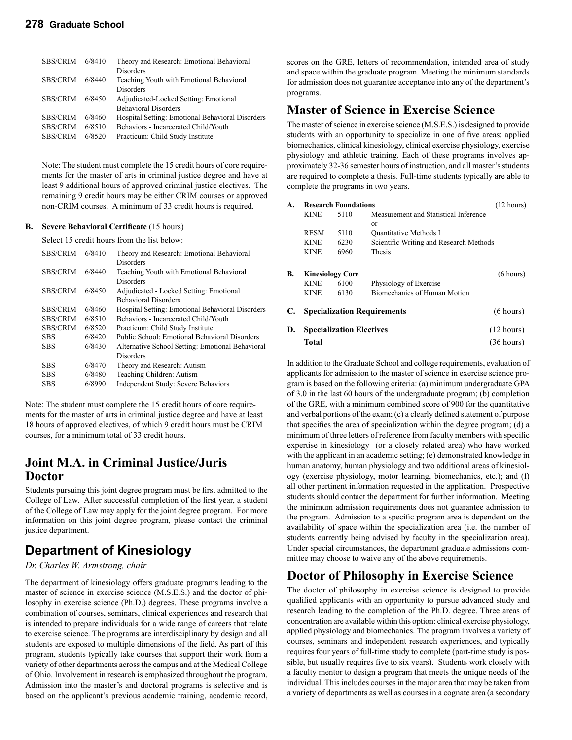| | | |
|---|---|---|
| SBS/CRIM | 6/8410 | Theory and Research: Emotional Behavioral Disorders |
| SBS/CRIM | 6/8440 | Teaching Youth with Emotional Behavioral Disorders |
| SBS/CRIM | 6/8450 | Adjudicated-Locked Setting: Emotional Behavioral Disorders |
| SBS/CRIM | 6/8460 | Hospital Setting: Emotional Behavioral Disorders |
| SBS/CRIM | 6/8510 | Behaviors - Incarcerated Child/Youth |
| SBS/CRIM | 6/8520 | Practicum: Child Study Institute |

Note: The student must complete the 15 credit hours of core requirements for the master of arts in criminal justice degree and have at least 9 additional hours of approved criminal justice electives. The remaining 9 credit hours may be either CRIM courses or approved non-CRIM courses. A minimum of 33 credit hours is required.

**B. Severe Behavioral Certificate** (15 hours)

Select 15 credit hours from the list below:

| | | |
|---|---|---|
| SBS/CRIM | 6/8410 | Theory and Research: Emotional Behavioral Disorders |
| SBS/CRIM | 6/8440 | Teaching Youth with Emotional Behavioral Disorders |
| SBS/CRIM | 6/8450 | Adjudicated - Locked Setting: Emotional Behavioral Disorders |
| SBS/CRIM | 6/8460 | Hospital Setting: Emotional Behavioral Disorders |
| SBS/CRIM | 6/8510 | Behaviors - Incarcerated Child/Youth |
| SBS/CRIM | 6/8520 | Practicum: Child Study Institute |
| SBS | 6/8420 | Public School: Emotional Behavioral Disorders |
| SBS | 6/8430 | Alternative School Setting: Emotional Behavioral Disorders |
| SBS | 6/8470 | Theory and Research: Autism |
| SBS | 6/8480 | Teaching Children: Autism |
| SBS | 6/8990 | Independent Study: Severe Behaviors |

Note: The student must complete the 15 credit hours of core requirements for the master of arts in criminal justice degree and have at least 18 hours of approved electives, of which 9 credit hours must be CRIM courses, for a minimum total of 33 credit hours.

## Joint M.A. in Criminal Justice/Juris Doctor

Students pursuing this joint degree program must be first admitted to the College of Law. After successful completion of the first year, a student of the College of Law may apply for the joint degree program. For more information on this joint degree program, please contact the criminal justice department.

## Department of Kinesiology

*Dr. Charles W. Armstrong, chair*

The department of kinesiology offers graduate programs leading to the master of science in exercise science (M.S.E.S.) and the doctor of philosophy in exercise science (Ph.D.) degrees. These programs involve a combination of courses, seminars, clinical experiences and research that is intended to prepare individuals for a wide range of careers that relate to exercise science. The programs are interdisciplinary by design and all students are exposed to multiple dimensions of the field. As part of this program, students typically take courses that support their work from a variety of other departments across the campus and at the Medical College of Ohio. Involvement in research is emphasized throughout the program. Admission into the master's and doctoral programs is selective and is based on the applicant's previous academic training, academic record, scores on the GRE, letters of recommendation, intended area of study and space within the graduate program. Meeting the minimum standards for admission does not guarantee acceptance into any of the department's programs.

## Master of Science in Exercise Science

The master of science in exercise science (M.S.E.S.) is designed to provide students with an opportunity to specialize in one of five areas: applied biomechanics, clinical kinesiology, clinical exercise physiology, exercise physiology and athletic training. Each of these programs involves approximately 32-36 semester hours of instruction, and all master's students are required to complete a thesis. Full-time students typically are able to complete the programs in two years.

| | | | | |
|---|---|---|---|---|
| **A.** | **Research Foundations** | | | (12 hours) |
| | KINE | 5110 | Measurement and Statistical Inference or | |
| | RESM | 5110 | Quantitative Methods I | |
| | KINE | 6230 | Scientific Writing and Research Methods | |
| | KINE | 6960 | Thesis | |
| **B.** | **Kinesiology Core** | | | (6 hours) |
| | KINE | 6100 | Physiology of Exercise | |
| | KINE | 6130 | Biomechanics of Human Motion | |
| **C.** | **Specialization Requirements** | | | (6 hours) |
| **D.** | **Specialization Electives** | | | (12 hours) |
| | **Total** | | | (36 hours) |

In addition to the Graduate School and college requirements, evaluation of applicants for admission to the master of science in exercise science program is based on the following criteria: (a) minimum undergraduate GPA of 3.0 in the last 60 hours of the undergraduate program; (b) completion of the GRE, with a minimum combined score of 900 for the quantitative and verbal portions of the exam; (c) a clearly defined statement of purpose that specifies the area of specialization within the degree program; (d) a minimum of three letters of reference from faculty members with specific expertise in kinesiology (or a closely related area) who have worked with the applicant in an academic setting; (e) demonstrated knowledge in human anatomy, human physiology and two additional areas of kinesiology (exercise physiology, motor learning, biomechanics, etc.); and (f) all other pertinent information requested in the application. Prospective students should contact the department for further information. Meeting the minimum admission requirements does not guarantee admission to the program. Admission to a specific program area is dependent on the availability of space within the specialization area (i.e. the number of students currently being advised by faculty in the specialization area). Under special circumstances, the department graduate admissions committee may choose to waive any of the above requirements.

## Doctor of Philosophy in Exercise Science

The doctor of philosophy in exercise science is designed to provide qualified applicants with an opportunity to pursue advanced study and research leading to the completion of the Ph.D. degree. Three areas of concentration are available within this option: clinical exercise physiology, applied physiology and biomechanics. The program involves a variety of courses, seminars and independent research experiences, and typically requires four years of full-time study to complete (part-time study is possible, but usually requires five to six years). Students work closely with a faculty mentor to design a program that meets the unique needs of the individual. This includes courses in the major area that may be taken from a variety of departments as well as courses in a cognate area (a secondary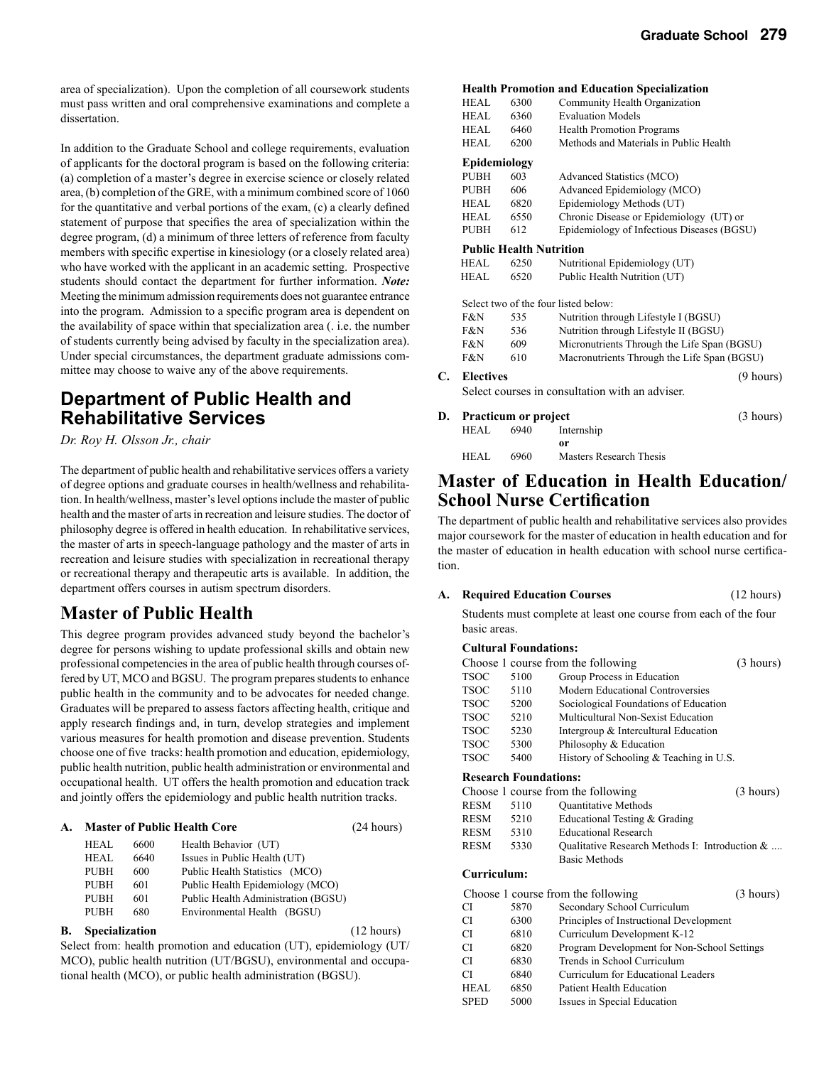area of specialization). Upon the completion of all coursework students must pass written and oral comprehensive examinations and complete a dissertation.

In addition to the Graduate School and college requirements, evaluation of applicants for the doctoral program is based on the following criteria: (a) completion of a master's degree in exercise science or closely related area, (b) completion of the GRE, with a minimum combined score of 1060 for the quantitative and verbal portions of the exam, (c) a clearly defined statement of purpose that specifies the area of specialization within the degree program, (d) a minimum of three letters of reference from faculty members with specific expertise in kinesiology (or a closely related area) who have worked with the applicant in an academic setting. Prospective students should contact the department for further information. ***Note:*** Meeting the minimum admission requirements does not guarantee entrance into the program. Admission to a specific program area is dependent on the availability of space within that specialization area (. i.e. the number of students currently being advised by faculty in the specialization area). Under special circumstances, the department graduate admissions committee may choose to waive any of the above requirements.

## Department of Public Health and Rehabilitative Services

*Dr. Roy H. Olsson Jr., chair*

The department of public health and rehabilitative services offers a variety of degree options and graduate courses in health/wellness and rehabilitation. In health/wellness, master's level options include the master of public health and the master of arts in recreation and leisure studies. The doctor of philosophy degree is offered in health education. In rehabilitative services, the master of arts in speech-language pathology and the master of arts in recreation and leisure studies with specialization in recreational therapy or recreational therapy and therapeutic arts is available. In addition, the department offers courses in autism spectrum disorders.

## Master of Public Health

This degree program provides advanced study beyond the bachelor's degree for persons wishing to update professional skills and obtain new professional competencies in the area of public health through courses offered by UT, MCO and BGSU. The program prepares students to enhance public health in the community and to be advocates for needed change. Graduates will be prepared to assess factors affecting health, critique and apply research findings and, in turn, develop strategies and implement various measures for health promotion and disease prevention. Students choose one of five tracks: health promotion and education, epidemiology, public health nutrition, public health administration or environmental and occupational health. UT offers the health promotion and education track and jointly offers the epidemiology and public health nutrition tracks.

**A. Master of Public Health Core** (24 hours)

| | | |
|---|---|---|
| HEAL | 6600 | Health Behavior (UT) |
| HEAL | 6640 | Issues in Public Health (UT) |
| PUBH | 600 | Public Health Statistics (MCO) |
| PUBH | 601 | Public Health Epidemiology (MCO) |
| PUBH | 601 | Public Health Administration (BGSU) |
| PUBH | 680 | Environmental Health (BGSU) |

**B. Specialization** (12 hours)

Select from: health promotion and education (UT), epidemiology (UT/MCO), public health nutrition (UT/BGSU), environmental and occupational health (MCO), or public health administration (BGSU).

**Health Promotion and Education Specialization**

| | | |
|---|---|---|
| HEAL | 6300 | Community Health Organization |
| HEAL | 6360 | Evaluation Models |
| HEAL | 6460 | Health Promotion Programs |
| HEAL | 6200 | Methods and Materials in Public Health |

**Epidemiology**

| | | |
|---|---|---|
| PUBH | 603 | Advanced Statistics (MCO) |
| PUBH | 606 | Advanced Epidemiology (MCO) |
| HEAL | 6820 | Epidemiology Methods (UT) |
| HEAL | 6550 | Chronic Disease or Epidemiology (UT) or |
| PUBH | 612 | Epidemiology of Infectious Diseases (BGSU) |

**Public Health Nutrition**

| | | |
|---|---|---|
| HEAL | 6250 | Nutritional Epidemiology (UT) |
| HEAL | 6520 | Public Health Nutrition (UT) |

Select two of the four listed below:

| | | |
|---|---|---|
| F&N | 535 | Nutrition through Lifestyle I (BGSU) |
| F&N | 536 | Nutrition through Lifestyle II (BGSU) |
| F&N | 609 | Micronutrients Through the Life Span (BGSU) |
| F&N | 610 | Macronutrients Through the Life Span (BGSU) |

**C. Electives** (9 hours)

Select courses in consultation with an adviser.

**D. Practicum or project** (3 hours)

| | | |
|---|---|---|
| HEAL | 6940 | Internship |
| | | **or** |
| HEAL | 6960 | Masters Research Thesis |

## Master of Education in Health Education/ School Nurse Certification

The department of public health and rehabilitative services also provides major coursework for the master of education in health education and for the master of education in health education with school nurse certification.

**A. Required Education Courses** (12 hours)

Students must complete at least one course from each of the four basic areas.

**Cultural Foundations:**

Choose 1 course from the following (3 hours)

| | | |
|---|---|---|
| TSOC | 5100 | Group Process in Education |
| TSOC | 5110 | Modern Educational Controversies |
| TSOC | 5200 | Sociological Foundations of Education |
| TSOC | 5210 | Multicultural Non-Sexist Education |
| TSOC | 5230 | Intergroup & Intercultural Education |
| TSOC | 5300 | Philosophy & Education |
| TSOC | 5400 | History of Schooling & Teaching in U.S. |

**Research Foundations:**

Choose 1 course from the following (3 hours)

| | | |
|---|---|---|
| RESM | 5110 | Quantitative Methods |
| RESM | 5210 | Educational Testing & Grading |
| RESM | 5310 | Educational Research |
| RESM | 5330 | Qualitative Research Methods I: Introduction & .... Basic Methods |

**Curriculum:**

Choose 1 course from the following (3 hours)

| | | |
|---|---|---|
| CI | 5870 | Secondary School Curriculum |
| CI | 6300 | Principles of Instructional Development |
| CI | 6810 | Curriculum Development K-12 |
| CI | 6820 | Program Development for Non-School Settings |
| CI | 6830 | Trends in School Curriculum |
| CI | 6840 | Curriculum for Educational Leaders |
| HEAL | 6850 | Patient Health Education |
| SPED | 5000 | Issues in Special Education |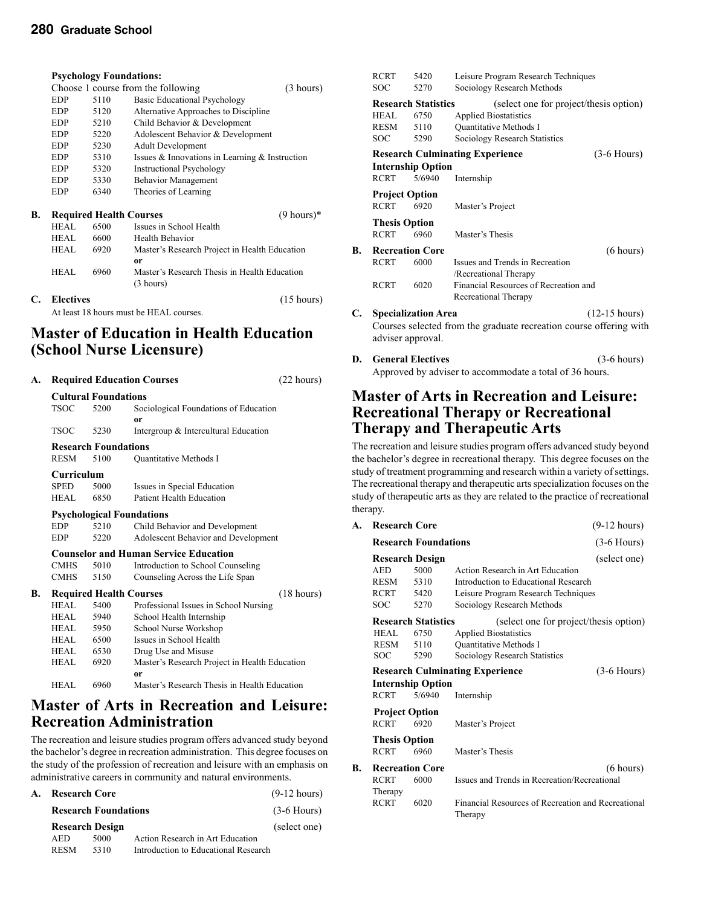**Psychology Foundations:**

Choose 1 course from the following (3 hours)

| | | |
|---|---|---|
| EDP | 5110 | Basic Educational Psychology |
| EDP | 5120 | Alternative Approaches to Discipline |
| EDP | 5210 | Child Behavior & Development |
| EDP | 5220 | Adolescent Behavior & Development |
| EDP | 5230 | Adult Development |
| EDP | 5310 | Issues & Innovations in Learning & Instruction |
| EDP | 5320 | Instructional Psychology |
| EDP | 5330 | Behavior Management |
| EDP | 6340 | Theories of Learning |

**B. Required Health Courses** (9 hours)*

| | | |
|---|---|---|
| HEAL | 6500 | Issues in School Health |
| HEAL | 6600 | Health Behavior |
| HEAL | 6920 | Master's Research Project in Health Education **or** |
| HEAL | 6960 | Master's Research Thesis in Health Education (3 hours) |

**C. Electives** (15 hours)

At least 18 hours must be HEAL courses.

## Master of Education in Health Education (School Nurse Licensure)

**A. Required Education Courses** (22 hours)

**Cultural Foundations**

| | | |
|---|---|---|
| TSOC | 5200 | Sociological Foundations of Education **or** |
| TSOC | 5230 | Intergroup & Intercultural Education |

**Research Foundations**

| | | |
|---|---|---|
| RESM | 5100 | Quantitative Methods I |

**Curriculum**

| | | |
|---|---|---|
| SPED | 5000 | Issues in Special Education |
| HEAL | 6850 | Patient Health Education |

**Psychological Foundations**

| | | |
|---|---|---|
| EDP | 5210 | Child Behavior and Development |
| EDP | 5220 | Adolescent Behavior and Development |

**Counselor and Human Service Education**

| | | |
|---|---|---|
| CMHS | 5010 | Introduction to School Counseling |
| CMHS | 5150 | Counseling Across the Life Span |

**B. Required Health Courses** (18 hours)

| | | |
|---|---|---|
| HEAL | 5400 | Professional Issues in School Nursing |
| HEAL | 5940 | School Health Internship |
| HEAL | 5950 | School Nurse Workshop |
| HEAL | 6500 | Issues in School Health |
| HEAL | 6530 | Drug Use and Misuse |
| HEAL | 6920 | Master's Research Project in Health Education **or** |
| HEAL | 6960 | Master's Research Thesis in Health Education |

## Master of Arts in Recreation and Leisure: Recreation Administration

The recreation and leisure studies program offers advanced study beyond the bachelor's degree in recreation administration. This degree focuses on the study of the profession of recreation and leisure with an emphasis on administrative careers in community and natural environments.

**A. Research Core** (9-12 hours)

**Research Foundations** (3-6 Hours)

**Research Design** (select one)

| | | |
|---|---|---|
| AED | 5000 | Action Research in Art Education |
| RESM | 5310 | Introduction to Educational Research |
| RCRT | 5420 | Leisure Program Research Techniques |
| SOC | 5270 | Sociology Research Methods |

**Research Statistics** (select one for project/thesis option)

| | | |
|---|---|---|
| HEAL | 6750 | Applied Biostatistics |
| RESM | 5110 | Quantitative Methods I |
| SOC | 5290 | Sociology Research Statistics |

**Research Culminating Experience** (3-6 Hours)

**Internship Option**

| | | |
|---|---|---|
| RCRT | 5/6940 | Internship |

**Project Option**

| | | |
|---|---|---|
| RCRT | 6920 | Master's Project |

**Thesis Option**

| | | |
|---|---|---|
| RCRT | 6960 | Master's Thesis |

**B. Recreation Core** (6 hours)

| | | |
|---|---|---|
| RCRT | 6000 | Issues and Trends in Recreation /Recreational Therapy |
| RCRT | 6020 | Financial Resources of Recreation and Recreational Therapy |

**C. Specialization Area** (12-15 hours)

Courses selected from the graduate recreation course offering with adviser approval.

**D. General Electives** (3-6 hours)

Approved by adviser to accommodate a total of 36 hours.

## Master of Arts in Recreation and Leisure: Recreational Therapy or Recreational Therapy and Therapeutic Arts

The recreation and leisure studies program offers advanced study beyond the bachelor's degree in recreational therapy. This degree focuses on the study of treatment programming and research within a variety of settings. The recreational therapy and therapeutic arts specialization focuses on the study of therapeutic arts as they are related to the practice of recreational therapy.

**A. Research Core** (9-12 hours)

**Research Foundations** (3-6 Hours)

**Research Design** (select one)

| | | |
|---|---|---|
| AED | 5000 | Action Research in Art Education |
| RESM | 5310 | Introduction to Educational Research |
| RCRT | 5420 | Leisure Program Research Techniques |
| SOC | 5270 | Sociology Research Methods |

**Research Statistics** (select one for project/thesis option)

| | | |
|---|---|---|
| HEAL | 6750 | Applied Biostatistics |
| RESM | 5110 | Quantitative Methods I |
| SOC | 5290 | Sociology Research Statistics |

**Research Culminating Experience** (3-6 Hours)

**Internship Option**

| | | |
|---|---|---|
| RCRT | 5/6940 | Internship |

**Project Option**

| | | |
|---|---|---|
| RCRT | 6920 | Master's Project |

**Thesis Option**

| | | |
|---|---|---|
| RCRT | 6960 | Master's Thesis |

**B. Recreation Core** (6 hours)

| | | |
|---|---|---|
| RCRT | 6000 | Issues and Trends in Recreation/Recreational Therapy |
| RCRT | 6020 | Financial Resources of Recreation and Recreational Therapy |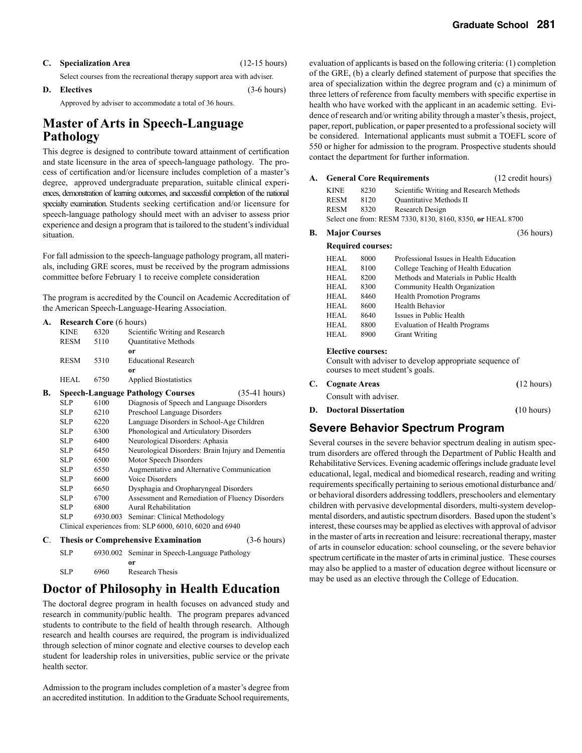**C. Specialization Area** (12-15 hours)

Select courses from the recreational therapy support area with adviser.

**D. Electives** (3-6 hours)

Approved by adviser to accommodate a total of 36 hours.

## Master of Arts in Speech-Language Pathology

This degree is designed to contribute toward attainment of certification and state licensure in the area of speech-language pathology. The process of certification and/or licensure includes completion of a master's degree, approved undergraduate preparation, suitable clinical experiences, demonstration of learning outcomes, and successful completion of the national specialty examination. Students seeking certification and/or licensure for speech-language pathology should meet with an adviser to assess prior experience and design a program that is tailored to the student's individual situation.

For fall admission to the speech-language pathology program, all materials, including GRE scores, must be received by the program admissions committee before February 1 to receive complete consideration

The program is accredited by the Council on Academic Accreditation of the American Speech-Language-Hearing Association.

**A. Research Core** (6 hours)

| | | |
|---|---|---|
| KINE | 6320 | Scientific Writing and Research |
| RESM | 5110 | Quantitative Methods |
| | | **or** |
| RESM | 5310 | Educational Research |
| | | **or** |
| HEAL | 6750 | Applied Biostatistics |

**B. Speech-Language Pathology Courses** (35-41 hours)

| | | |
|---|---|---|
| SLP | 6100 | Diagnosis of Speech and Language Disorders |
| SLP | 6210 | Preschool Language Disorders |
| SLP | 6220 | Language Disorders in School-Age Children |
| SLP | 6300 | Phonological and Articulatory Disorders |
| SLP | 6400 | Neurological Disorders: Aphasia |
| SLP | 6450 | Neurological Disorders: Brain Injury and Dementia |
| SLP | 6500 | Motor Speech Disorders |
| SLP | 6550 | Augmentative and Alternative Communication |
| SLP | 6600 | Voice Disorders |
| SLP | 6650 | Dysphagia and Oropharyngeal Disorders |
| SLP | 6700 | Assessment and Remediation of Fluency Disorders |
| SLP | 6800 | Aural Rehabilitation |
| SLP | 6930.003 | Seminar: Clinical Methodology |

Clinical experiences from: SLP 6000, 6010, 6020 and 6940

**C. Thesis or Comprehensive Examination** (3-6 hours)

| | | |
|---|---|---|
| SLP | 6930.002 | Seminar in Speech-Language Pathology |
| | | **or** |
| SLP | 6960 | Research Thesis |

## Doctor of Philosophy in Health Education

The doctoral degree program in health focuses on advanced study and research in community/public health. The program prepares advanced students to contribute to the field of health through research. Although research and health courses are required, the program is individualized through selection of minor cognate and elective courses to develop each student for leadership roles in universities, public service or the private health sector.

Admission to the program includes completion of a master's degree from an accredited institution. In addition to the Graduate School requirements, evaluation of applicants is based on the following criteria: (1) completion of the GRE, (b) a clearly defined statement of purpose that specifies the area of specialization within the degree program and (c) a minimum of three letters of reference from faculty members with specific expertise in health who have worked with the applicant in an academic setting. Evidence of research and/or writing ability through a master's thesis, project, paper, report, publication, or paper presented to a professional society will be considered. International applicants must submit a TOEFL score of 550 or higher for admission to the program. Prospective students should contact the department for further information.

**A. General Core Requirements** (12 credit hours)

| | | |
|---|---|---|
| KINE | 8230 | Scientific Writing and Research Methods |
| RESM | 8120 | Quantitative Methods II |
| RESM | 8320 | Research Design |

Select one from: RESM 7330, 8130, 8160, 8350, **or** HEAL 8700

**B. Major Courses** (36 hours)

**Required courses:**

| | | |
|---|---|---|
| HEAL | 8000 | Professional Issues in Health Education |
| HEAL | 8100 | College Teaching of Health Education |
| HEAL | 8200 | Methods and Materials in Public Health |
| HEAL | 8300 | Community Health Organization |
| HEAL | 8460 | Health Promotion Programs |
| HEAL | 8600 | Health Behavior |
| HEAL | 8640 | Issues in Public Health |
| HEAL | 8800 | Evaluation of Health Programs |
| HEAL | 8900 | Grant Writing |

**Elective courses:**

Consult with adviser to develop appropriate sequence of courses to meet student's goals.

**C. Cognate Areas** (12 hours)

Consult with adviser.

**D. Doctoral Dissertation** (10 hours)

## Severe Behavior Spectrum Program

Several courses in the severe behavior spectrum dealing in autism spectrum disorders are offered through the Department of Public Health and Rehabilitative Services. Evening academic offerings include graduate level educational, legal, medical and biomedical research, reading and writing requirements specifically pertaining to serious emotional disturbance and/or behavioral disorders addressing toddlers, preschoolers and elementary children with pervasive developmental disorders, multi-system developmental disorders, and autistic spectrum disorders. Based upon the student's interest, these courses may be applied as electives with approval of advisor in the master of arts in recreation and leisure: recreational therapy, master of arts in counselor education: school counseling, or the severe behavior spectrum certificate in the master of arts in criminal justice. These courses may also be applied to a master of education degree without licensure or may be used as an elective through the College of Education.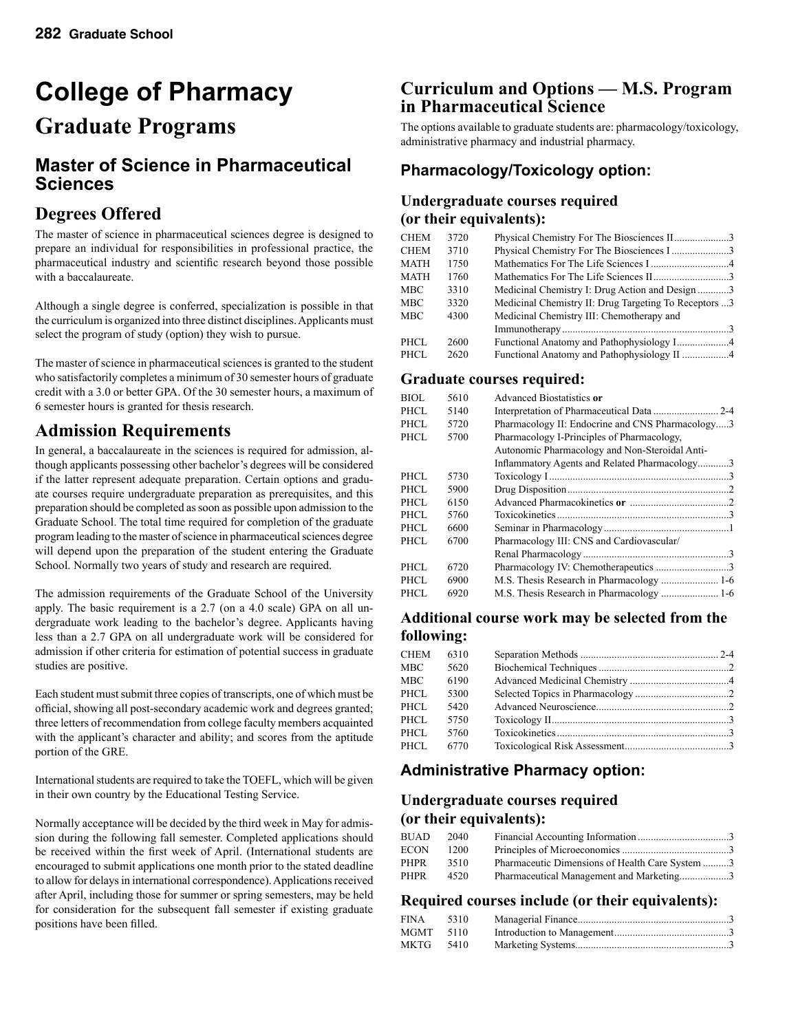# College of Pharmacy

## Graduate Programs

### Master of Science in Pharmaceutical Sciences

### Degrees Offered

The master of science in pharmaceutical sciences degree is designed to prepare an individual for responsibilities in professional practice, the pharmaceutical industry and scientific research beyond those possible with a baccalaureate.

Although a single degree is conferred, specialization is possible in that the curriculum is organized into three distinct disciplines. Applicants must select the program of study (option) they wish to pursue.

The master of science in pharmaceutical sciences is granted to the student who satisfactorily completes a minimum of 30 semester hours of graduate credit with a 3.0 or better GPA. Of the 30 semester hours, a maximum of 6 semester hours is granted for thesis research.

### Admission Requirements

In general, a baccalaureate in the sciences is required for admission, although applicants possessing other bachelor's degrees will be considered if the latter represent adequate preparation. Certain options and graduate courses require undergraduate preparation as prerequisites, and this preparation should be completed as soon as possible upon admission to the Graduate School. The total time required for completion of the graduate program leading to the master of science in pharmaceutical sciences degree will depend upon the preparation of the student entering the Graduate School. Normally two years of study and research are required.

The admission requirements of the Graduate School of the University apply. The basic requirement is a 2.7 (on a 4.0 scale) GPA on all undergraduate work leading to the bachelor's degree. Applicants having less than a 2.7 GPA on all undergraduate work will be considered for admission if other criteria for estimation of potential success in graduate studies are positive.

Each student must submit three copies of transcripts, one of which must be official, showing all post-secondary academic work and degrees granted; three letters of recommendation from college faculty members acquainted with the applicant's character and ability; and scores from the aptitude portion of the GRE.

International students are required to take the TOEFL, which will be given in their own country by the Educational Testing Service.

Normally acceptance will be decided by the third week in May for admission during the following fall semester. Completed applications should be received within the first week of April. (International students are encouraged to submit applications one month prior to the stated deadline to allow for delays in international correspondence). Applications received after April, including those for summer or spring semesters, may be held for consideration for the subsequent fall semester if existing graduate positions have been filled.

## Curriculum and Options — M.S. Program in Pharmaceutical Science

The options available to graduate students are: pharmacology/toxicology, administrative pharmacy and industrial pharmacy.

### Pharmacology/Toxicology option:

#### Undergraduate courses required (or their equivalents):

| | | | |
|---|---|---|---|
| CHEM | 3720 | Physical Chemistry For The Biosciences II | 3 |
| CHEM | 3710 | Physical Chemistry For The Biosciences I | 3 |
| MATH | 1750 | Mathematics For The Life Sciences I | 4 |
| MATH | 1760 | Mathematics For The Life Sciences II | 3 |
| MBC | 3310 | Medicinal Chemistry I: Drug Action and Design | 3 |
| MBC | 3320 | Medicinal Chemistry II: Drug Targeting To Receptors | 3 |
| MBC | 4300 | Medicinal Chemistry III: Chemotherapy and Immunotherapy | 3 |
| PHCL | 2600 | Functional Anatomy and Pathophysiology I | 4 |
| PHCL | 2620 | Functional Anatomy and Pathophysiology II | 4 |

#### Graduate courses required:

| | | | |
|---|---|---|---|
| BIOL | 5610 | Advanced Biostatistics **or** | |
| PHCL | 5140 | Interpretation of Pharmaceutical Data | 2-4 |
| PHCL | 5720 | Pharmacology II: Endocrine and CNS Pharmacology | 3 |
| PHCL | 5700 | Pharmacology I-Principles of Pharmacology, Autonomic Pharmacology and Non-Steroidal Anti-Inflammatory Agents and Related Pharmacology | 3 |
| PHCL | 5730 | Toxicology I | 3 |
| PHCL | 5900 | Drug Disposition | 2 |
| PHCL | 6150 | Advanced Pharmacokinetics **or** | 2 |
| PHCL | 5760 | Toxicokinetics | 3 |
| PHCL | 6600 | Seminar in Pharmacology | 1 |
| PHCL | 6700 | Pharmacology III: CNS and Cardiovascular/ Renal Pharmacology | 3 |
| PHCL | 6720 | Pharmacology IV: Chemotherapeutics | 3 |
| PHCL | 6900 | M.S. Thesis Research in Pharmacology | 1-6 |
| PHCL | 6920 | M.S. Thesis Research in Pharmacology | 1-6 |

#### Additional course work may be selected from the following:

| | | | |
|---|---|---|---|
| CHEM | 6310 | Separation Methods | 2-4 |
| MBC | 5620 | Biochemical Techniques | 2 |
| MBC | 6190 | Advanced Medicinal Chemistry | 4 |
| PHCL | 5300 | Selected Topics in Pharmacology | 2 |
| PHCL | 5420 | Advanced Neuroscience | 2 |
| PHCL | 5750 | Toxicology II | 3 |
| PHCL | 5760 | Toxicokinetics | 3 |
| PHCL | 6770 | Toxicological Risk Assessment | 3 |

### Administrative Pharmacy option:

#### Undergraduate courses required (or their equivalents):

| | | | |
|---|---|---|---|
| BUAD | 2040 | Financial Accounting Information | 3 |
| ECON | 1200 | Principles of Microeconomics | 3 |
| PHPR | 3510 | Pharmaceutic Dimensions of Health Care System | 3 |
| PHPR | 4520 | Pharmaceutical Management and Marketing | 3 |

#### Required courses include (or their equivalents):

| | | | |
|---|---|---|---|
| FINA | 5310 | Managerial Finance | 3 |
| MGMT | 5110 | Introduction to Management | 3 |
| MKTG | 5410 | Marketing Systems | 3 |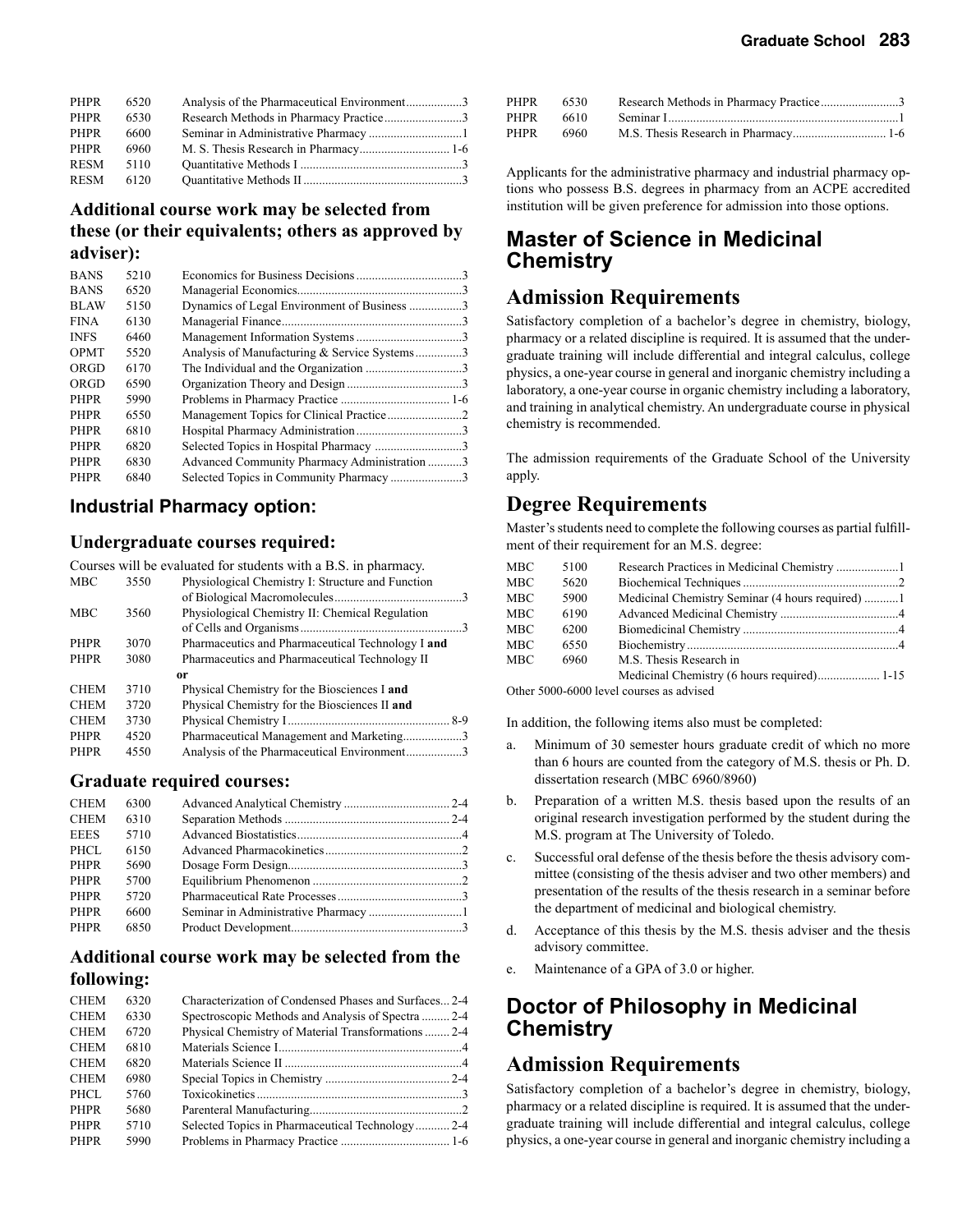| | | | |
|---|---|---|---|
| PHPR | 6520 | Analysis of the Pharmaceutical Environment | 3 |
| PHPR | 6530 | Research Methods in Pharmacy Practice | 3 |
| PHPR | 6600 | Seminar in Administrative Pharmacy | 1 |
| PHPR | 6960 | M. S. Thesis Research in Pharmacy | 1-6 |
| RESM | 5110 | Quantitative Methods I | 3 |
| RESM | 6120 | Quantitative Methods II | 3 |

### Additional course work may be selected from these (or their equivalents; others as approved by adviser):

| | | | |
|---|---|---|---|
| BANS | 5210 | Economics for Business Decisions | 3 |
| BANS | 6520 | Managerial Economics | 3 |
| BLAW | 5150 | Dynamics of Legal Environment of Business | 3 |
| FINA | 6130 | Managerial Finance | 3 |
| INFS | 6460 | Management Information Systems | 3 |
| OPMT | 5520 | Analysis of Manufacturing & Service Systems | 3 |
| ORGD | 6170 | The Individual and the Organization | 3 |
| ORGD | 6590 | Organization Theory and Design | 3 |
| PHPR | 5990 | Problems in Pharmacy Practice | 1-6 |
| PHPR | 6550 | Management Topics for Clinical Practice | 2 |
| PHPR | 6810 | Hospital Pharmacy Administration | 3 |
| PHPR | 6820 | Selected Topics in Hospital Pharmacy | 3 |
| PHPR | 6830 | Advanced Community Pharmacy Administration | 3 |
| PHPR | 6840 | Selected Topics in Community Pharmacy | 3 |

### Industrial Pharmacy option:

### Undergraduate courses required:

Courses will be evaluated for students with a B.S. in pharmacy.

| | | | |
|---|---|---|---|
| MBC | 3550 | Physiological Chemistry I: Structure and Function of Biological Macromolecules | 3 |
| MBC | 3560 | Physiological Chemistry II: Chemical Regulation of Cells and Organisms | 3 |
| PHPR | 3070 | Pharmaceutics and Pharmaceutical Technology I **and** | |
| PHPR | 3080 | Pharmaceutics and Pharmaceutical Technology II | |
| | | **or** | |
| CHEM | 3710 | Physical Chemistry for the Biosciences I **and** | |
| CHEM | 3720 | Physical Chemistry for the Biosciences II **and** | |
| CHEM | 3730 | Physical Chemistry I | 8-9 |
| PHPR | 4520 | Pharmaceutical Management and Marketing | 3 |
| PHPR | 4550 | Analysis of the Pharmaceutical Environment | 3 |

### Graduate required courses:

| | | | |
|---|---|---|---|
| CHEM | 6300 | Advanced Analytical Chemistry | 2-4 |
| CHEM | 6310 | Separation Methods | 2-4 |
| EEES | 5710 | Advanced Biostatistics | 4 |
| PHCL | 6150 | Advanced Pharmacokinetics | 2 |
| PHPR | 5690 | Dosage Form Design | 3 |
| PHPR | 5700 | Equilibrium Phenomenon | 2 |
| PHPR | 5720 | Pharmaceutical Rate Processes | 3 |
| PHPR | 6600 | Seminar in Administrative Pharmacy | 1 |
| PHPR | 6850 | Product Development | 3 |

### Additional course work may be selected from the following:

| | | | |
|---|---|---|---|
| CHEM | 6320 | Characterization of Condensed Phases and Surfaces | 2-4 |
| CHEM | 6330 | Spectroscopic Methods and Analysis of Spectra | 2-4 |
| CHEM | 6720 | Physical Chemistry of Material Transformations | 2-4 |
| CHEM | 6810 | Materials Science I | 4 |
| CHEM | 6820 | Materials Science II | 4 |
| CHEM | 6980 | Special Topics in Chemistry | 2-4 |
| PHCL | 5760 | Toxicokinetics | 3 |
| PHPR | 5680 | Parenteral Manufacturing | 2 |
| PHPR | 5710 | Selected Topics in Pharmaceutical Technology | 2-4 |
| PHPR | 5990 | Problems in Pharmacy Practice | 1-6 |
| PHPR | 6530 | Research Methods in Pharmacy Practice | 3 |
| PHPR | 6610 | Seminar I | 1 |
| PHPR | 6960 | M.S. Thesis Research in Pharmacy | 1-6 |

Applicants for the administrative pharmacy and industrial pharmacy options who possess B.S. degrees in pharmacy from an ACPE accredited institution will be given preference for admission into those options.

## Master of Science in Medicinal Chemistry

## Admission Requirements

Satisfactory completion of a bachelor's degree in chemistry, biology, pharmacy or a related discipline is required. It is assumed that the undergraduate training will include differential and integral calculus, college physics, a one-year course in general and inorganic chemistry including a laboratory, a one-year course in organic chemistry including a laboratory, and training in analytical chemistry. An undergraduate course in physical chemistry is recommended.

The admission requirements of the Graduate School of the University apply.

## Degree Requirements

Master's students need to complete the following courses as partial fulfillment of their requirement for an M.S. degree:

| | | | |
|---|---|---|---|
| MBC | 5100 | Research Practices in Medicinal Chemistry | 1 |
| MBC | 5620 | Biochemical Techniques | 2 |
| MBC | 5900 | Medicinal Chemistry Seminar (4 hours required) | 1 |
| MBC | 6190 | Advanced Medicinal Chemistry | 4 |
| MBC | 6200 | Biomedicinal Chemistry | 4 |
| MBC | 6550 | Biochemistry | 4 |
| MBC | 6960 | M.S. Thesis Research in Medicinal Chemistry (6 hours required) | 1-15 |

Other 5000-6000 level courses as advised

In addition, the following items also must be completed:

a. Minimum of 30 semester hours graduate credit of which no more than 6 hours are counted from the category of M.S. thesis or Ph. D. dissertation research (MBC 6960/8960)

b. Preparation of a written M.S. thesis based upon the results of an original research investigation performed by the student during the M.S. program at The University of Toledo.

c. Successful oral defense of the thesis before the thesis advisory committee (consisting of the thesis adviser and two other members) and presentation of the results of the thesis research in a seminar before the department of medicinal and biological chemistry.

d. Acceptance of this thesis by the M.S. thesis adviser and the thesis advisory committee.

e. Maintenance of a GPA of 3.0 or higher.

## Doctor of Philosophy in Medicinal Chemistry

## Admission Requirements

Satisfactory completion of a bachelor's degree in chemistry, biology, pharmacy or a related discipline is required. It is assumed that the undergraduate training will include differential and integral calculus, college physics, a one-year course in general and inorganic chemistry including a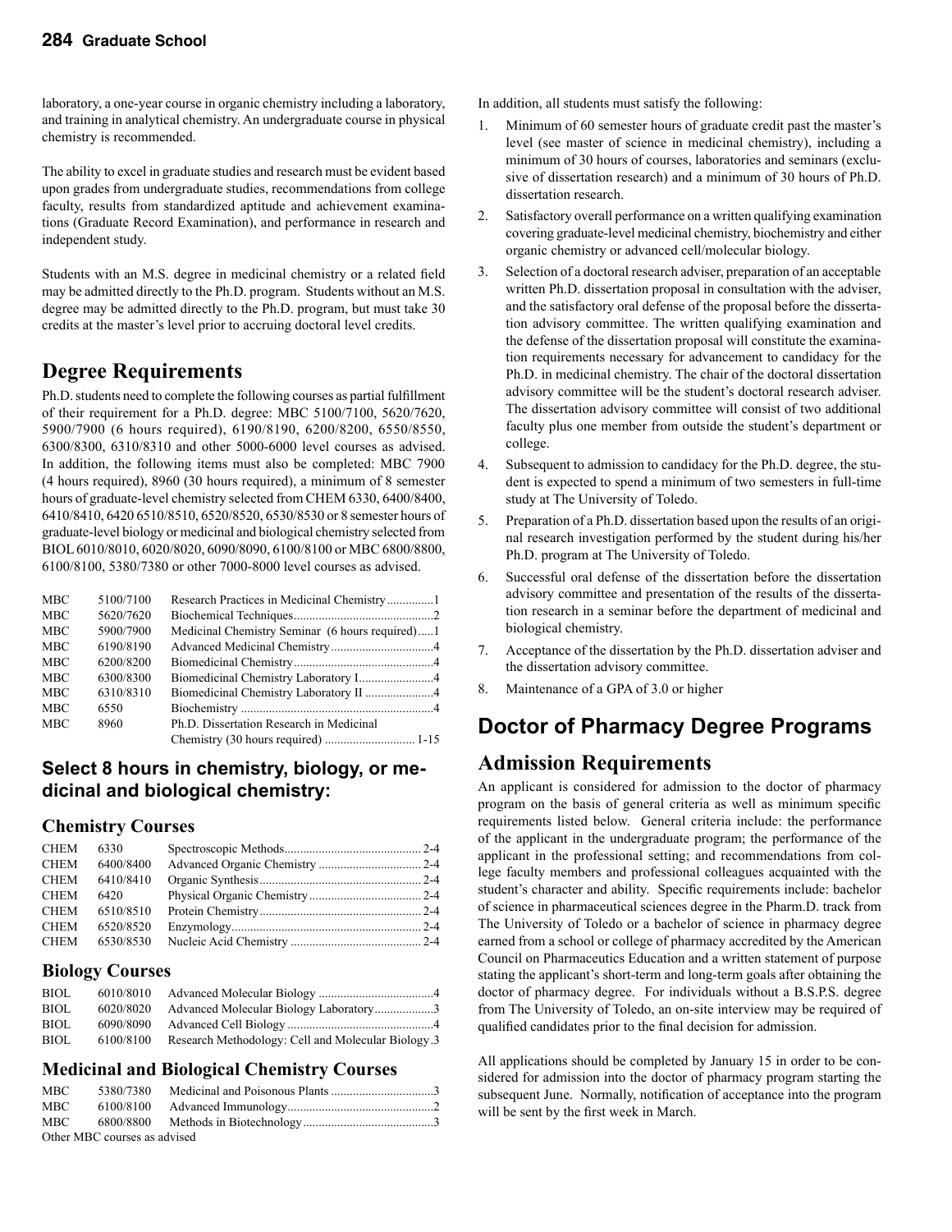laboratory, a one-year course in organic chemistry including a laboratory, and training in analytical chemistry. An undergraduate course in physical chemistry is recommended.

The ability to excel in graduate studies and research must be evident based upon grades from undergraduate studies, recommendations from college faculty, results from standardized aptitude and achievement examinations (Graduate Record Examination), and performance in research and independent study.

Students with an M.S. degree in medicinal chemistry or a related field may be admitted directly to the Ph.D. program. Students without an M.S. degree may be admitted directly to the Ph.D. program, but must take 30 credits at the master's level prior to accruing doctoral level credits.

## Degree Requirements

Ph.D. students need to complete the following courses as partial fulfillment of their requirement for a Ph.D. degree: MBC 5100/7100, 5620/7620, 5900/7900 (6 hours required), 6190/8190, 6200/8200, 6550/8550, 6300/8300, 6310/8310 and other 5000-6000 level courses as advised. In addition, the following items must also be completed: MBC 7900 (4 hours required), 8960 (30 hours required), a minimum of 8 semester hours of graduate-level chemistry selected from CHEM 6330, 6400/8400, 6410/8410, 6420 6510/8510, 6520/8520, 6530/8530 or 8 semester hours of graduate-level biology or medicinal and biological chemistry selected from BIOL 6010/8010, 6020/8020, 6090/8090, 6100/8100 or MBC 6800/8800, 6100/8100, 5380/7380 or other 7000-8000 level courses as advised.

| | | | |
|---|---|---|---|
| MBC | 5100/7100 | Research Practices in Medicinal Chemistry | 1 |
| MBC | 5620/7620 | Biochemical Techniques | 2 |
| MBC | 5900/7900 | Medicinal Chemistry Seminar (6 hours required) | 1 |
| MBC | 6190/8190 | Advanced Medicinal Chemistry | 4 |
| MBC | 6200/8200 | Biomedicinal Chemistry | 4 |
| MBC | 6300/8300 | Biomedicinal Chemistry Laboratory I | 4 |
| MBC | 6310/8310 | Biomedicinal Chemistry Laboratory II | 4 |
| MBC | 6550 | Biochemistry | 4 |
| MBC | 8960 | Ph.D. Dissertation Research in Medicinal Chemistry (30 hours required) | 1-15 |

### Select 8 hours in chemistry, biology, or medicinal and biological chemistry:

#### Chemistry Courses

| | | | |
|---|---|---|---|
| CHEM | 6330 | Spectroscopic Methods | 2-4 |
| CHEM | 6400/8400 | Advanced Organic Chemistry | 2-4 |
| CHEM | 6410/8410 | Organic Synthesis | 2-4 |
| CHEM | 6420 | Physical Organic Chemistry | 2-4 |
| CHEM | 6510/8510 | Protein Chemistry | 2-4 |
| CHEM | 6520/8520 | Enzymology | 2-4 |
| CHEM | 6530/8530 | Nucleic Acid Chemistry | 2-4 |

#### Biology Courses

| | | | |
|---|---|---|---|
| BIOL | 6010/8010 | Advanced Molecular Biology | 4 |
| BIOL | 6020/8020 | Advanced Molecular Biology Laboratory | 3 |
| BIOL | 6090/8090 | Advanced Cell Biology | 4 |
| BIOL | 6100/8100 | Research Methodology: Cell and Molecular Biology | 3 |

#### Medicinal and Biological Chemistry Courses

| | | | |
|---|---|---|---|
| MBC | 5380/7380 | Medicinal and Poisonous Plants | 3 |
| MBC | 6100/8100 | Advanced Immunology | 2 |
| MBC | 6800/8800 | Methods in Biotechnology | 3 |

Other MBC courses as advised

In addition, all students must satisfy the following:

1. Minimum of 60 semester hours of graduate credit past the master's level (see master of science in medicinal chemistry), including a minimum of 30 hours of courses, laboratories and seminars (exclusive of dissertation research) and a minimum of 30 hours of Ph.D. dissertation research.
2. Satisfactory overall performance on a written qualifying examination covering graduate-level medicinal chemistry, biochemistry and either organic chemistry or advanced cell/molecular biology.
3. Selection of a doctoral research adviser, preparation of an acceptable written Ph.D. dissertation proposal in consultation with the adviser, and the satisfactory oral defense of the proposal before the dissertation advisory committee. The written qualifying examination and the defense of the dissertation proposal will constitute the examination requirements necessary for advancement to candidacy for the Ph.D. in medicinal chemistry. The chair of the doctoral dissertation advisory committee will be the student's doctoral research adviser. The dissertation advisory committee will consist of two additional faculty plus one member from outside the student's department or college.
4. Subsequent to admission to candidacy for the Ph.D. degree, the student is expected to spend a minimum of two semesters in full-time study at The University of Toledo.
5. Preparation of a Ph.D. dissertation based upon the results of an original research investigation performed by the student during his/her Ph.D. program at The University of Toledo.
6. Successful oral defense of the dissertation before the dissertation advisory committee and presentation of the results of the dissertation research in a seminar before the department of medicinal and biological chemistry.
7. Acceptance of the dissertation by the Ph.D. dissertation adviser and the dissertation advisory committee.
8. Maintenance of a GPA of 3.0 or higher

# Doctor of Pharmacy Degree Programs

## Admission Requirements

An applicant is considered for admission to the doctor of pharmacy program on the basis of general criteria as well as minimum specific requirements listed below. General criteria include: the performance of the applicant in the undergraduate program; the performance of the applicant in the professional setting; and recommendations from college faculty members and professional colleagues acquainted with the student's character and ability. Specific requirements include: bachelor of science in pharmaceutical sciences degree in the Pharm.D. track from The University of Toledo or a bachelor of science in pharmacy degree earned from a school or college of pharmacy accredited by the American Council on Pharmaceutics Education and a written statement of purpose stating the applicant's short-term and long-term goals after obtaining the doctor of pharmacy degree. For individuals without a B.S.P.S. degree from The University of Toledo, an on-site interview may be required of qualified candidates prior to the final decision for admission.

All applications should be completed by January 15 in order to be considered for admission into the doctor of pharmacy program starting the subsequent June. Normally, notification of acceptance into the program will be sent by the first week in March.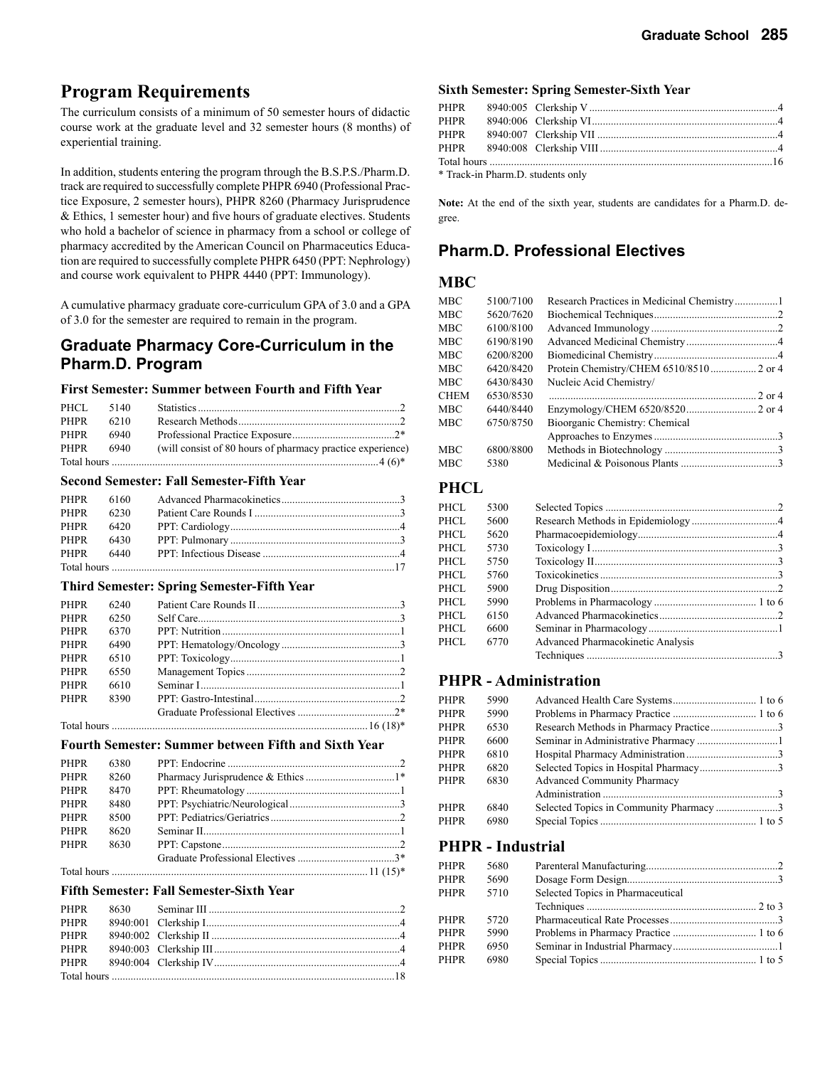## Program Requirements

The curriculum consists of a minimum of 50 semester hours of didactic course work at the graduate level and 32 semester hours (8 months) of experiential training.

In addition, students entering the program through the B.S.P.S./Pharm.D. track are required to successfully complete PHPR 6940 (Professional Practice Exposure, 2 semester hours), PHPR 8260 (Pharmacy Jurisprudence & Ethics, 1 semester hour) and five hours of graduate electives. Students who hold a bachelor of science in pharmacy from a school or college of pharmacy accredited by the American Council on Pharmaceutics Education are required to successfully complete PHPR 6450 (PPT: Nephrology) and course work equivalent to PHPR 4440 (PPT: Immunology).

A cumulative pharmacy graduate core-curriculum GPA of 3.0 and a GPA of 3.0 for the semester are required to remain in the program.

## Graduate Pharmacy Core-Curriculum in the Pharm.D. Program

### First Semester: Summer between Fourth and Fifth Year

| | | | |
|---|---|---|---|
| PHCL | 5140 | Statistics | 2 |
| PHPR | 6210 | Research Methods | 2 |
| PHPR | 6940 | Professional Practice Exposure | 2* |
| PHPR | 6940 | (will consist of 80 hours of pharmacy practice experience) | |
| Total hours | | | 4 (6)* |

### Second Semester: Fall Semester-Fifth Year

| | | | |
|---|---|---|---|
| PHPR | 6160 | Advanced Pharmacokinetics | 3 |
| PHPR | 6230 | Patient Care Rounds I | 3 |
| PHPR | 6420 | PPT: Cardiology | 4 |
| PHPR | 6430 | PPT: Pulmonary | 3 |
| PHPR | 6440 | PPT: Infectious Disease | 4 |
| Total hours | | | 17 |

### Third Semester: Spring Semester-Fifth Year

| | | | |
|---|---|---|---|
| PHPR | 6240 | Patient Care Rounds II | 3 |
| PHPR | 6250 | Self Care | 3 |
| PHPR | 6370 | PPT: Nutrition | 1 |
| PHPR | 6490 | PPT: Hematology/Oncology | 3 |
| PHPR | 6510 | PPT: Toxicology | 1 |
| PHPR | 6550 | Management Topics | 2 |
| PHPR | 6610 | Seminar I | 1 |
| PHPR | 8390 | PPT: Gastro-Intestinal | 2 |
| | | Graduate Professional Electives | 2* |
| Total hours | | | 16 (18)* |

### Fourth Semester: Summer between Fifth and Sixth Year

| | | | |
|---|---|---|---|
| PHPR | 6380 | PPT: Endocrine | 2 |
| PHPR | 8260 | Pharmacy Jurisprudence & Ethics | 1* |
| PHPR | 8470 | PPT: Rheumatology | 1 |
| PHPR | 8480 | PPT: Psychiatric/Neurological | 3 |
| PHPR | 8500 | PPT: Pediatrics/Geriatrics | 2 |
| PHPR | 8620 | Seminar II | 1 |
| PHPR | 8630 | PPT: Capstone | 2 |
| | | Graduate Professional Electives | 3* |
| Total hours | | | 11 (15)* |

### Fifth Semester: Fall Semester-Sixth Year

| | | | |
|---|---|---|---|
| PHPR | 8630 | Seminar III | 2 |
| PHPR | 8940:001 | Clerkship I | 4 |
| PHPR | 8940:002 | Clerkship II | 4 |
| PHPR | 8940:003 | Clerkship III | 4 |
| PHPR | 8940:004 | Clerkship IV | 4 |
| Total hours | | | 18 |

### Sixth Semester: Spring Semester-Sixth Year

| | | | |
|---|---|---|---|
| PHPR | 8940:005 | Clerkship V | 4 |
| PHPR | 8940:006 | Clerkship VI | 4 |
| PHPR | 8940:007 | Clerkship VII | 4 |
| PHPR | 8940:008 | Clerkship VIII | 4 |
| Total hours | | | 16 |

\* Track-in Pharm.D. students only

**Note:** At the end of the sixth year, students are candidates for a Pharm.D. degree.

## Pharm.D. Professional Electives

### MBC

| | | | |
|---|---|---|---|
| MBC | 5100/7100 | Research Practices in Medicinal Chemistry | 1 |
| MBC | 5620/7620 | Biochemical Techniques | 2 |
| MBC | 6100/8100 | Advanced Immunology | 2 |
| MBC | 6190/8190 | Advanced Medicinal Chemistry | 4 |
| MBC | 6200/8200 | Biomedicinal Chemistry | 4 |
| MBC | 6420/8420 | Protein Chemistry/CHEM 6510/8510 | 2 or 4 |
| MBC | 6430/8430 | Nucleic Acid Chemistry/ | |
| CHEM | 6530/8530 | | 2 or 4 |
| MBC | 6440/8440 | Enzymology/CHEM 6520/8520 | 2 or 4 |
| MBC | 6750/8750 | Bioorganic Chemistry: Chemical Approaches to Enzymes | 3 |
| MBC | 6800/8800 | Methods in Biotechnology | 3 |
| MBC | 5380 | Medicinal & Poisonous Plants | 3 |

### PHCL

| | | | |
|---|---|---|---|
| PHCL | 5300 | Selected Topics | 2 |
| PHCL | 5600 | Research Methods in Epidemiology | 4 |
| PHCL | 5620 | Pharmacoepidemiology | 4 |
| PHCL | 5730 | Toxicology I | 3 |
| PHCL | 5750 | Toxicology II | 3 |
| PHCL | 5760 | Toxicokinetics | 3 |
| PHCL | 5900 | Drug Disposition | 2 |
| PHCL | 5990 | Problems in Pharmacology | 1 to 6 |
| PHCL | 6150 | Advanced Pharmacokinetics | 2 |
| PHCL | 6600 | Seminar in Pharmacology | 1 |
| PHCL | 6770 | Advanced Pharmacokinetic Analysis Techniques | 3 |

### PHPR - Administration

| | | | |
|---|---|---|---|
| PHPR | 5990 | Advanced Health Care Systems | 1 to 6 |
| PHPR | 5990 | Problems in Pharmacy Practice | 1 to 6 |
| PHPR | 6530 | Research Methods in Pharmacy Practice | 3 |
| PHPR | 6600 | Seminar in Administrative Pharmacy | 1 |
| PHPR | 6810 | Hospital Pharmacy Administration | 3 |
| PHPR | 6820 | Selected Topics in Hospital Pharmacy | 3 |
| PHPR | 6830 | Advanced Community Pharmacy Administration | 3 |
| PHPR | 6840 | Selected Topics in Community Pharmacy | 3 |
| PHPR | 6980 | Special Topics | 1 to 5 |

### PHPR - Industrial

| | | | |
|---|---|---|---|
| PHPR | 5680 | Parenteral Manufacturing | 2 |
| PHPR | 5690 | Dosage Form Design | 3 |
| PHPR | 5710 | Selected Topics in Pharmaceutical Techniques | 2 to 3 |
| PHPR | 5720 | Pharmaceutical Rate Processes | 3 |
| PHPR | 5990 | Problems in Pharmacy Practice | 1 to 6 |
| PHPR | 6950 | Seminar in Industrial Pharmacy | 1 |
| PHPR | 6980 | Special Topics | 1 to 5 |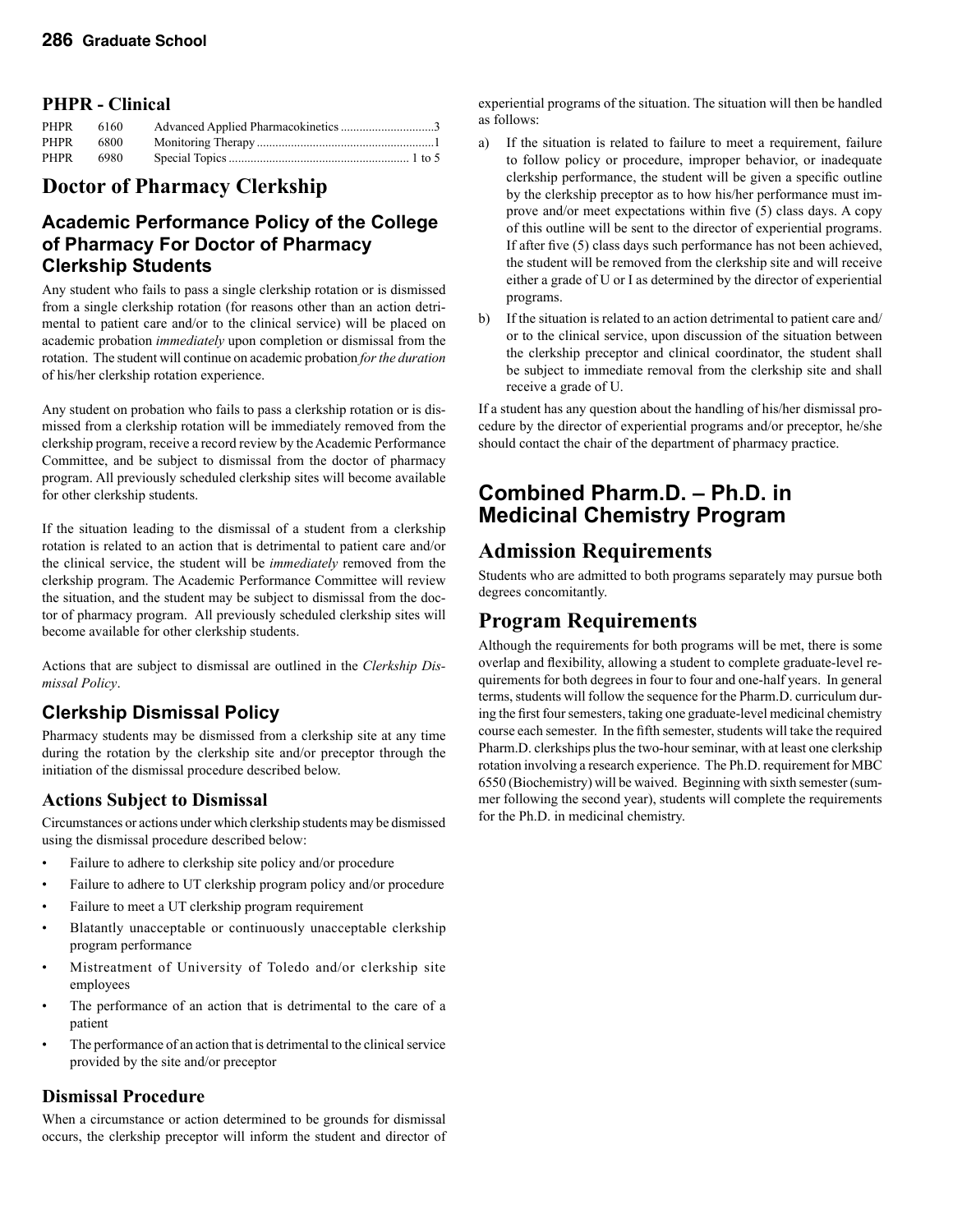## PHPR - Clinical

| | | | |
|---|---|---|---|
| PHPR | 6160 | Advanced Applied Pharmacokinetics | 3 |
| PHPR | 6800 | Monitoring Therapy | 1 |
| PHPR | 6980 | Special Topics | 1 to 5 |

# Doctor of Pharmacy Clerkship

## Academic Performance Policy of the College of Pharmacy For Doctor of Pharmacy Clerkship Students

Any student who fails to pass a single clerkship rotation or is dismissed from a single clerkship rotation (for reasons other than an action detrimental to patient care and/or to the clinical service) will be placed on academic probation *immediately* upon completion or dismissal from the rotation. The student will continue on academic probation *for the duration* of his/her clerkship rotation experience.

Any student on probation who fails to pass a clerkship rotation or is dismissed from a clerkship rotation will be immediately removed from the clerkship program, receive a record review by the Academic Performance Committee, and be subject to dismissal from the doctor of pharmacy program. All previously scheduled clerkship sites will become available for other clerkship students.

If the situation leading to the dismissal of a student from a clerkship rotation is related to an action that is detrimental to patient care and/or the clinical service, the student will be *immediately* removed from the clerkship program. The Academic Performance Committee will review the situation, and the student may be subject to dismissal from the doctor of pharmacy program. All previously scheduled clerkship sites will become available for other clerkship students.

Actions that are subject to dismissal are outlined in the *Clerkship Dismissal Policy*.

## Clerkship Dismissal Policy

Pharmacy students may be dismissed from a clerkship site at any time during the rotation by the clerkship site and/or preceptor through the initiation of the dismissal procedure described below.

### Actions Subject to Dismissal

Circumstances or actions under which clerkship students may be dismissed using the dismissal procedure described below:

- Failure to adhere to clerkship site policy and/or procedure
- Failure to adhere to UT clerkship program policy and/or procedure
- Failure to meet a UT clerkship program requirement
- Blatantly unacceptable or continuously unacceptable clerkship program performance
- Mistreatment of University of Toledo and/or clerkship site employees
- The performance of an action that is detrimental to the care of a patient
- The performance of an action that is detrimental to the clinical service provided by the site and/or preceptor

### Dismissal Procedure

When a circumstance or action determined to be grounds for dismissal occurs, the clerkship preceptor will inform the student and director of experiential programs of the situation. The situation will then be handled as follows:

a) If the situation is related to failure to meet a requirement, failure to follow policy or procedure, improper behavior, or inadequate clerkship performance, the student will be given a specific outline by the clerkship preceptor as to how his/her performance must improve and/or meet expectations within five (5) class days. A copy of this outline will be sent to the director of experiential programs. If after five (5) class days such performance has not been achieved, the student will be removed from the clerkship site and will receive either a grade of U or I as determined by the director of experiential programs.

b) If the situation is related to an action detrimental to patient care and/or to the clinical service, upon discussion of the situation between the clerkship preceptor and clinical coordinator, the student shall be subject to immediate removal from the clerkship site and shall receive a grade of U.

If a student has any question about the handling of his/her dismissal procedure by the director of experiential programs and/or preceptor, he/she should contact the chair of the department of pharmacy practice.

## Combined Pharm.D. – Ph.D. in Medicinal Chemistry Program

# Admission Requirements

Students who are admitted to both programs separately may pursue both degrees concomitantly.

# Program Requirements

Although the requirements for both programs will be met, there is some overlap and flexibility, allowing a student to complete graduate-level requirements for both degrees in four to four and one-half years. In general terms, students will follow the sequence for the Pharm.D. curriculum during the first four semesters, taking one graduate-level medicinal chemistry course each semester. In the fifth semester, students will take the required Pharm.D. clerkships plus the two-hour seminar, with at least one clerkship rotation involving a research experience. The Ph.D. requirement for MBC 6550 (Biochemistry) will be waived. Beginning with sixth semester (summer following the second year), students will complete the requirements for the Ph.D. in medicinal chemistry.